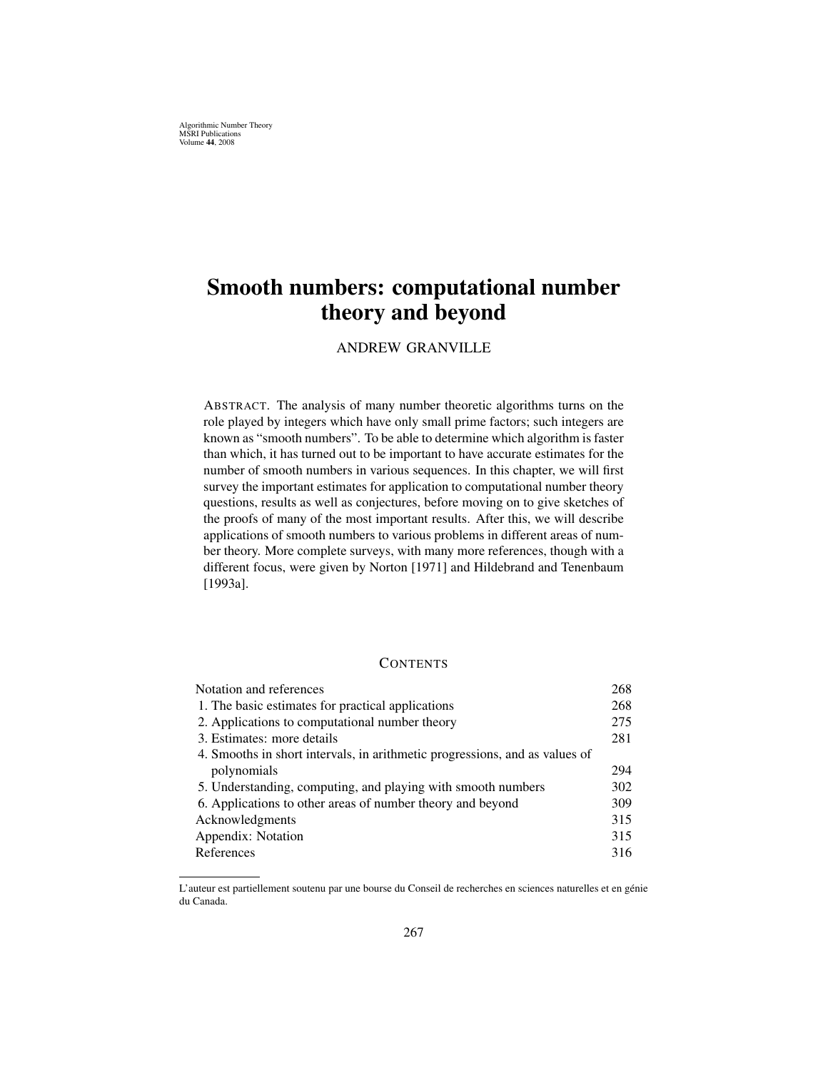Algorithmic Number Theory
MSRI Publications
Volume **44**, 2008

# Smooth numbers: computational number theory and beyond

ANDREW GRANVILLE

ABSTRACT. The analysis of many number theoretic algorithms turns on the role played by integers which have only small prime factors; such integers are known as "smooth numbers". To be able to determine which algorithm is faster than which, it has turned out to be important to have accurate estimates for the number of smooth numbers in various sequences. In this chapter, we will first survey the important estimates for application to computational number theory questions, results as well as conjectures, before moving on to give sketches of the proofs of many of the most important results. After this, we will describe applications of smooth numbers to various problems in different areas of number theory. More complete surveys, with many more references, though with a different focus, were given by Norton [1971] and Hildebrand and Tenenbaum [1993a].

## CONTENTS

| | |
|---|---|
| Notation and references | 268 |
| 1. The basic estimates for practical applications | 268 |
| 2. Applications to computational number theory | 275 |
| 3. Estimates: more details | 281 |
| 4. Smooths in short intervals, in arithmetic progressions, and as values of polynomials | 294 |
| 5. Understanding, computing, and playing with smooth numbers | 302 |
| 6. Applications to other areas of number theory and beyond | 309 |
| Acknowledgments | 315 |
| Appendix: Notation | 315 |
| References | 316 |

L'auteur est partiellement soutenu par une bourse du Conseil de recherches en sciences naturelles et en génie du Canada.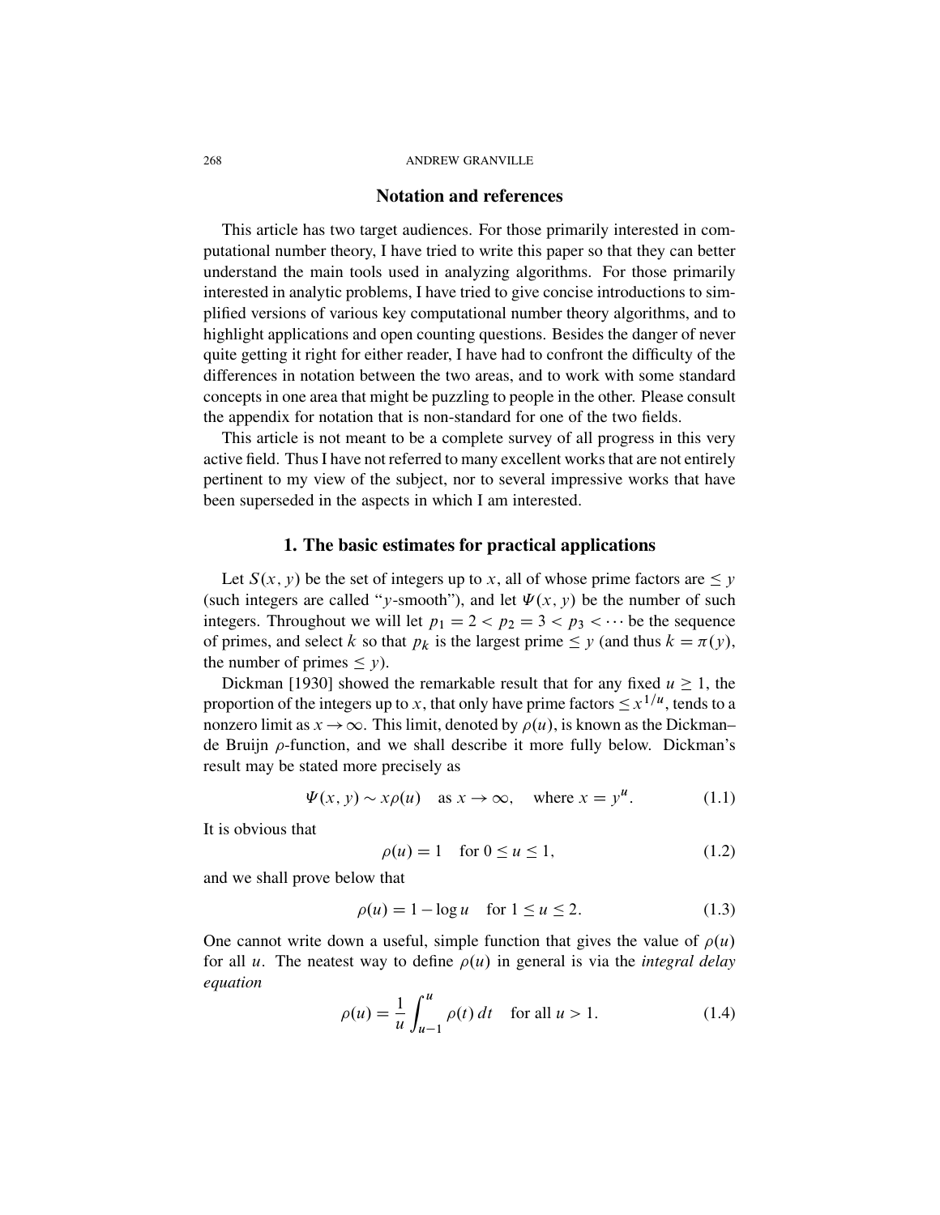## Notation and references

This article has two target audiences. For those primarily interested in computational number theory, I have tried to write this paper so that they can better understand the main tools used in analyzing algorithms. For those primarily interested in analytic problems, I have tried to give concise introductions to simplified versions of various key computational number theory algorithms, and to highlight applications and open counting questions. Besides the danger of never quite getting it right for either reader, I have had to confront the difficulty of the differences in notation between the two areas, and to work with some standard concepts in one area that might be puzzling to people in the other. Please consult the appendix for notation that is non-standard for one of the two fields.

This article is not meant to be a complete survey of all progress in this very active field. Thus I have not referred to many excellent works that are not entirely pertinent to my view of the subject, nor to several impressive works that have been superseded in the aspects in which I am interested.

## 1. The basic estimates for practical applications

Let $S(x, y)$ be the set of integers up to $x$, all of whose prime factors are $\leq y$ (such integers are called "$y$-smooth"), and let $\Psi(x, y)$ be the number of such integers. Throughout we will let $p_1 = 2 < p_2 = 3 < p_3 < \cdots$ be the sequence of primes, and select $k$ so that $p_k$ is the largest prime $\leq y$ (and thus $k = \pi(y)$, the number of primes $\leq y$).

Dickman [1930] showed the remarkable result that for any fixed $u \geq 1$, the proportion of the integers up to $x$, that only have prime factors $\leq x^{1/u}$, tends to a nonzero limit as $x \to \infty$. This limit, denoted by $\rho(u)$, is known as the Dickman–de Bruijn $\rho$-function, and we shall describe it more fully below. Dickman's result may be stated more precisely as

$$\Psi(x, y) \sim x\rho(u) \quad \text{as } x \to \infty, \quad \text{where } x = y^u. \tag{1.1}$$

It is obvious that

$$\rho(u) = 1 \quad \text{for } 0 \leq u \leq 1, \tag{1.2}$$

and we shall prove below that

$$\rho(u) = 1 - \log u \quad \text{for } 1 \leq u \leq 2. \tag{1.3}$$

One cannot write down a useful, simple function that gives the value of $\rho(u)$ for all $u$. The neatest way to define $\rho(u)$ in general is via the *integral delay equation*

$$\rho(u) = \frac{1}{u} \int_{u-1}^{u} \rho(t)\, dt \quad \text{for all } u > 1. \tag{1.4}$$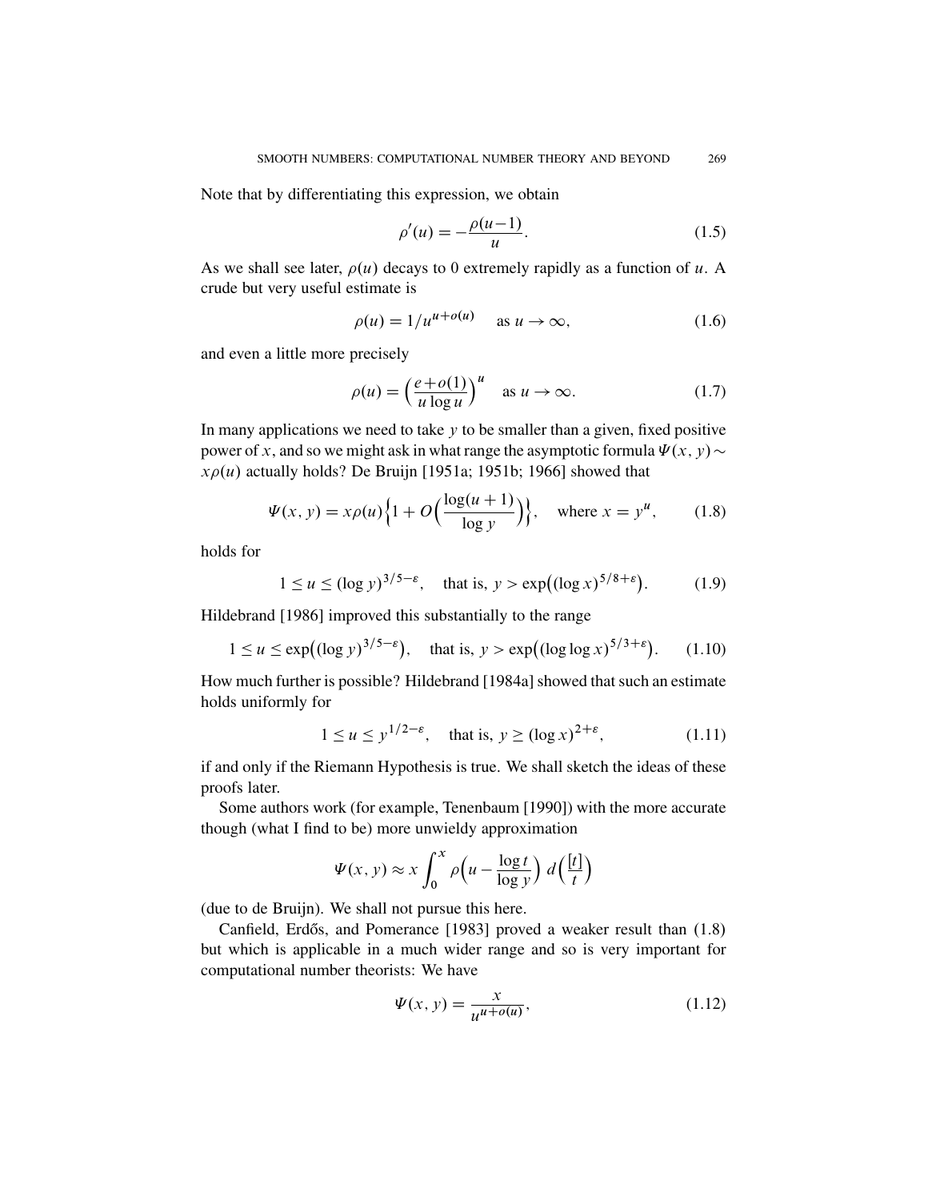Note that by differentiating this expression, we obtain

$$\rho'(u) = -\frac{\rho(u-1)}{u}. \tag{1.5}$$

As we shall see later, $\rho(u)$ decays to 0 extremely rapidly as a function of $u$. A crude but very useful estimate is

$$\rho(u) = 1/u^{u+o(u)} \quad \text{as } u \to \infty, \tag{1.6}$$

and even a little more precisely

$$\rho(u) = \Big(\frac{e+o(1)}{u\log u}\Big)^u \quad \text{as } u \to \infty. \tag{1.7}$$

In many applications we need to take $y$ to be smaller than a given, fixed positive power of $x$, and so we might ask in what range the asymptotic formula $\Psi(x, y) \sim x\rho(u)$ actually holds? De Bruijn [1951a; 1951b; 1966] showed that

$$\Psi(x, y) = x\rho(u)\Big\{1 + O\Big(\frac{\log(u+1)}{\log y}\Big)\Big\}, \quad \text{where } x = y^u, \tag{1.8}$$

holds for

$$1 \le u \le (\log y)^{3/5-\varepsilon}, \quad \text{that is, } y > \exp\big((\log x)^{5/8+\varepsilon}\big). \tag{1.9}$$

Hildebrand [1986] improved this substantially to the range

$$1 \le u \le \exp\big((\log y)^{3/5-\varepsilon}\big), \quad \text{that is, } y > \exp\big((\log\log x)^{5/3+\varepsilon}\big). \tag{1.10}$$

How much further is possible? Hildebrand [1984a] showed that such an estimate holds uniformly for

$$1 \le u \le y^{1/2-\varepsilon}, \quad \text{that is, } y \ge (\log x)^{2+\varepsilon}, \tag{1.11}$$

if and only if the Riemann Hypothesis is true. We shall sketch the ideas of these proofs later.

Some authors work (for example, Tenenbaum [1990]) with the more accurate though (what I find to be) more unwieldy approximation

$$\Psi(x, y) \approx x\int_0^x \rho\Big(u - \frac{\log t}{\log y}\Big)\, d\Big(\frac{[t]}{t}\Big)$$

(due to de Bruijn). We shall not pursue this here.

Canfield, Erdős, and Pomerance [1983] proved a weaker result than (1.8) but which is applicable in a much wider range and so is very important for computational number theorists: We have

$$\Psi(x, y) = \frac{x}{u^{u+o(u)}}, \tag{1.12}$$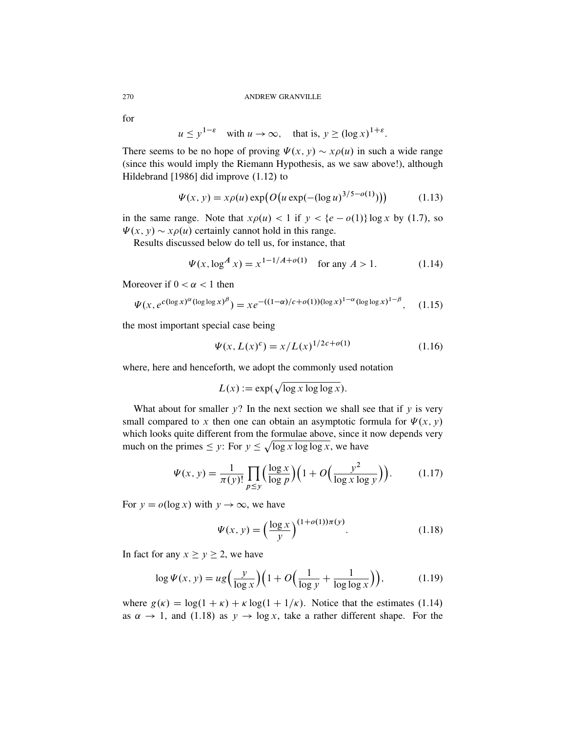for

$$u \le y^{1-\varepsilon} \quad \text{with } u \to \infty, \quad \text{that is, } y \ge (\log x)^{1+\varepsilon}.$$

There seems to be no hope of proving $\Psi(x, y) \sim x\rho(u)$ in such a wide range (since this would imply the Riemann Hypothesis, as we saw above!), although Hildebrand [1986] did improve (1.12) to

$$\Psi(x, y) = x\rho(u) \exp\bigl(O\bigl(u \exp(-(\log u)^{3/5-o(1)})\bigr)\bigr) \tag{1.13}$$

in the same range. Note that $x\rho(u) < 1$ if $y < \{e - o(1)\}\log x$ by (1.7), so $\Psi(x, y) \sim x\rho(u)$ certainly cannot hold in this range.

Results discussed below do tell us, for instance, that

$$\Psi(x, \log^A x) = x^{1-1/A+o(1)} \quad \text{for any } A > 1. \tag{1.14}$$

Moreover if $0 < \alpha < 1$ then

$$\Psi(x, e^{c(\log x)^\alpha (\log\log x)^\beta}) = xe^{-((1-\alpha)/c+o(1))(\log x)^{1-\alpha}(\log\log x)^{1-\beta}}, \tag{1.15}$$

the most important special case being

$$\Psi(x, L(x)^c) = x/L(x)^{1/2c+o(1)} \tag{1.16}$$

where, here and henceforth, we adopt the commonly used notation

$$L(x) := \exp(\sqrt{\log x \log\log x}).$$

What about for smaller $y$? In the next section we shall see that if $y$ is very small compared to $x$ then one can obtain an asymptotic formula for $\Psi(x, y)$ which looks quite different from the formulae above, since it now depends very much on the primes $\le y$: For $y \le \sqrt{\log x \log\log x}$, we have

$$\Psi(x, y) = \frac{1}{\pi(y)!} \prod_{p \le y} \Bigl(\frac{\log x}{\log p}\Bigr)\Bigl(1 + O\Bigl(\frac{y^2}{\log x \log y}\Bigr)\Bigr). \tag{1.17}$$

For $y = o(\log x)$ with $y \to \infty$, we have

$$\Psi(x, y) = \Bigl(\frac{\log x}{y}\Bigr)^{(1+o(1))\pi(y)}. \tag{1.18}$$

In fact for any $x \ge y \ge 2$, we have

$$\log \Psi(x, y) = ug\Bigl(\frac{y}{\log x}\Bigr)\Bigl(1 + O\Bigl(\frac{1}{\log y} + \frac{1}{\log\log x}\Bigr)\Bigr), \tag{1.19}$$

where $g(\kappa) = \log(1 + \kappa) + \kappa \log(1 + 1/\kappa)$. Notice that the estimates (1.14) as $\alpha \to 1$, and (1.18) as $y \to \log x$, take a rather different shape. For the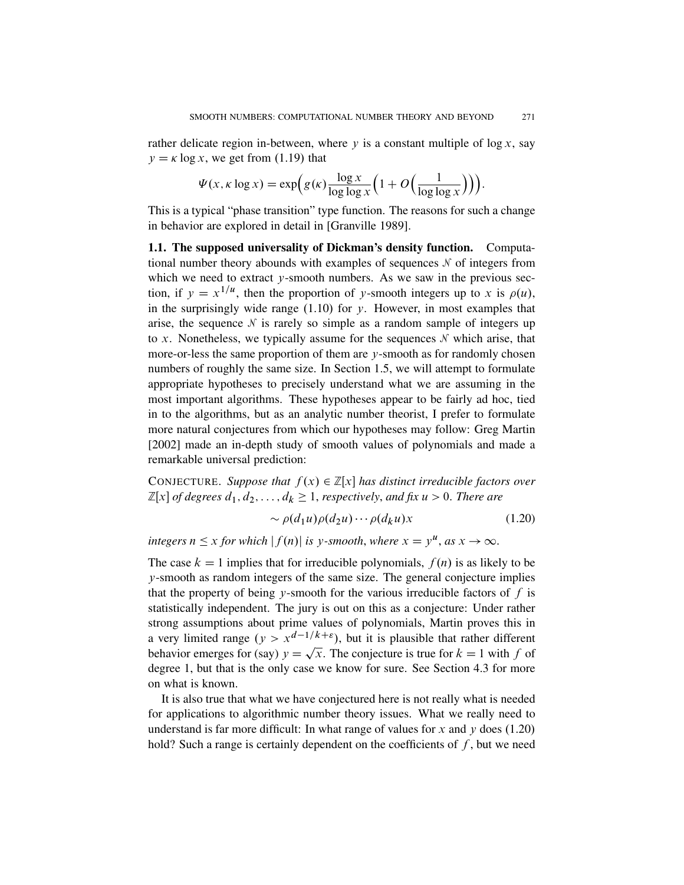rather delicate region in-between, where $y$ is a constant multiple of $\log x$, say $y = \kappa \log x$, we get from (1.19) that

$$\Psi(x, \kappa \log x) = \exp\Big( g(\kappa) \frac{\log x}{\log \log x} \Big( 1 + O\Big( \frac{1}{\log \log x} \Big) \Big) \Big).$$

This is a typical "phase transition" type function. The reasons for such a change in behavior are explored in detail in [Granville 1989].

**1.1. The supposed universality of Dickman's density function.** Computational number theory abounds with examples of sequences $\mathcal{N}$ of integers from which we need to extract $y$-smooth numbers. As we saw in the previous section, if $y = x^{1/u}$, then the proportion of $y$-smooth integers up to $x$ is $\rho(u)$, in the surprisingly wide range (1.10) for $y$. However, in most examples that arise, the sequence $\mathcal{N}$ is rarely so simple as a random sample of integers up to $x$. Nonetheless, we typically assume for the sequences $\mathcal{N}$ which arise, that more-or-less the same proportion of them are $y$-smooth as for randomly chosen numbers of roughly the same size. In Section 1.5, we will attempt to formulate appropriate hypotheses to precisely understand what we are assuming in the most important algorithms. These hypotheses appear to be fairly ad hoc, tied in to the algorithms, but as an analytic number theorist, I prefer to formulate more natural conjectures from which our hypotheses may follow: Greg Martin [2002] made an in-depth study of smooth values of polynomials and made a remarkable universal prediction:

CONJECTURE. *Suppose that $f(x) \in \mathbb{Z}[x]$ has distinct irreducible factors over $\mathbb{Z}[x]$ of degrees $d_1, d_2, \dots, d_k \geq 1$, respectively, and fix $u > 0$. There are*

$$\sim \rho(d_1 u) \rho(d_2 u) \cdots \rho(d_k u) x \tag{1.20}$$

*integers $n \leq x$ for which $|f(n)|$ is $y$-smooth, where $x = y^u$, as $x \to \infty$.*

The case $k = 1$ implies that for irreducible polynomials, $f(n)$ is as likely to be $y$-smooth as random integers of the same size. The general conjecture implies that the property of being $y$-smooth for the various irreducible factors of $f$ is statistically independent. The jury is out on this as a conjecture: Under rather strong assumptions about prime values of polynomials, Martin proves this in a very limited range ($y > x^{d-1/k+\varepsilon}$), but it is plausible that rather different behavior emerges for (say) $y = \sqrt{x}$. The conjecture is true for $k = 1$ with $f$ of degree 1, but that is the only case we know for sure. See Section 4.3 for more on what is known.

It is also true that what we have conjectured here is not really what is needed for applications to algorithmic number theory issues. What we really need to understand is far more difficult: In what range of values for $x$ and $y$ does (1.20) hold? Such a range is certainly dependent on the coefficients of $f$, but we need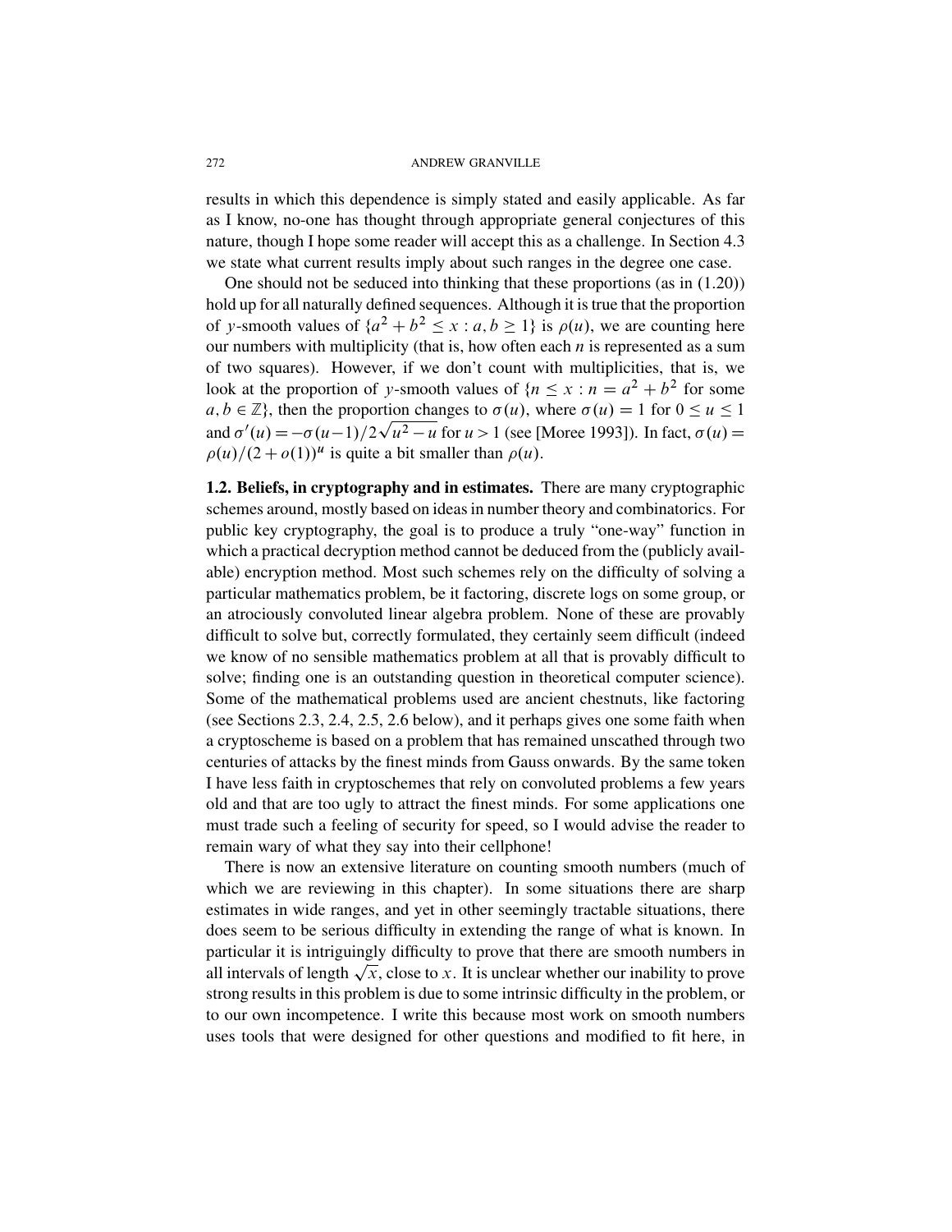results in which this dependence is simply stated and easily applicable. As far as I know, no-one has thought through appropriate general conjectures of this nature, though I hope some reader will accept this as a challenge. In Section 4.3 we state what current results imply about such ranges in the degree one case.

One should not be seduced into thinking that these proportions (as in (1.20)) hold up for all naturally defined sequences. Although it is true that the proportion of $y$-smooth values of $\{a^2+b^2 \le x : a, b \ge 1\}$ is $\rho(u)$, we are counting here our numbers with multiplicity (that is, how often each $n$ is represented as a sum of two squares). However, if we don't count with multiplicities, that is, we look at the proportion of $y$-smooth values of $\{n \le x : n = a^2+b^2$ for some $a, b \in \mathbb{Z}\}$, then the proportion changes to $\sigma(u)$, where $\sigma(u) = 1$ for $0 \le u \le 1$ and $\sigma'(u) = -\sigma(u-1)/2\sqrt{u^2-u}$ for $u > 1$ (see [Moree 1993]). In fact, $\sigma(u) = \rho(u)/(2+o(1))^u$ is quite a bit smaller than $\rho(u)$.

**1.2. Beliefs, in cryptography and in estimates.** There are many cryptographic schemes around, mostly based on ideas in number theory and combinatorics. For public key cryptography, the goal is to produce a truly "one-way" function in which a practical decryption method cannot be deduced from the (publicly available) encryption method. Most such schemes rely on the difficulty of solving a particular mathematics problem, be it factoring, discrete logs on some group, or an atrociously convoluted linear algebra problem. None of these are provably difficult to solve but, correctly formulated, they certainly seem difficult (indeed we know of no sensible mathematics problem at all that is provably difficult to solve; finding one is an outstanding question in theoretical computer science). Some of the mathematical problems used are ancient chestnuts, like factoring (see Sections 2.3, 2.4, 2.5, 2.6 below), and it perhaps gives one some faith when a cryptoscheme is based on a problem that has remained unscathed through two centuries of attacks by the finest minds from Gauss onwards. By the same token I have less faith in cryptoschemes that rely on convoluted problems a few years old and that are too ugly to attract the finest minds. For some applications one must trade such a feeling of security for speed, so I would advise the reader to remain wary of what they say into their cellphone!

There is now an extensive literature on counting smooth numbers (much of which we are reviewing in this chapter). In some situations there are sharp estimates in wide ranges, and yet in other seemingly tractable situations, there does seem to be serious difficulty in extending the range of what is known. In particular it is intriguingly difficulty to prove that there are smooth numbers in all intervals of length $\sqrt{x}$, close to $x$. It is unclear whether our inability to prove strong results in this problem is due to some intrinsic difficulty in the problem, or to our own incompetence. I write this because most work on smooth numbers uses tools that were designed for other questions and modified to fit here, in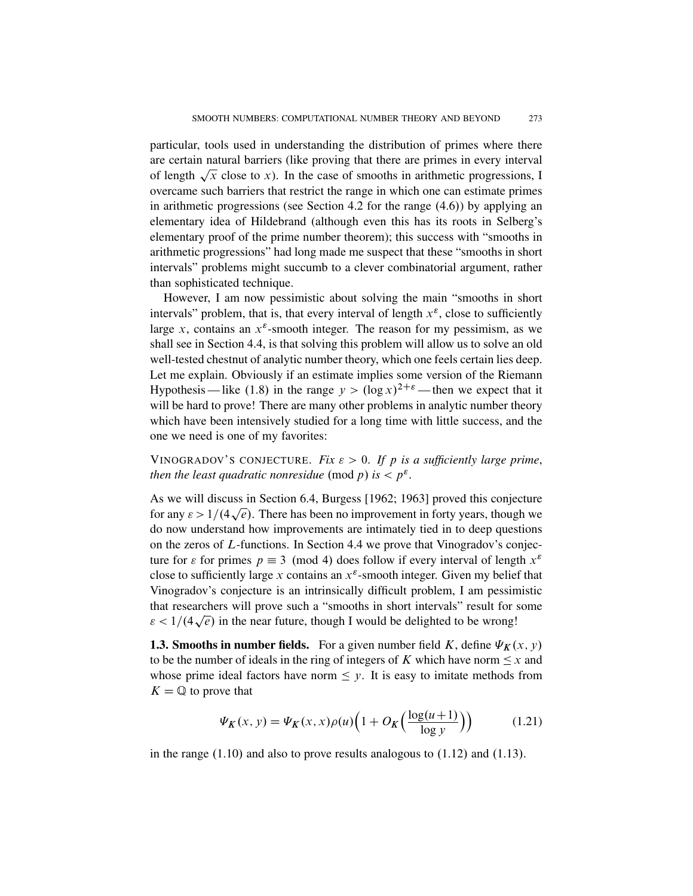particular, tools used in understanding the distribution of primes where there are certain natural barriers (like proving that there are primes in every interval of length $\sqrt{x}$ close to $x$). In the case of smooths in arithmetic progressions, I overcame such barriers that restrict the range in which one can estimate primes in arithmetic progressions (see Section 4.2 for the range (4.6)) by applying an elementary idea of Hildebrand (although even this has its roots in Selberg's elementary proof of the prime number theorem); this success with "smooths in arithmetic progressions" had long made me suspect that these "smooths in short intervals" problems might succumb to a clever combinatorial argument, rather than sophisticated technique.

However, I am now pessimistic about solving the main "smooths in short intervals" problem, that is, that every interval of length $x^{\varepsilon}$, close to sufficiently large $x$, contains an $x^{\varepsilon}$-smooth integer. The reason for my pessimism, as we shall see in Section 4.4, is that solving this problem will allow us to solve an old well-tested chestnut of analytic number theory, which one feels certain lies deep. Let me explain. Obviously if an estimate implies some version of the Riemann Hypothesis — like (1.8) in the range $y > (\log x)^{2+\varepsilon}$ — then we expect that it will be hard to prove! There are many other problems in analytic number theory which have been intensively studied for a long time with little success, and the one we need is one of my favorites:

VINOGRADOV'S CONJECTURE. *Fix $\varepsilon > 0$. If $p$ is a sufficiently large prime, then the least quadratic nonresidue* (mod $p$) *is $< p^{\varepsilon}$.*

As we will discuss in Section 6.4, Burgess [1962; 1963] proved this conjecture for any $\varepsilon > 1/(4\sqrt{e})$. There has been no improvement in forty years, though we do now understand how improvements are intimately tied in to deep questions on the zeros of $L$-functions. In Section 4.4 we prove that Vinogradov's conjecture for $\varepsilon$ for primes $p \equiv 3 \pmod 4$ does follow if every interval of length $x^{\varepsilon}$ close to sufficiently large $x$ contains an $x^{\varepsilon}$-smooth integer. Given my belief that Vinogradov's conjecture is an intrinsically difficult problem, I am pessimistic that researchers will prove such a "smooths in short intervals" result for some $\varepsilon < 1/(4\sqrt{e})$ in the near future, though I would be delighted to be wrong!

**1.3. Smooths in number fields.** For a given number field $K$, define $\Psi_K(x, y)$ to be the number of ideals in the ring of integers of $K$ which have norm $\le x$ and whose prime ideal factors have norm $\le y$. It is easy to imitate methods from $K = \mathbb{Q}$ to prove that

$$\Psi_K(x, y) = \Psi_K(x, x)\rho(u)\Big(1 + O_K\Big(\frac{\log(u+1)}{\log y}\Big)\Big) \tag{1.21}$$

in the range (1.10) and also to prove results analogous to (1.12) and (1.13).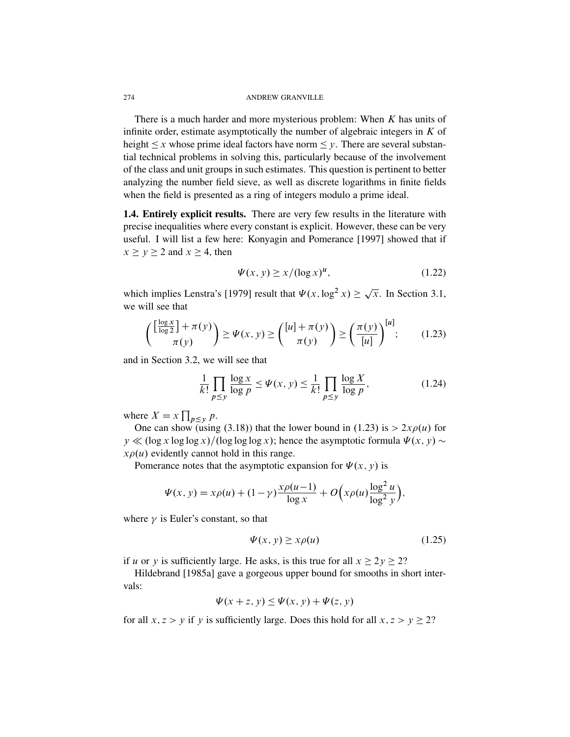There is a much harder and more mysterious problem: When $K$ has units of infinite order, estimate asymptotically the number of algebraic integers in $K$ of height $\leq x$ whose prime ideal factors have norm $\leq y$. There are several substantial technical problems in solving this, particularly because of the involvement of the class and unit groups in such estimates. This question is pertinent to better analyzing the number field sieve, as well as discrete logarithms in finite fields when the field is presented as a ring of integers modulo a prime ideal.

**1.4. Entirely explicit results.** There are very few results in the literature with precise inequalities where every constant is explicit. However, these can be very useful. I will list a few here: Konyagin and Pomerance [1997] showed that if $x \geq y \geq 2$ and $x \geq 4$, then

$$\Psi(x, y) \geq x/(\log x)^u, \tag{1.22}$$

which implies Lenstra's [1979] result that $\Psi(x, \log^2 x) \geq \sqrt{x}$. In Section 3.1, we will see that

$$\binom{\left[\frac{\log x}{\log 2}\right] + \pi(y)}{\pi(y)} \geq \Psi(x, y) \geq \binom{[u] + \pi(y)}{\pi(y)} \geq \left(\frac{\pi(y)}{[u]}\right)^{[u]}; \tag{1.23}$$

and in Section 3.2, we will see that

$$\frac{1}{k!} \prod_{p \leq y} \frac{\log x}{\log p} \leq \Psi(x, y) \leq \frac{1}{k!} \prod_{p \leq y} \frac{\log X}{\log p}, \tag{1.24}$$

where $X = x \prod_{p \leq y} p$.

One can show (using (3.18)) that the lower bound in (1.23) is $> 2x\rho(u)$ for $y \ll (\log x \log\log x)/(\log\log\log x)$; hence the asymptotic formula $\Psi(x, y) \sim x\rho(u)$ evidently cannot hold in this range.

Pomerance notes that the asymptotic expansion for $\Psi(x, y)$ is

$$\Psi(x, y) = x\rho(u) + (1 - \gamma)\frac{x\rho(u-1)}{\log x} + O\Big(x\rho(u)\frac{\log^2 u}{\log^2 y}\Big),$$

where $\gamma$ is Euler's constant, so that

$$\Psi(x, y) \geq x\rho(u) \tag{1.25}$$

if $u$ or $y$ is sufficiently large. He asks, is this true for all $x \geq 2y \geq 2$?

Hildebrand [1985a] gave a gorgeous upper bound for smooths in short intervals:

$$\Psi(x + z, y) \leq \Psi(x, y) + \Psi(z, y)$$

for all $x, z > y$ if $y$ is sufficiently large. Does this hold for all $x, z > y \geq 2$?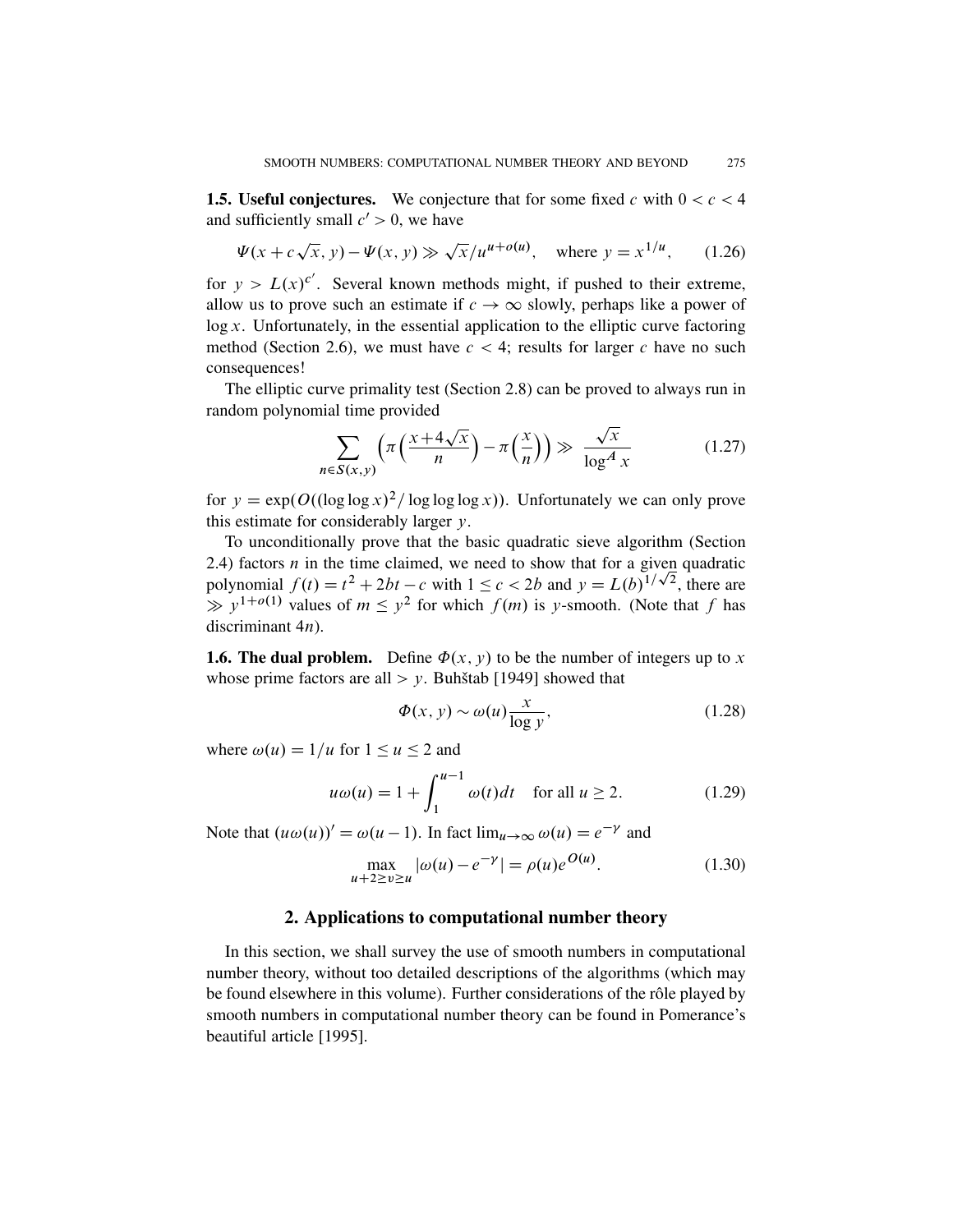**1.5. Useful conjectures.** We conjecture that for some fixed $c$ with $0 < c < 4$ and sufficiently small $c' > 0$, we have

$$\Psi(x + c\sqrt{x}, y) - \Psi(x, y) \gg \sqrt{x}/u^{u+o(u)}, \quad \text{where } y = x^{1/u}, \tag{1.26}$$

for $y > L(x)^{c'}$. Several known methods might, if pushed to their extreme, allow us to prove such an estimate if $c \to \infty$ slowly, perhaps like a power of $\log x$. Unfortunately, in the essential application to the elliptic curve factoring method (Section 2.6), we must have $c < 4$; results for larger $c$ have no such consequences!

The elliptic curve primality test (Section 2.8) can be proved to always run in random polynomial time provided

$$\sum_{n \in S(x,y)} \left( \pi\Big(\frac{x+4\sqrt{x}}{n}\Big) - \pi\Big(\frac{x}{n}\Big) \right) \gg \frac{\sqrt{x}}{\log^A x} \tag{1.27}$$

for $y = \exp(O((\log\log x)^2/\log\log\log x))$. Unfortunately we can only prove this estimate for considerably larger $y$.

To unconditionally prove that the basic quadratic sieve algorithm (Section 2.4) factors $n$ in the time claimed, we need to show that for a given quadratic polynomial $f(t) = t^2 + 2bt - c$ with $1 \le c < 2b$ and $y = L(b)^{1/\sqrt{2}}$, there are $\gg y^{1+o(1)}$ values of $m \le y^2$ for which $f(m)$ is $y$-smooth. (Note that $f$ has discriminant $4n$).

**1.6. The dual problem.** Define $\Phi(x, y)$ to be the number of integers up to $x$ whose prime factors are all $> y$. Buhštab [1949] showed that

$$\Phi(x, y) \sim \omega(u)\frac{x}{\log y}, \tag{1.28}$$

where $\omega(u) = 1/u$ for $1 \le u \le 2$ and

$$u\omega(u) = 1 + \int_1^{u-1} \omega(t)dt \quad \text{for all } u \ge 2. \tag{1.29}$$

Note that $(u\omega(u))' = \omega(u-1)$. In fact $\lim_{u\to\infty} \omega(u) = e^{-\gamma}$ and

$$\max_{u+2 \ge v \ge u} |\omega(u) - e^{-\gamma}| = \rho(u)e^{O(u)}. \tag{1.30}$$

## 2. Applications to computational number theory

In this section, we shall survey the use of smooth numbers in computational number theory, without too detailed descriptions of the algorithms (which may be found elsewhere in this volume). Further considerations of the rôle played by smooth numbers in computational number theory can be found in Pomerance's beautiful article [1995].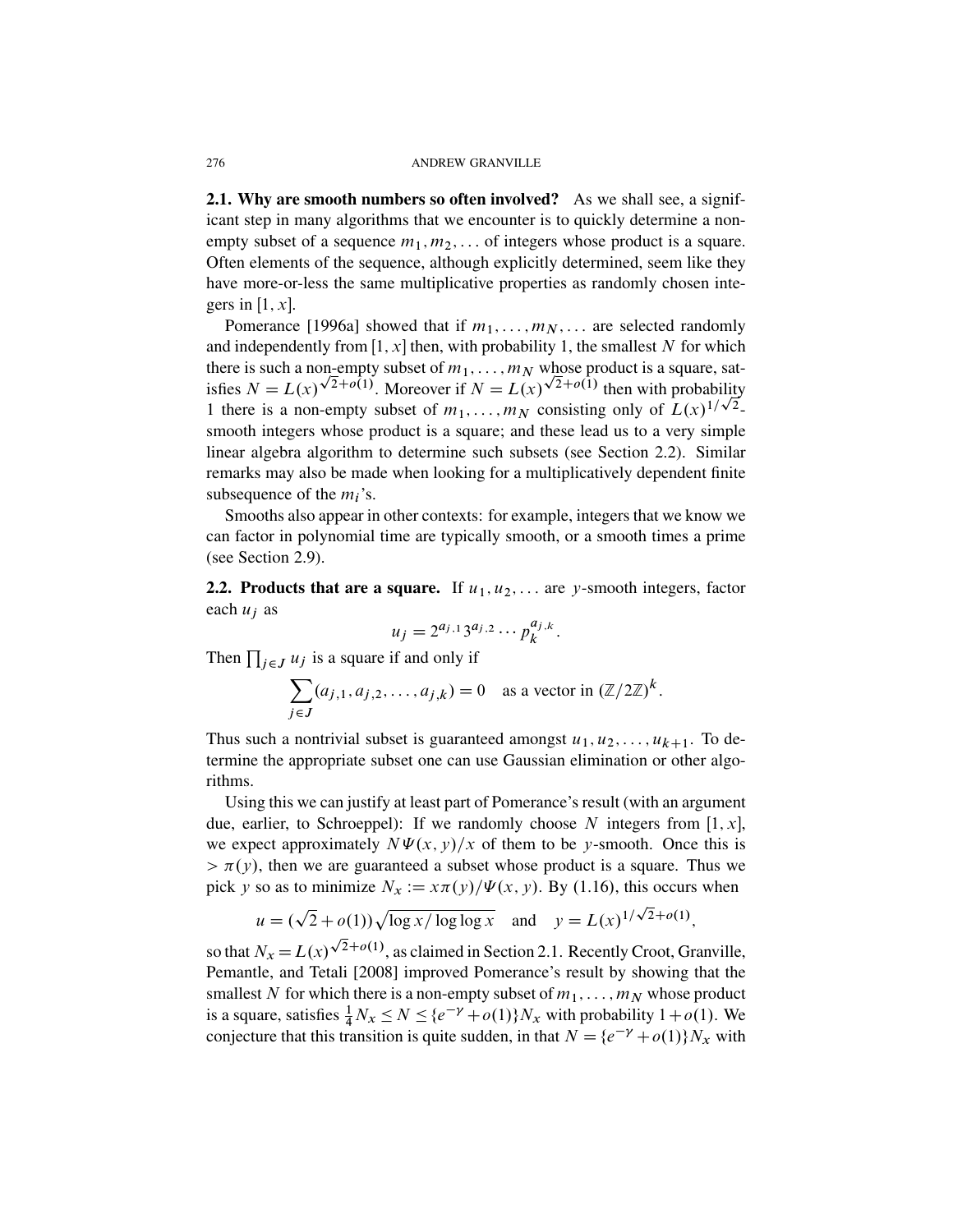**2.1. Why are smooth numbers so often involved?** As we shall see, a significant step in many algorithms that we encounter is to quickly determine a non-empty subset of a sequence $m_1, m_2, \ldots$ of integers whose product is a square. Often elements of the sequence, although explicitly determined, seem like they have more-or-less the same multiplicative properties as randomly chosen integers in $[1, x]$.

Pomerance [1996a] showed that if $m_1, \ldots, m_N, \ldots$ are selected randomly and independently from $[1, x]$ then, with probability 1, the smallest $N$ for which there is such a non-empty subset of $m_1, \ldots, m_N$ whose product is a square, satisfies $N = L(x)^{\sqrt{2}+o(1)}$. Moreover if $N = L(x)^{\sqrt{2}+o(1)}$ then with probability 1 there is a non-empty subset of $m_1, \ldots, m_N$ consisting only of $L(x)^{1/\sqrt{2}}$-smooth integers whose product is a square; and these lead us to a very simple linear algebra algorithm to determine such subsets (see Section 2.2). Similar remarks may also be made when looking for a multiplicatively dependent finite subsequence of the $m_i$'s.

Smooths also appear in other contexts: for example, integers that we know we can factor in polynomial time are typically smooth, or a smooth times a prime (see Section 2.9).

**2.2. Products that are a square.** If $u_1, u_2, \ldots$ are $y$-smooth integers, factor each $u_j$ as

$$u_j = 2^{a_{j,1}} 3^{a_{j,2}} \cdots p_k^{a_{j,k}}.$$

Then $\prod_{j \in J} u_j$ is a square if and only if

$$\sum_{j \in J} (a_{j,1}, a_{j,2}, \ldots, a_{j,k}) = 0 \quad \text{as a vector in } (\mathbb{Z}/2\mathbb{Z})^k.$$

Thus such a nontrivial subset is guaranteed amongst $u_1, u_2, \ldots, u_{k+1}$. To determine the appropriate subset one can use Gaussian elimination or other algorithms.

Using this we can justify at least part of Pomerance's result (with an argument due, earlier, to Schroeppel): If we randomly choose $N$ integers from $[1, x]$, we expect approximately $N\Psi(x, y)/x$ of them to be $y$-smooth. Once this is $> \pi(y)$, then we are guaranteed a subset whose product is a square. Thus we pick $y$ so as to minimize $N_x := x\pi(y)/\Psi(x, y)$. By (1.16), this occurs when

$$u = (\sqrt{2} + o(1))\sqrt{\log x / \log\log x} \quad \text{and} \quad y = L(x)^{1/\sqrt{2}+o(1)},$$

so that $N_x = L(x)^{\sqrt{2}+o(1)}$, as claimed in Section 2.1. Recently Croot, Granville, Pemantle, and Tetali [2008] improved Pomerance's result by showing that the smallest $N$ for which there is a non-empty subset of $m_1, \ldots, m_N$ whose product is a square, satisfies $\frac{1}{4} N_x \le N \le \{e^{-\gamma} + o(1)\} N_x$ with probability $1 + o(1)$. We conjecture that this transition is quite sudden, in that $N = \{e^{-\gamma} + o(1)\} N_x$ with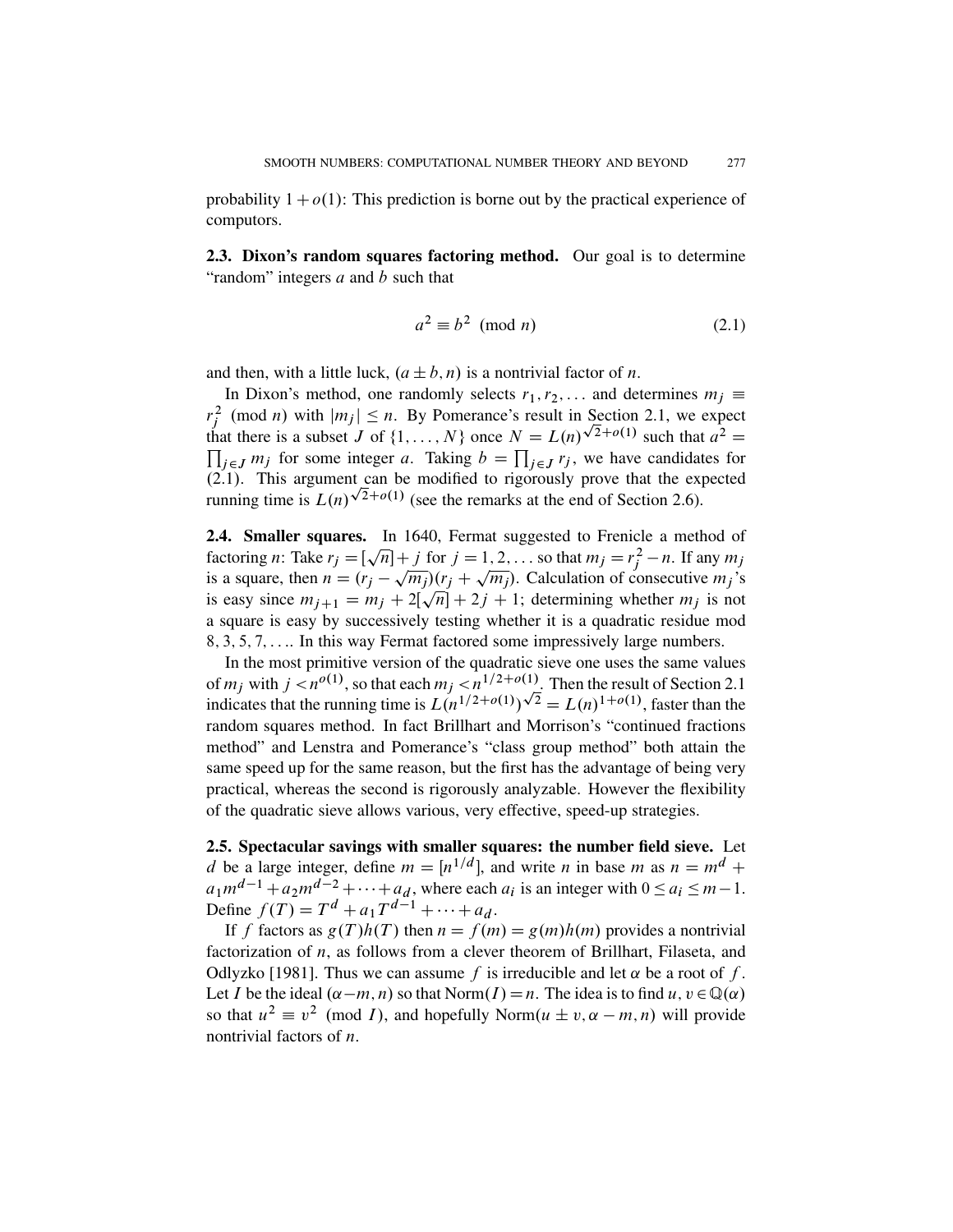probability $1+o(1)$: This prediction is borne out by the practical experience of computors.

**2.3. Dixon's random squares factoring method.** Our goal is to determine "random" integers $a$ and $b$ such that

$$a^2 \equiv b^2 \pmod{n} \tag{2.1}$$

and then, with a little luck, $(a \pm b, n)$ is a nontrivial factor of $n$.

In Dixon's method, one randomly selects $r_1, r_2, \ldots$ and determines $m_j \equiv r_j^2 \pmod{n}$ with $|m_j| \le n$. By Pomerance's result in Section 2.1, we expect that there is a subset $J$ of $\{1, \ldots, N\}$ once $N = L(n)^{\sqrt{2}+o(1)}$ such that $a^2 = \prod_{j \in J} m_j$ for some integer $a$. Taking $b = \prod_{j \in J} r_j$, we have candidates for (2.1). This argument can be modified to rigorously prove that the expected running time is $L(n)^{\sqrt{2}+o(1)}$ (see the remarks at the end of Section 2.6).

**2.4. Smaller squares.** In 1640, Fermat suggested to Frenicle a method of factoring $n$: Take $r_j = [\sqrt{n}] + j$ for $j = 1, 2, \ldots$ so that $m_j = r_j^2 - n$. If any $m_j$ is a square, then $n = (r_j - \sqrt{m_j})(r_j + \sqrt{m_j})$. Calculation of consecutive $m_j$'s is easy since $m_{j+1} = m_j + 2[\sqrt{n}] + 2j + 1$; determining whether $m_j$ is not a square is easy by successively testing whether it is a quadratic residue mod $8, 3, 5, 7, \ldots$. In this way Fermat factored some impressively large numbers.

In the most primitive version of the quadratic sieve one uses the same values of $m_j$ with $j < n^{o(1)}$, so that each $m_j < n^{1/2+o(1)}$. Then the result of Section 2.1 indicates that the running time is $L(n^{1/2+o(1)})^{\sqrt{2}} = L(n)^{1+o(1)}$, faster than the random squares method. In fact Brillhart and Morrison's "continued fractions method" and Lenstra and Pomerance's "class group method" both attain the same speed up for the same reason, but the first has the advantage of being very practical, whereas the second is rigorously analyzable. However the flexibility of the quadratic sieve allows various, very effective, speed-up strategies.

**2.5. Spectacular savings with smaller squares: the number field sieve.** Let $d$ be a large integer, define $m = [n^{1/d}]$, and write $n$ in base $m$ as $n = m^d + a_1 m^{d-1} + a_2 m^{d-2} + \cdots + a_d$, where each $a_i$ is an integer with $0 \le a_i \le m-1$. Define $f(T) = T^d + a_1 T^{d-1} + \cdots + a_d$.

If $f$ factors as $g(T)h(T)$ then $n = f(m) = g(m)h(m)$ provides a nontrivial factorization of $n$, as follows from a clever theorem of Brillhart, Filaseta, and Odlyzko [1981]. Thus we can assume $f$ is irreducible and let $\alpha$ be a root of $f$. Let $I$ be the ideal $(\alpha - m, n)$ so that $\text{Norm}(I) = n$. The idea is to find $u, v \in \mathbb{Q}(\alpha)$ so that $u^2 \equiv v^2 \pmod{I}$, and hopefully $\text{Norm}(u \pm v, \alpha - m, n)$ will provide nontrivial factors of $n$.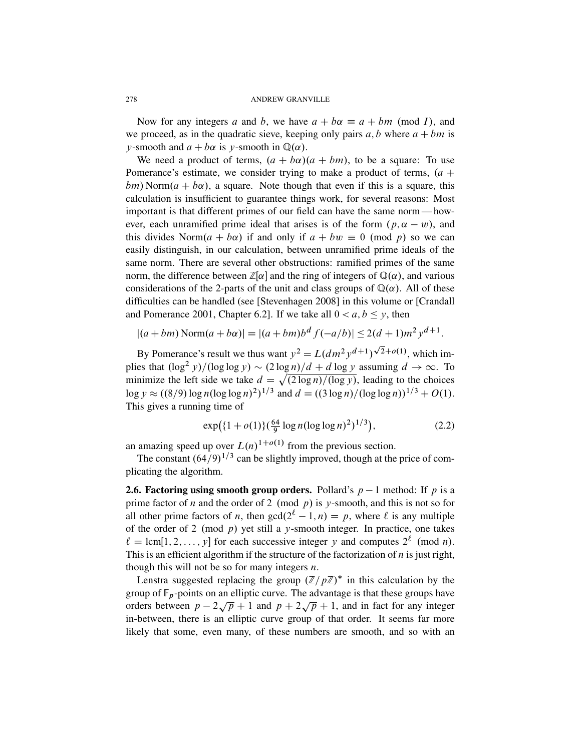Now for any integers $a$ and $b$, we have $a + b\alpha \equiv a + bm \pmod{I}$, and we proceed, as in the quadratic sieve, keeping only pairs $a, b$ where $a + bm$ is $y$-smooth and $a + b\alpha$ is $y$-smooth in $\mathbb{Q}(\alpha)$.

We need a product of terms, $(a + b\alpha)(a + bm)$, to be a square: To use Pomerance's estimate, we consider trying to make a product of terms, $(a + bm)\,\mathrm{Norm}(a + b\alpha)$, a square. Note though that even if this is a square, this calculation is insufficient to guarantee things work, for several reasons: Most important is that different primes of our field can have the same norm — however, each unramified prime ideal that arises is of the form $(p, \alpha - w)$, and this divides $\mathrm{Norm}(a + b\alpha)$ if and only if $a + bw \equiv 0 \pmod{p}$ so we can easily distinguish, in our calculation, between unramified prime ideals of the same norm. There are several other obstructions: ramified primes of the same norm, the difference between $\mathbb{Z}[\alpha]$ and the ring of integers of $\mathbb{Q}(\alpha)$, and various considerations of the 2-parts of the unit and class groups of $\mathbb{Q}(\alpha)$. All of these difficulties can be handled (see [Stevenhagen 2008] in this volume or [Crandall and Pomerance 2001, Chapter 6.2]. If we take all $0 < a, b \le y$, then

$$|(a + bm)\,\mathrm{Norm}(a + b\alpha)| = |(a + bm)b^d f(-a/b)| \le 2(d+1)m^2 y^{d+1}.$$

By Pomerance's result we thus want $y^2 = L(dm^2 y^{d+1})^{\sqrt{2}+o(1)}$, which implies that $(\log^2 y)/(\log\log y) \sim (2\log n)/d + d\log y$ assuming $d \to \infty$. To minimize the left side we take $d = \sqrt{(2\log n)/(\log y)}$, leading to the choices $\log y \approx ((8/9)\log n(\log\log n)^2)^{1/3}$ and $d = ((3\log n)/(\log\log n))^{1/3} + O(1)$. This gives a running time of

$$\exp\big(\{1 + o(1)\}(\tfrac{64}{9}\log n(\log\log n)^2)^{1/3}\big), \tag{2.2}$$

an amazing speed up over $L(n)^{1+o(1)}$ from the previous section.

The constant $(64/9)^{1/3}$ can be slightly improved, though at the price of complicating the algorithm.

**2.6. Factoring using smooth group orders.** Pollard's $p-1$ method: If $p$ is a prime factor of $n$ and the order of $2 \pmod{p}$ is $y$-smooth, and this is not so for all other prime factors of $n$, then $\gcd(2^\ell - 1, n) = p$, where $\ell$ is any multiple of the order of $2 \pmod{p}$ yet still a $y$-smooth integer. In practice, one takes $\ell = \mathrm{lcm}[1, 2, \ldots, y]$ for each successive integer $y$ and computes $2^\ell \pmod{n}$. This is an efficient algorithm if the structure of the factorization of $n$ is just right, though this will not be so for many integers $n$.

Lenstra suggested replacing the group $(\mathbb{Z}/p\mathbb{Z})^*$ in this calculation by the group of $\mathbb{F}_p$-points on an elliptic curve. The advantage is that these groups have orders between $p - 2\sqrt{p} + 1$ and $p + 2\sqrt{p} + 1$, and in fact for any integer in-between, there is an elliptic curve group of that order. It seems far more likely that some, even many, of these numbers are smooth, and so with an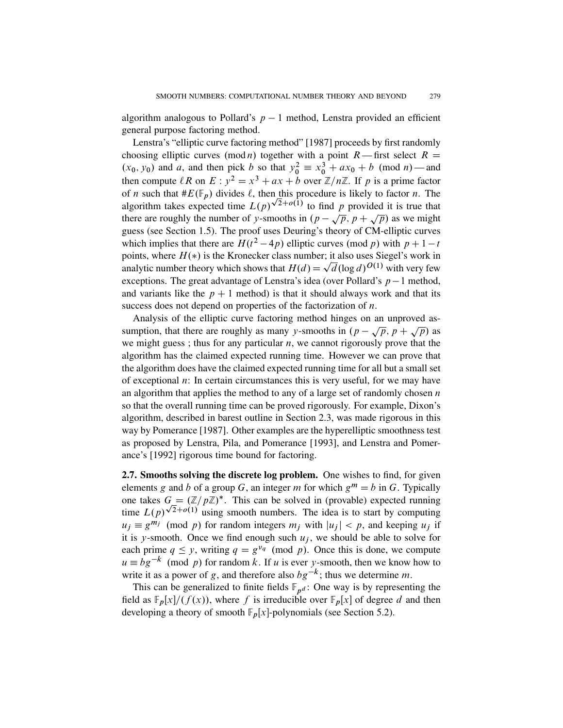algorithm analogous to Pollard's $p-1$ method, Lenstra provided an efficient general purpose factoring method.

Lenstra's "elliptic curve factoring method" [1987] proceeds by first randomly choosing elliptic curves $(\bmod\, n)$ together with a point $R$ — first select $R = (x_0, y_0)$ and $a$, and then pick $b$ so that $y_0^2 \equiv x_0^3 + ax_0 + b \pmod{n}$ — and then compute $\ell R$ on $E: y^2 = x^3 + ax + b$ over $\mathbb{Z}/n\mathbb{Z}$. If $p$ is a prime factor of $n$ such that $\#E(\mathbb{F}_p)$ divides $\ell$, then this procedure is likely to factor $n$. The algorithm takes expected time $L(p)^{\sqrt{2}+o(1)}$ to find $p$ provided it is true that there are roughly the number of $y$-smooths in $(p-\sqrt{p}, p+\sqrt{p})$ as we might guess (see Section 1.5). The proof uses Deuring's theory of CM-elliptic curves which implies that there are $H(t^2-4p)$ elliptic curves (mod $p$) with $p+1-t$ points, where $H(*)$ is the Kronecker class number; it also uses Siegel's work in analytic number theory which shows that $H(d) = \sqrt{d}(\log d)^{O(1)}$ with very few exceptions. The great advantage of Lenstra's idea (over Pollard's $p-1$ method, and variants like the $p+1$ method) is that it should always work and that its success does not depend on properties of the factorization of $n$.

Analysis of the elliptic curve factoring method hinges on an unproved assumption, that there are roughly as many $y$-smooths in $(p-\sqrt{p}, p+\sqrt{p})$ as we might guess ; thus for any particular $n$, we cannot rigorously prove that the algorithm has the claimed expected running time. However we can prove that the algorithm does have the claimed expected running time for all but a small set of exceptional $n$: In certain circumstances this is very useful, for we may have an algorithm that applies the method to any of a large set of randomly chosen $n$ so that the overall running time can be proved rigorously. For example, Dixon's algorithm, described in barest outline in Section 2.3, was made rigorous in this way by Pomerance [1987]. Other examples are the hyperelliptic smoothness test as proposed by Lenstra, Pila, and Pomerance [1993], and Lenstra and Pomerance's [1992] rigorous time bound for factoring.

**2.7. Smooths solving the discrete log problem.** One wishes to find, for given elements $g$ and $b$ of a group $G$, an integer $m$ for which $g^m = b$ in $G$. Typically one takes $G = (\mathbb{Z}/p\mathbb{Z})^*$. This can be solved in (provable) expected running time $L(p)^{\sqrt{2}+o(1)}$ using smooth numbers. The idea is to start by computing $u_j \equiv g^{m_j} \pmod{p}$ for random integers $m_j$ with $|u_j| < p$, and keeping $u_j$ if it is $y$-smooth. Once we find enough such $u_j$, we should be able to solve for each prime $q \le y$, writing $q = g^{v_q} \pmod{p}$. Once this is done, we compute $u \equiv bg^{-k} \pmod{p}$ for random $k$. If $u$ is ever $y$-smooth, then we know how to write it as a power of $g$, and therefore also $bg^{-k}$; thus we determine $m$.

This can be generalized to finite fields $\mathbb{F}_{p^d}$: One way is by representing the field as $\mathbb{F}_p[x]/(f(x))$, where $f$ is irreducible over $\mathbb{F}_p[x]$ of degree $d$ and then developing a theory of smooth $\mathbb{F}_p[x]$-polynomials (see Section 5.2).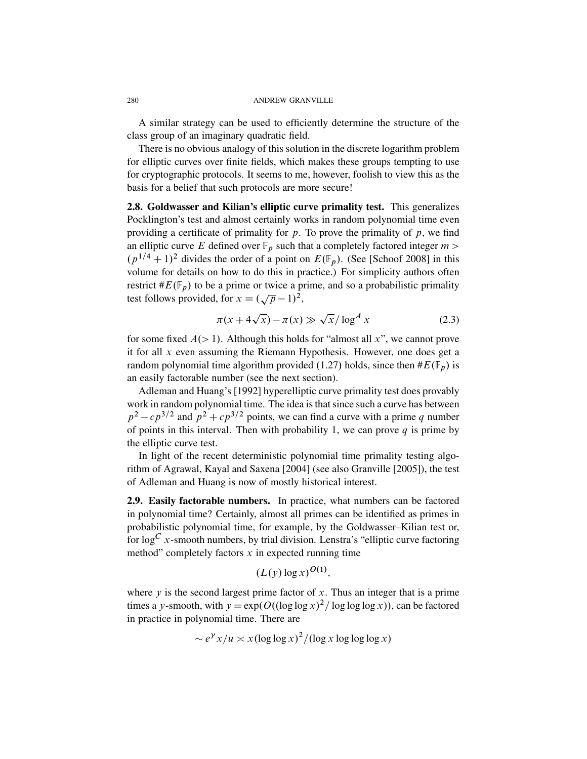A similar strategy can be used to efficiently determine the structure of the class group of an imaginary quadratic field.

There is no obvious analogy of this solution in the discrete logarithm problem for elliptic curves over finite fields, which makes these groups tempting to use for cryptographic protocols. It seems to me, however, foolish to view this as the basis for a belief that such protocols are more secure!

**2.8. Goldwasser and Kilian's elliptic curve primality test.** This generalizes Pocklington's test and almost certainly works in random polynomial time even providing a certificate of primality for $p$. To prove the primality of $p$, we find an elliptic curve $E$ defined over $\mathbb{F}_p$ such that a completely factored integer $m > (p^{1/4}+1)^2$ divides the order of a point on $E(\mathbb{F}_p)$. (See [Schoof 2008] in this volume for details on how to do this in practice.) For simplicity authors often restrict $\#E(\mathbb{F}_p)$ to be a prime or twice a prime, and so a probabilistic primality test follows provided, for $x = (\sqrt{p}-1)^2$,

$$\pi(x + 4\sqrt{x}) - \pi(x) \gg \sqrt{x}/\log^A x \tag{2.3}$$

for some fixed $A(>1)$. Although this holds for "almost all $x$", we cannot prove it for all $x$ even assuming the Riemann Hypothesis. However, one does get a random polynomial time algorithm provided (1.27) holds, since then $\#E(\mathbb{F}_p)$ is an easily factorable number (see the next section).

Adleman and Huang's [1992] hyperelliptic curve primality test does provably work in random polynomial time. The idea is that since such a curve has between $p^2 - cp^{3/2}$ and $p^2 + cp^{3/2}$ points, we can find a curve with a prime $q$ number of points in this interval. Then with probability 1, we can prove $q$ is prime by the elliptic curve test.

In light of the recent deterministic polynomial time primality testing algorithm of Agrawal, Kayal and Saxena [2004] (see also Granville [2005]), the test of Adleman and Huang is now of mostly historical interest.

**2.9. Easily factorable numbers.** In practice, what numbers can be factored in polynomial time? Certainly, almost all primes can be identified as primes in probabilistic polynomial time, for example, by the Goldwasser–Kilian test or, for $\log^C x$-smooth numbers, by trial division. Lenstra's "elliptic curve factoring method" completely factors $x$ in expected running time

$$(L(y)\log x)^{O(1)},$$

where $y$ is the second largest prime factor of $x$. Thus an integer that is a prime times a $y$-smooth, with $y = \exp(O((\log\log x)^2/\log\log\log x))$, can be factored in practice in polynomial time. There are

$$\sim e^{\gamma} x/u \asymp x(\log\log x)^2/(\log x \log\log\log x)$$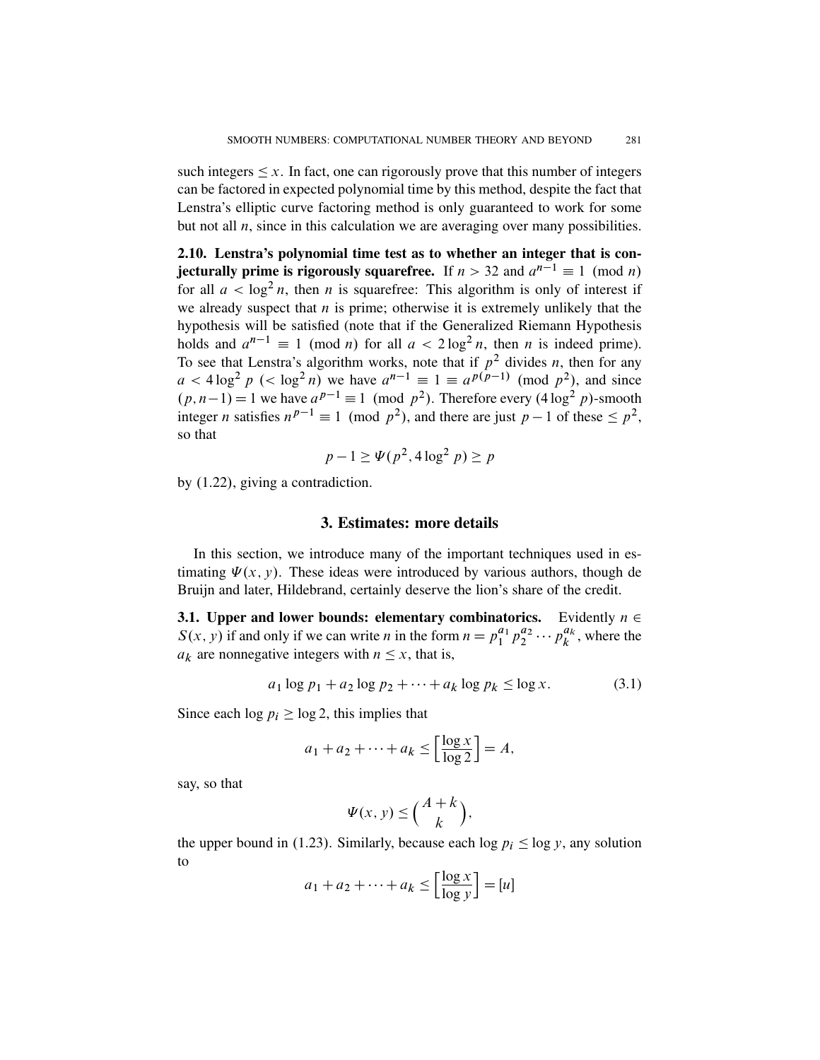such integers $\leq x$. In fact, one can rigorously prove that this number of integers can be factored in expected polynomial time by this method, despite the fact that Lenstra's elliptic curve factoring method is only guaranteed to work for some but not all $n$, since in this calculation we are averaging over many possibilities.

**2.10. Lenstra's polynomial time test as to whether an integer that is conjecturally prime is rigorously squarefree.** If $n > 32$ and $a^{n-1} \equiv 1 \pmod{n}$ for all $a < \log^2 n$, then $n$ is squarefree: This algorithm is only of interest if we already suspect that $n$ is prime; otherwise it is extremely unlikely that the hypothesis will be satisfied (note that if the Generalized Riemann Hypothesis holds and $a^{n-1} \equiv 1 \pmod{n}$ for all $a < 2\log^2 n$, then $n$ is indeed prime). To see that Lenstra's algorithm works, note that if $p^2$ divides $n$, then for any $a < 4\log^2 p$ ($< \log^2 n$) we have $a^{n-1} \equiv 1 \equiv a^{p(p-1)} \pmod{p^2}$, and since $(p, n-1) = 1$ we have $a^{p-1} \equiv 1 \pmod{p^2}$. Therefore every $(4\log^2 p)$-smooth integer $n$ satisfies $n^{p-1} \equiv 1 \pmod{p^2}$, and there are just $p-1$ of these $\leq p^2$, so that

$$p - 1 \geq \Psi(p^2, 4\log^2 p) \geq p$$

by (1.22), giving a contradiction.

## 3. Estimates: more details

In this section, we introduce many of the important techniques used in estimating $\Psi(x, y)$. These ideas were introduced by various authors, though de Bruijn and later, Hildebrand, certainly deserve the lion's share of the credit.

**3.1. Upper and lower bounds: elementary combinatorics.** Evidently $n \in S(x, y)$ if and only if we can write $n$ in the form $n = p_1^{a_1} p_2^{a_2} \cdots p_k^{a_k}$, where the $a_k$ are nonnegative integers with $n \leq x$, that is,

$$a_1 \log p_1 + a_2 \log p_2 + \cdots + a_k \log p_k \leq \log x. \tag{3.1}$$

Since each $\log p_i \geq \log 2$, this implies that

$$a_1 + a_2 + \cdots + a_k \leq \left[\frac{\log x}{\log 2}\right] = A,$$

say, so that

$$\Psi(x, y) \leq \binom{A+k}{k},$$

the upper bound in (1.23). Similarly, because each $\log p_i \leq \log y$, any solution to

$$a_1 + a_2 + \cdots + a_k \leq \left[\frac{\log x}{\log y}\right] = [u]$$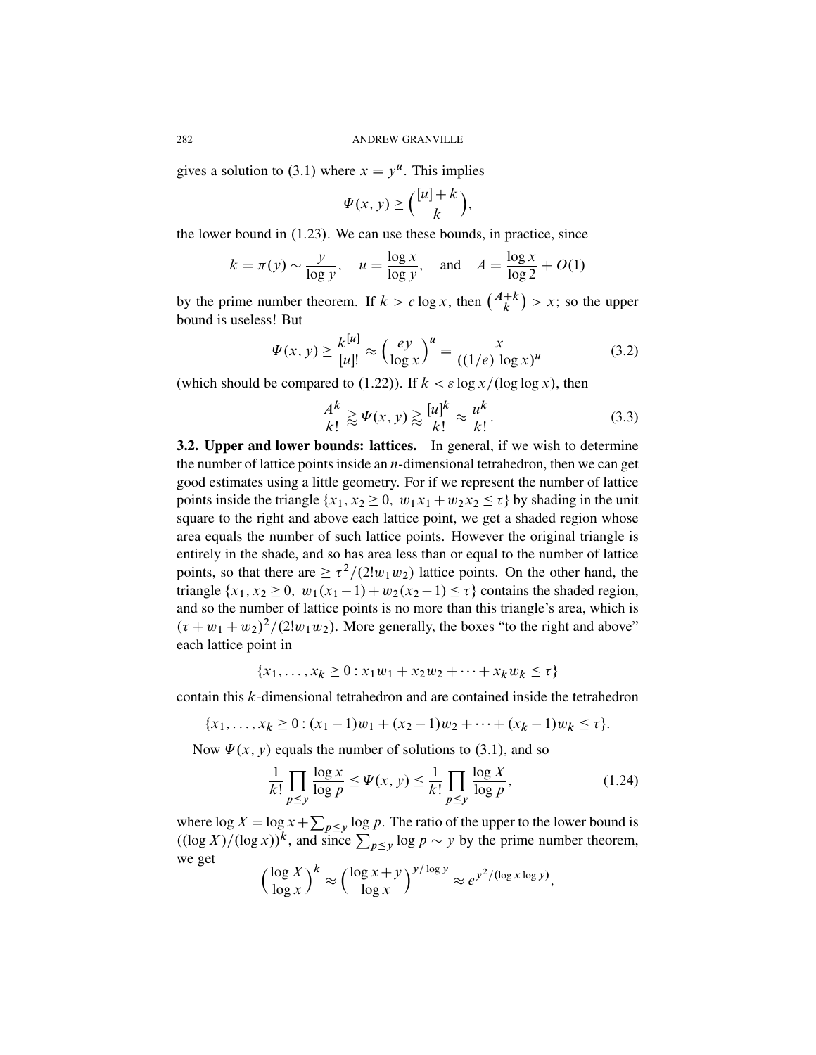gives a solution to (3.1) where $x = y^u$. This implies

$$\Psi(x, y) \geq \binom{[u]+k}{k},$$

the lower bound in (1.23). We can use these bounds, in practice, since

$$k = \pi(y) \sim \frac{y}{\log y}, \quad u = \frac{\log x}{\log y}, \quad \text{and} \quad A = \frac{\log x}{\log 2} + O(1)$$

by the prime number theorem. If $k > c \log x$, then $\binom{A+k}{k} > x$; so the upper bound is useless! But

$$\Psi(x, y) \geq \frac{k^{[u]}}{[u]!} \approx \left(\frac{ey}{\log x}\right)^u = \frac{x}{((1/e)\, \log x)^u} \tag{3.2}$$

(which should be compared to (1.22)). If $k < \varepsilon \log x / (\log \log x)$, then

$$\frac{A^k}{k!} \gtrapprox \Psi(x, y) \gtrapprox \frac{[u]^k}{k!} \approx \frac{u^k}{k!}. \tag{3.3}$$

**3.2. Upper and lower bounds: lattices.** In general, if we wish to determine the number of lattice points inside an $n$-dimensional tetrahedron, then we can get good estimates using a little geometry. For if we represent the number of lattice points inside the triangle $\{x_1, x_2 \geq 0,\ w_1 x_1 + w_2 x_2 \leq \tau\}$ by shading in the unit square to the right and above each lattice point, we get a shaded region whose area equals the number of such lattice points. However the original triangle is entirely in the shade, and so has area less than or equal to the number of lattice points, so that there are $\geq \tau^2/(2! w_1 w_2)$ lattice points. On the other hand, the triangle $\{x_1, x_2 \geq 0,\ w_1(x_1 - 1) + w_2(x_2 - 1) \leq \tau\}$ contains the shaded region, and so the number of lattice points is no more than this triangle's area, which is $(\tau + w_1 + w_2)^2/(2! w_1 w_2)$. More generally, the boxes "to the right and above" each lattice point in

$$\{x_1, \ldots, x_k \geq 0 : x_1 w_1 + x_2 w_2 + \cdots + x_k w_k \leq \tau\}$$

contain this $k$-dimensional tetrahedron and are contained inside the tetrahedron

$$\{x_1, \ldots, x_k \geq 0 : (x_1 - 1) w_1 + (x_2 - 1) w_2 + \cdots + (x_k - 1) w_k \leq \tau\}.$$

Now $\Psi(x, y)$ equals the number of solutions to (3.1), and so

$$\frac{1}{k!} \prod_{p \leq y} \frac{\log x}{\log p} \leq \Psi(x, y) \leq \frac{1}{k!} \prod_{p \leq y} \frac{\log X}{\log p}, \tag{1.24}$$

where $\log X = \log x + \sum_{p \leq y} \log p$. The ratio of the upper to the lower bound is $((\log X)/(\log x))^k$, and since $\sum_{p \leq y} \log p \sim y$ by the prime number theorem, we get

$$\left(\frac{\log X}{\log x}\right)^k \approx \left(\frac{\log x + y}{\log x}\right)^{y/\log y} \approx e^{y^2/(\log x \log y)},$$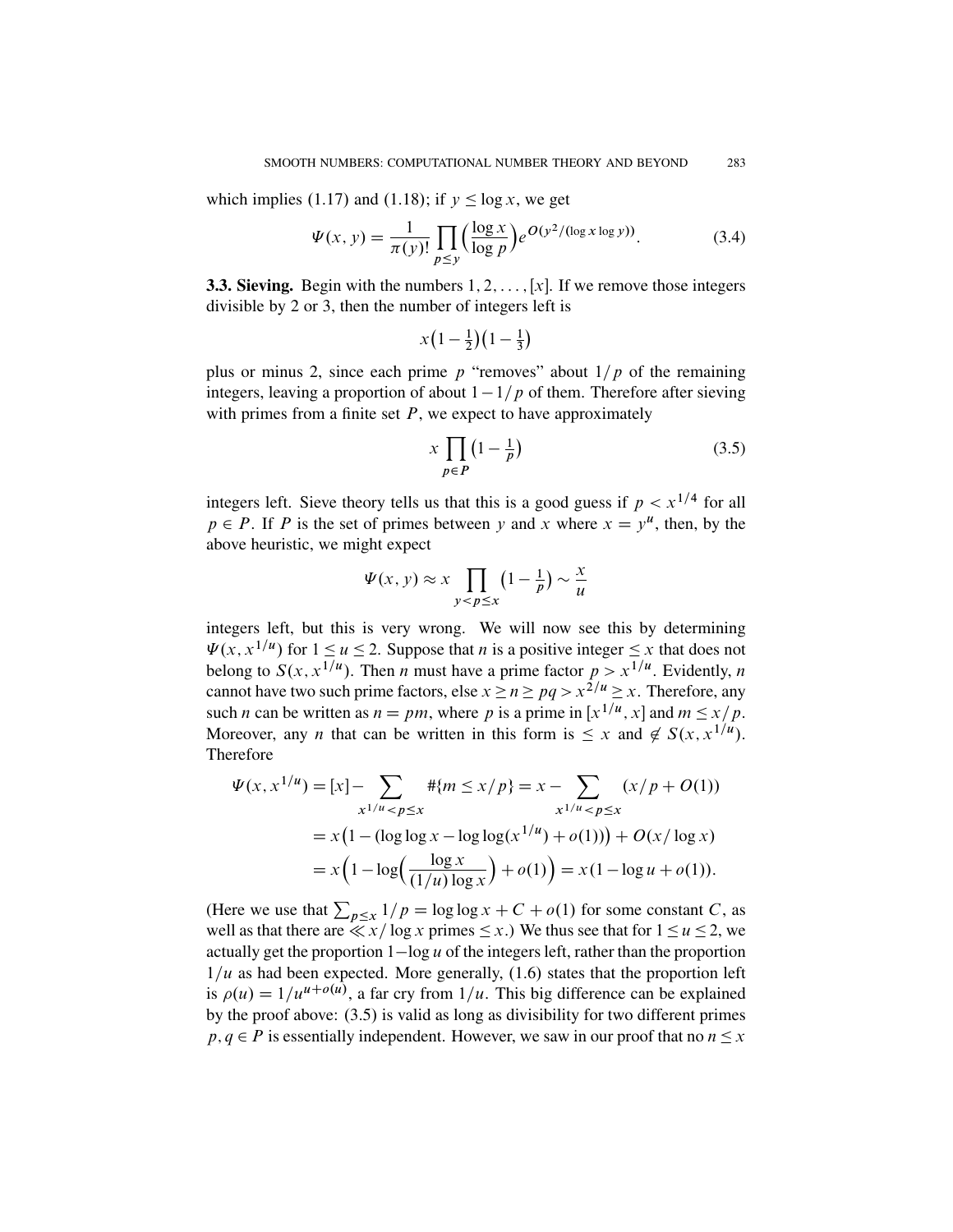which implies (1.17) and (1.18); if $y \le \log x$, we get

$$\Psi(x, y) = \frac{1}{\pi(y)!} \prod_{p \le y} \Big(\frac{\log x}{\log p}\Big) e^{O(y^2/(\log x \log y))}. \tag{3.4}$$

**3.3. Sieving.** Begin with the numbers $1, 2, \ldots, [x]$. If we remove those integers divisible by 2 or 3, then the number of integers left is

$$x\big(1 - \tfrac{1}{2}\big)\big(1 - \tfrac{1}{3}\big)$$

plus or minus 2, since each prime $p$ "removes" about $1/p$ of the remaining integers, leaving a proportion of about $1 - 1/p$ of them. Therefore after sieving with primes from a finite set $P$, we expect to have approximately

$$x \prod_{p \in P} \big(1 - \tfrac{1}{p}\big) \tag{3.5}$$

integers left. Sieve theory tells us that this is a good guess if $p < x^{1/4}$ for all $p \in P$. If $P$ is the set of primes between $y$ and $x$ where $x = y^u$, then, by the above heuristic, we might expect

$$\Psi(x, y) \approx x \prod_{y < p \le x} \big(1 - \tfrac{1}{p}\big) \sim \frac{x}{u}$$

integers left, but this is very wrong. We will now see this by determining $\Psi(x, x^{1/u})$ for $1 \le u \le 2$. Suppose that $n$ is a positive integer $\le x$ that does not belong to $S(x, x^{1/u})$. Then $n$ must have a prime factor $p > x^{1/u}$. Evidently, $n$ cannot have two such prime factors, else $x \ge n \ge pq > x^{2/u} \ge x$. Therefore, any such $n$ can be written as $n = pm$, where $p$ is a prime in $[x^{1/u}, x]$ and $m \le x/p$. Moreover, any $n$ that can be written in this form is $\le x$ and $\notin S(x, x^{1/u})$. Therefore

$$\begin{aligned}
\Psi(x, x^{1/u}) &= [x] - \sum_{x^{1/u} < p \le x} \#\{m \le x/p\} = x - \sum_{x^{1/u} < p \le x} (x/p + O(1)) \\
&= x\big(1 - (\log\log x - \log\log(x^{1/u}) + o(1))\big) + O(x/\log x) \\
&= x\Big(1 - \log\Big(\frac{\log x}{(1/u)\log x}\Big) + o(1)\Big) = x(1 - \log u + o(1)).
\end{aligned}$$

(Here we use that $\sum_{p \le x} 1/p = \log\log x + C + o(1)$ for some constant $C$, as well as that there are $\ll x/\log x$ primes $\le x$.) We thus see that for $1 \le u \le 2$, we actually get the proportion $1 - \log u$ of the integers left, rather than the proportion $1/u$ as had been expected. More generally, (1.6) states that the proportion left is $\rho(u) = 1/u^{u+o(u)}$, a far cry from $1/u$. This big difference can be explained by the proof above: (3.5) is valid as long as divisibility for two different primes $p, q \in P$ is essentially independent. However, we saw in our proof that no $n \le x$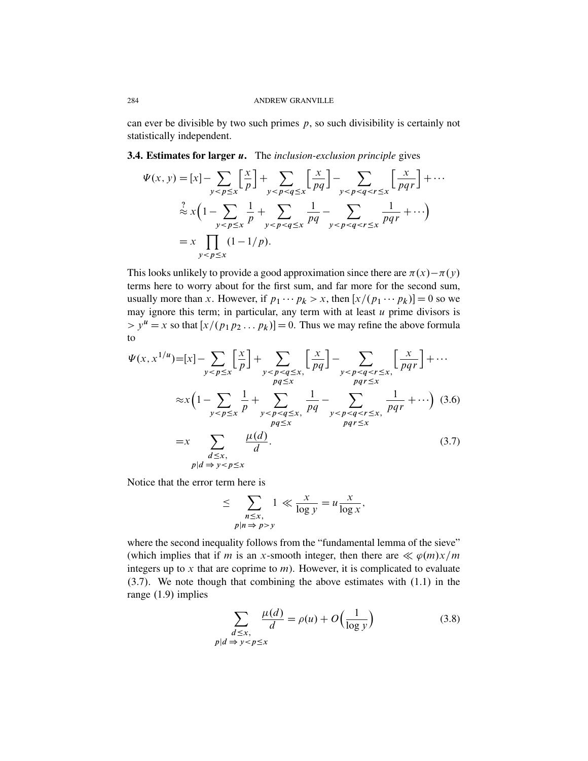can ever be divisible by two such primes $p$, so such divisibility is certainly not statistically independent.

### 3.4. Estimates for larger $u$.

The *inclusion-exclusion principle* gives

$$
\begin{aligned}
\Psi(x,y) &= [x] - \sum_{y<p\le x}\left[\frac{x}{p}\right] + \sum_{y<p<q\le x}\left[\frac{x}{pq}\right] - \sum_{y<p<q<r\le x}\left[\frac{x}{pqr}\right] + \cdots \\
&\overset{?}{\approx} x\Big(1 - \sum_{y<p\le x}\frac{1}{p} + \sum_{y<p<q\le x}\frac{1}{pq} - \sum_{y<p<q<r\le x}\frac{1}{pqr} + \cdots\Big) \\
&= x\prod_{y<p\le x}(1-1/p).
\end{aligned}
$$

This looks unlikely to provide a good approximation since there are $\pi(x)-\pi(y)$ terms here to worry about for the first sum, and far more for the second sum, usually more than $x$. However, if $p_1\cdots p_k > x$, then $[x/(p_1\cdots p_k)] = 0$ so we may ignore this term; in particular, any term with at least $u$ prime divisors is $> y^u = x$ so that $[x/(p_1p_2\dots p_k)] = 0$. Thus we may refine the above formula to

$$
\begin{aligned}
\Psi(x,x^{1/u}) &= [x] - \sum_{y<p\le x}\left[\frac{x}{p}\right] + \sum_{\substack{y<p<q\le x,\\ pq\le x}}\left[\frac{x}{pq}\right] - \sum_{\substack{y<p<q<r\le x,\\ pqr\le x}}\left[\frac{x}{pqr}\right] + \cdots \\
&\approx x\Big(1 - \sum_{y<p\le x}\frac{1}{p} + \sum_{\substack{y<p<q\le x,\\ pq\le x}}\frac{1}{pq} - \sum_{\substack{y<p<q<r\le x,\\ pqr\le x}}\frac{1}{pqr} + \cdots\Big) \qquad (3.6) \\
&= x\sum_{\substack{d\le x,\\ p\mid d\,\Rightarrow\, y<p\le x}}\frac{\mu(d)}{d}. \qquad (3.7)
\end{aligned}
$$

Notice that the error term here is

$$
\le \sum_{\substack{n\le x,\\ p\mid n\,\Rightarrow\, p>y}} 1 \ll \frac{x}{\log y} = u\frac{x}{\log x},
$$

where the second inequality follows from the "fundamental lemma of the sieve" (which implies that if $m$ is an $x$-smooth integer, then there are $\ll \varphi(m)x/m$ integers up to $x$ that are coprime to $m$). However, it is complicated to evaluate (3.7). We note though that combining the above estimates with (1.1) in the range (1.9) implies

$$
\sum_{\substack{d\le x,\\ p\mid d\,\Rightarrow\, y<p\le x}}\frac{\mu(d)}{d} = \rho(u) + O\Big(\frac{1}{\log y}\Big) \qquad (3.8)
$$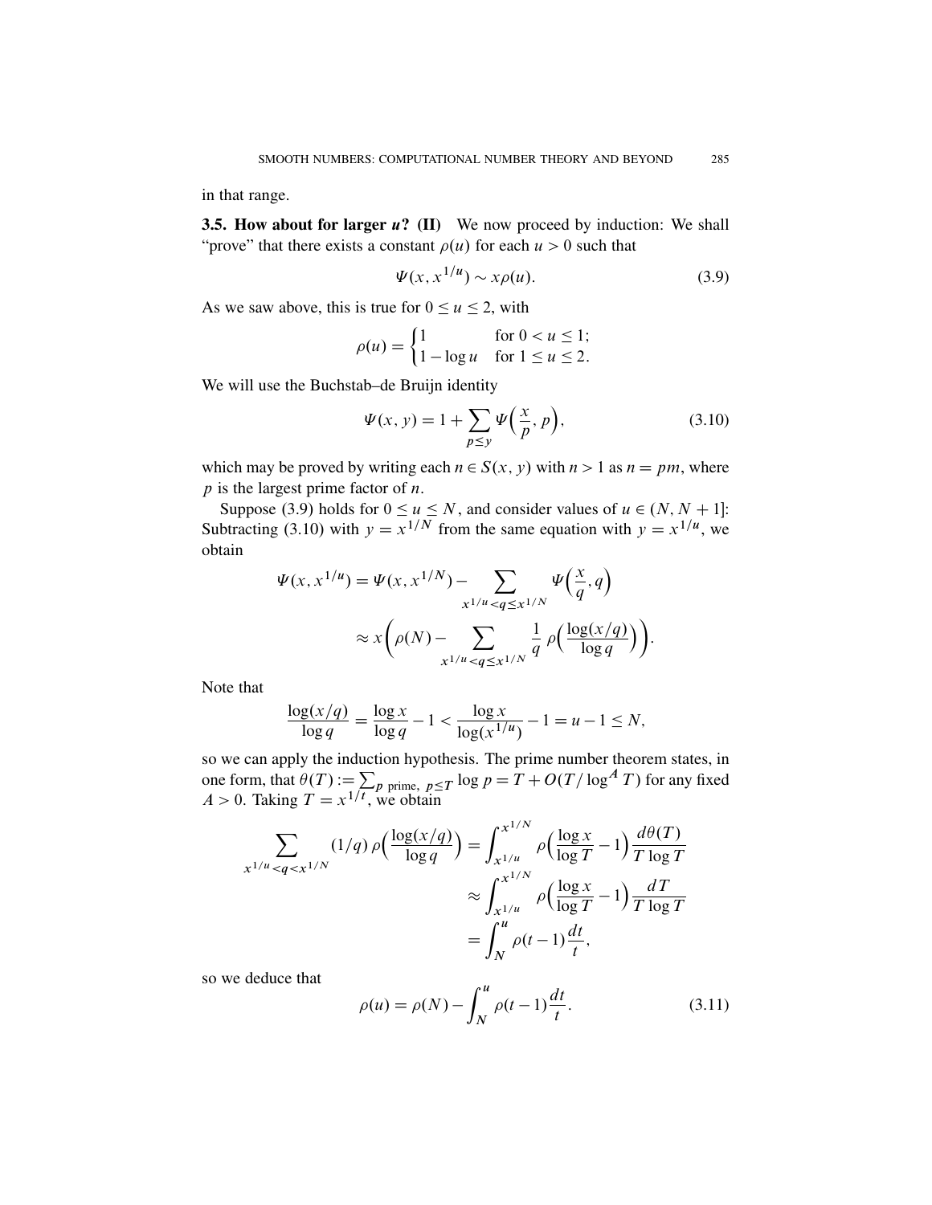in that range.

### 3.5. How about for larger $u$? (II)

We now proceed by induction: We shall "prove" that there exists a constant $\rho(u)$ for each $u > 0$ such that

$$\Psi(x, x^{1/u}) \sim x\rho(u). \tag{3.9}$$

As we saw above, this is true for $0 \le u \le 2$, with

$$\rho(u) = \begin{cases} 1 & \text{for } 0 < u \le 1; \\ 1 - \log u & \text{for } 1 \le u \le 2. \end{cases}$$

We will use the Buchstab–de Bruijn identity

$$\Psi(x, y) = 1 + \sum_{p \le y} \Psi\Big(\frac{x}{p}, p\Big), \tag{3.10}$$

which may be proved by writing each $n \in S(x, y)$ with $n > 1$ as $n = pm$, where $p$ is the largest prime factor of $n$.

Suppose (3.9) holds for $0 \le u \le N$, and consider values of $u \in (N, N+1]$: Subtracting (3.10) with $y = x^{1/N}$ from the same equation with $y = x^{1/u}$, we obtain

$$\begin{aligned} \Psi(x, x^{1/u}) &= \Psi(x, x^{1/N}) - \sum_{x^{1/u} < q \le x^{1/N}} \Psi\Big(\frac{x}{q}, q\Big) \\ &\approx x\bigg(\rho(N) - \sum_{x^{1/u} < q \le x^{1/N}} \frac{1}{q}\,\rho\Big(\frac{\log(x/q)}{\log q}\Big)\bigg). \end{aligned}$$

Note that

$$\frac{\log(x/q)}{\log q} = \frac{\log x}{\log q} - 1 < \frac{\log x}{\log(x^{1/u})} - 1 = u - 1 \le N,$$

so we can apply the induction hypothesis. The prime number theorem states, in one form, that $\theta(T) := \sum_{p \text{ prime},\ p \le T} \log p = T + O(T/\log^A T)$ for any fixed $A > 0$. Taking $T = x^{1/t}$, we obtain

$$\begin{aligned} \sum_{x^{1/u} < q < x^{1/N}} (1/q)\,\rho\Big(\frac{\log(x/q)}{\log q}\Big) &= \int_{x^{1/u}}^{x^{1/N}} \rho\Big(\frac{\log x}{\log T} - 1\Big)\frac{d\theta(T)}{T \log T} \\ &\approx \int_{x^{1/u}}^{x^{1/N}} \rho\Big(\frac{\log x}{\log T} - 1\Big)\frac{dT}{T \log T} \\ &= \int_N^u \rho(t-1)\frac{dt}{t}, \end{aligned}$$

so we deduce that

$$\rho(u) = \rho(N) - \int_N^u \rho(t-1)\frac{dt}{t}. \tag{3.11}$$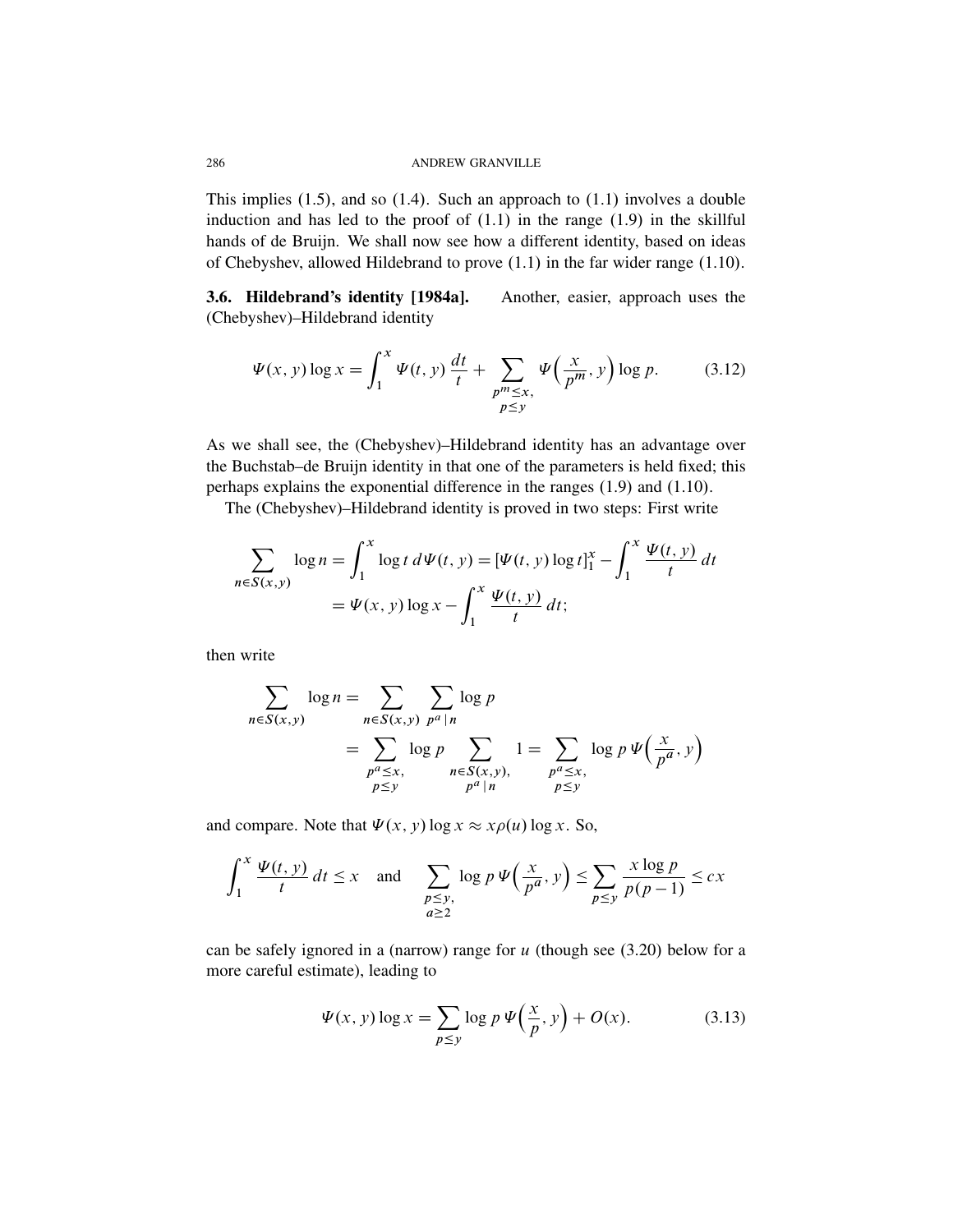This implies (1.5), and so (1.4). Such an approach to (1.1) involves a double induction and has led to the proof of (1.1) in the range (1.9) in the skillful hands of de Bruijn. We shall now see how a different identity, based on ideas of Chebyshev, allowed Hildebrand to prove (1.1) in the far wider range (1.10).

### 3.6. Hildebrand's identity [1984a].

Another, easier, approach uses the (Chebyshev)–Hildebrand identity

$$\Psi(x, y)\log x = \int_1^x \Psi(t, y)\,\frac{dt}{t} + \sum_{\substack{p^m \le x,\\ p \le y}} \Psi\Big(\frac{x}{p^m}, y\Big)\log p. \tag{3.12}$$

As we shall see, the (Chebyshev)–Hildebrand identity has an advantage over the Buchstab–de Bruijn identity in that one of the parameters is held fixed; this perhaps explains the exponential difference in the ranges (1.9) and (1.10).

The (Chebyshev)–Hildebrand identity is proved in two steps: First write

$$\sum_{n \in S(x,y)} \log n = \int_1^x \log t\, d\Psi(t, y) = [\Psi(t, y)\log t]_1^x - \int_1^x \frac{\Psi(t, y)}{t}\,dt$$
$$= \Psi(x, y)\log x - \int_1^x \frac{\Psi(t, y)}{t}\,dt;$$

then write

$$\sum_{n \in S(x,y)} \log n = \sum_{n \in S(x,y)} \sum_{p^a \mid n} \log p$$
$$= \sum_{\substack{p^a \le x,\\ p \le y}} \log p \sum_{\substack{n \in S(x,y),\\ p^a \mid n}} 1 = \sum_{\substack{p^a \le x,\\ p \le y}} \log p\, \Psi\Big(\frac{x}{p^a}, y\Big)$$

and compare. Note that $\Psi(x, y)\log x \approx x\rho(u)\log x$. So,

$$\int_1^x \frac{\Psi(t, y)}{t}\,dt \le x \quad \text{and} \quad \sum_{\substack{p \le y,\\ a \ge 2}} \log p\, \Psi\Big(\frac{x}{p^a}, y\Big) \le \sum_{p \le y} \frac{x \log p}{p(p-1)} \le cx$$

can be safely ignored in a (narrow) range for $u$ (though see (3.20) below for a more careful estimate), leading to

$$\Psi(x, y)\log x = \sum_{p \le y} \log p\, \Psi\Big(\frac{x}{p}, y\Big) + O(x). \tag{3.13}$$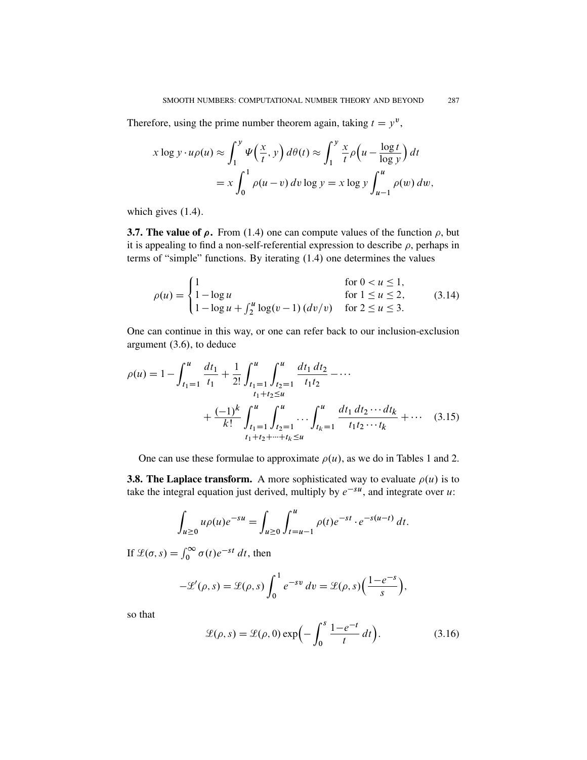Therefore, using the prime number theorem again, taking $t = y^v$,

$$x \log y \cdot u\rho(u) \approx \int_1^y \Psi\Big(\frac{x}{t}, y\Big)\, d\theta(t) \approx \int_1^y \frac{x}{t}\rho\Big(u - \frac{\log t}{\log y}\Big)\, dt$$
$$= x \int_0^1 \rho(u-v)\, dv \log y = x \log y \int_{u-1}^u \rho(w)\, dw,$$

which gives (1.4).

**3.7. The value of $\rho$.** From (1.4) one can compute values of the function $\rho$, but it is appealing to find a non-self-referential expression to describe $\rho$, perhaps in terms of "simple" functions. By iterating (1.4) one determines the values

$$\rho(u) = \begin{cases} 1 & \text{for } 0 < u \le 1, \\ 1 - \log u & \text{for } 1 \le u \le 2, \\ 1 - \log u + \int_2^u \log(v-1)\,(dv/v) & \text{for } 2 \le u \le 3. \end{cases} \tag{3.14}$$

One can continue in this way, or one can refer back to our inclusion-exclusion argument (3.6), to deduce

$$\rho(u) = 1 - \int_{t_1=1}^u \frac{dt_1}{t_1} + \frac{1}{2!}\int_{t_1=1}^u \int_{\substack{t_2=1 \\ t_1+t_2 \le u}}^u \frac{dt_1\, dt_2}{t_1 t_2} - \cdots$$
$$+ \frac{(-1)^k}{k!}\int_{t_1=1}^u \int_{t_2=1}^u \cdots \int_{\substack{t_k=1 \\ t_1+t_2+\cdots+t_k \le u}}^u \frac{dt_1\, dt_2 \cdots dt_k}{t_1 t_2 \cdots t_k} + \cdots \tag{3.15}$$

One can use these formulae to approximate $\rho(u)$, as we do in Tables 1 and 2.

**3.8. The Laplace transform.** A more sophisticated way to evaluate $\rho(u)$ is to take the integral equation just derived, multiply by $e^{-su}$, and integrate over $u$:

$$\int_{u \ge 0} u\rho(u)e^{-su} = \int_{u \ge 0} \int_{t=u-1}^u \rho(t)e^{-st} \cdot e^{-s(u-t)}\, dt.$$

If $\mathcal{L}(\sigma, s) = \int_0^\infty \sigma(t)e^{-st}\, dt$, then

$$-\mathcal{L}'(\rho, s) = \mathcal{L}(\rho, s)\int_0^1 e^{-sv}\, dv = \mathcal{L}(\rho, s)\Big(\frac{1-e^{-s}}{s}\Big),$$

so that

$$\mathcal{L}(\rho, s) = \mathcal{L}(\rho, 0)\exp\Big(-\int_0^s \frac{1-e^{-t}}{t}\, dt\Big). \tag{3.16}$$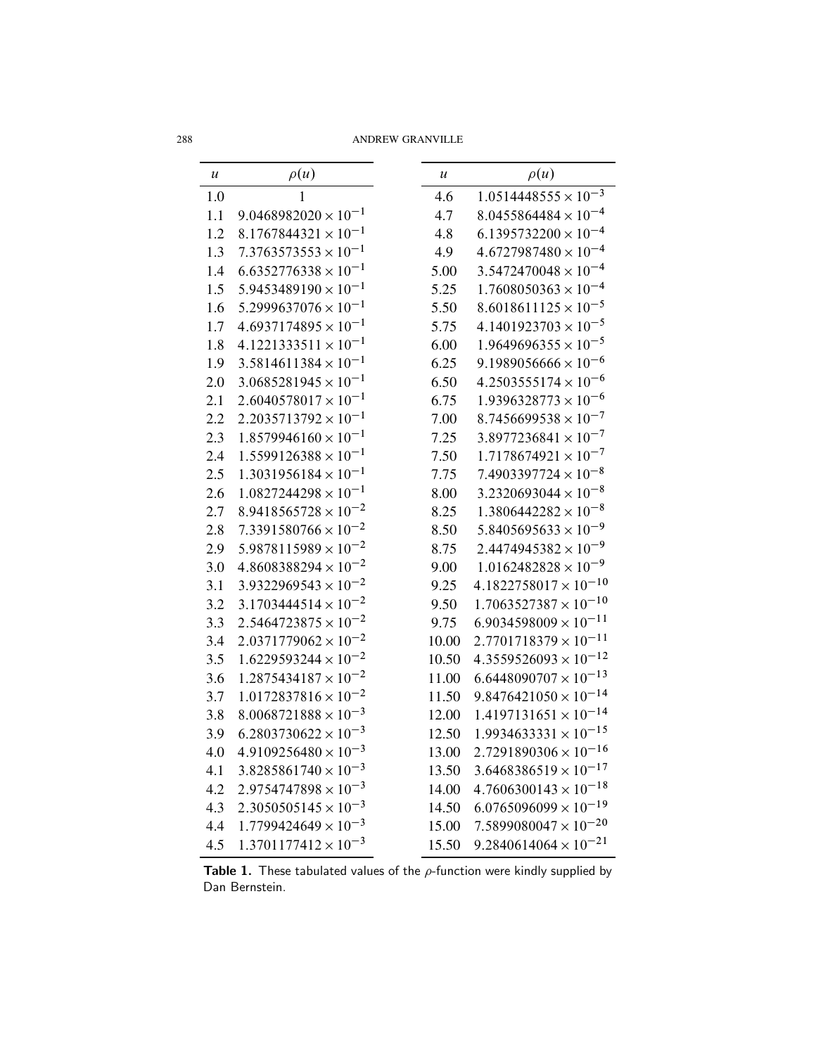| $u$ | $\rho(u)$ | $u$ | $\rho(u)$ |
|---|---|---|---|
| 1.0 | 1 | 4.6 | $1.0514448555 \times 10^{-3}$ |
| 1.1 | $9.0468982020 \times 10^{-1}$ | 4.7 | $8.0455864484 \times 10^{-4}$ |
| 1.2 | $8.1767844321 \times 10^{-1}$ | 4.8 | $6.1395732200 \times 10^{-4}$ |
| 1.3 | $7.3763573553 \times 10^{-1}$ | 4.9 | $4.6727987480 \times 10^{-4}$ |
| 1.4 | $6.6352776338 \times 10^{-1}$ | 5.00 | $3.5472470048 \times 10^{-4}$ |
| 1.5 | $5.9453489190 \times 10^{-1}$ | 5.25 | $1.7608050363 \times 10^{-4}$ |
| 1.6 | $5.2999637076 \times 10^{-1}$ | 5.50 | $8.6018611125 \times 10^{-5}$ |
| 1.7 | $4.6937174895 \times 10^{-1}$ | 5.75 | $4.1401923703 \times 10^{-5}$ |
| 1.8 | $4.1221333511 \times 10^{-1}$ | 6.00 | $1.9649696355 \times 10^{-5}$ |
| 1.9 | $3.5814611384 \times 10^{-1}$ | 6.25 | $9.1989056666 \times 10^{-6}$ |
| 2.0 | $3.0685281945 \times 10^{-1}$ | 6.50 | $4.2503555174 \times 10^{-6}$ |
| 2.1 | $2.6040578017 \times 10^{-1}$ | 6.75 | $1.9396328773 \times 10^{-6}$ |
| 2.2 | $2.2035713792 \times 10^{-1}$ | 7.00 | $8.7456699538 \times 10^{-7}$ |
| 2.3 | $1.8579946160 \times 10^{-1}$ | 7.25 | $3.8977236841 \times 10^{-7}$ |
| 2.4 | $1.5599126388 \times 10^{-1}$ | 7.50 | $1.7178674921 \times 10^{-7}$ |
| 2.5 | $1.3031956184 \times 10^{-1}$ | 7.75 | $7.4903397724 \times 10^{-8}$ |
| 2.6 | $1.0827244298 \times 10^{-1}$ | 8.00 | $3.2320693044 \times 10^{-8}$ |
| 2.7 | $8.9418565728 \times 10^{-2}$ | 8.25 | $1.3806442282 \times 10^{-8}$ |
| 2.8 | $7.3391580766 \times 10^{-2}$ | 8.50 | $5.8405695633 \times 10^{-9}$ |
| 2.9 | $5.9878115989 \times 10^{-2}$ | 8.75 | $2.4474945382 \times 10^{-9}$ |
| 3.0 | $4.8608388294 \times 10^{-2}$ | 9.00 | $1.0162482828 \times 10^{-9}$ |
| 3.1 | $3.9322969543 \times 10^{-2}$ | 9.25 | $4.1822758017 \times 10^{-10}$ |
| 3.2 | $3.1703444514 \times 10^{-2}$ | 9.50 | $1.7063527387 \times 10^{-10}$ |
| 3.3 | $2.5464723875 \times 10^{-2}$ | 9.75 | $6.9034598009 \times 10^{-11}$ |
| 3.4 | $2.0371779062 \times 10^{-2}$ | 10.00 | $2.7701718379 \times 10^{-11}$ |
| 3.5 | $1.6229593244 \times 10^{-2}$ | 10.50 | $4.3559526093 \times 10^{-12}$ |
| 3.6 | $1.2875434187 \times 10^{-2}$ | 11.00 | $6.6448090707 \times 10^{-13}$ |
| 3.7 | $1.0172837816 \times 10^{-2}$ | 11.50 | $9.8476421050 \times 10^{-14}$ |
| 3.8 | $8.0068721888 \times 10^{-3}$ | 12.00 | $1.4197131651 \times 10^{-14}$ |
| 3.9 | $6.2803730622 \times 10^{-3}$ | 12.50 | $1.9934633331 \times 10^{-15}$ |
| 4.0 | $4.9109256480 \times 10^{-3}$ | 13.00 | $2.7291890306 \times 10^{-16}$ |
| 4.1 | $3.8285861740 \times 10^{-3}$ | 13.50 | $3.6468386519 \times 10^{-17}$ |
| 4.2 | $2.9754747898 \times 10^{-3}$ | 14.00 | $4.7606300143 \times 10^{-18}$ |
| 4.3 | $2.3050505145 \times 10^{-3}$ | 14.50 | $6.0765096099 \times 10^{-19}$ |
| 4.4 | $1.7799424649 \times 10^{-3}$ | 15.00 | $7.5899080047 \times 10^{-20}$ |
| 4.5 | $1.3701177412 \times 10^{-3}$ | 15.50 | $9.2840614064 \times 10^{-21}$ |

**Table 1.** These tabulated values of the $\rho$-function were kindly supplied by Dan Bernstein.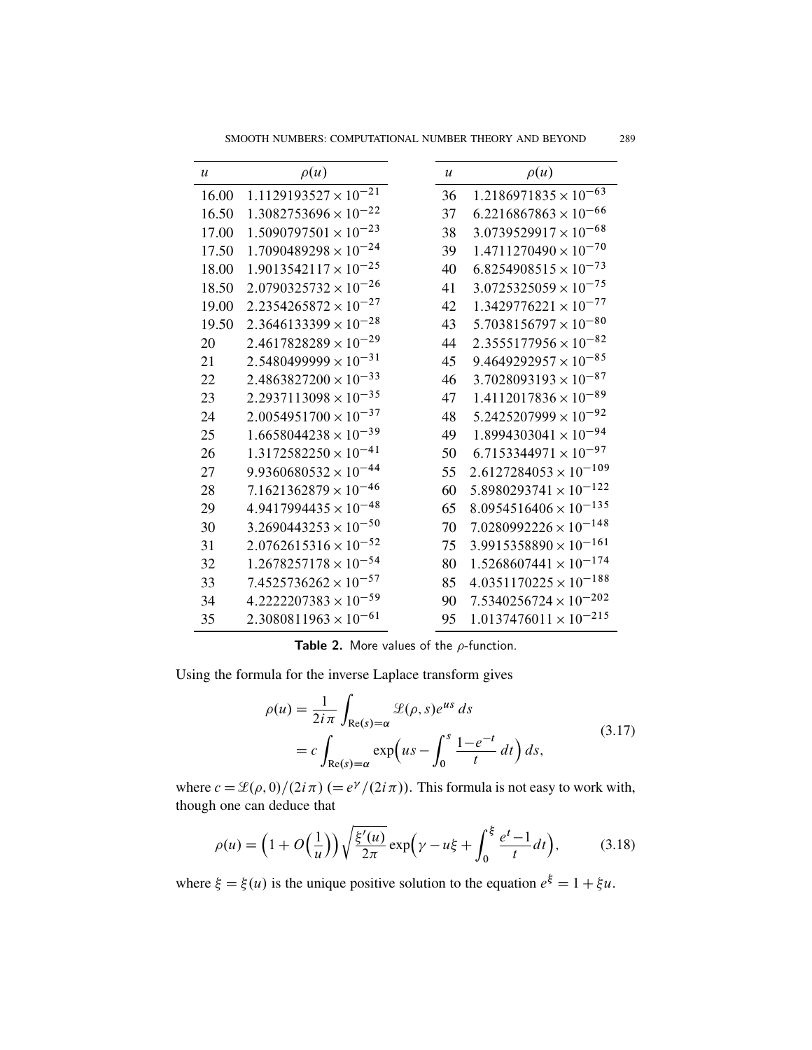| $u$ | $\rho(u)$ | $u$ | $\rho(u)$ |
|---|---|---|---|
| 16.00 | $1.1129193527 \times 10^{-21}$ | 36 | $1.2186971835 \times 10^{-63}$ |
| 16.50 | $1.3082753696 \times 10^{-22}$ | 37 | $6.2216867863 \times 10^{-66}$ |
| 17.00 | $1.5090797501 \times 10^{-23}$ | 38 | $3.0739529917 \times 10^{-68}$ |
| 17.50 | $1.7090489298 \times 10^{-24}$ | 39 | $1.4711270490 \times 10^{-70}$ |
| 18.00 | $1.9013542117 \times 10^{-25}$ | 40 | $6.8254908515 \times 10^{-73}$ |
| 18.50 | $2.0790325732 \times 10^{-26}$ | 41 | $3.0725325059 \times 10^{-75}$ |
| 19.00 | $2.2354265872 \times 10^{-27}$ | 42 | $1.3429776221 \times 10^{-77}$ |
| 19.50 | $2.3646133399 \times 10^{-28}$ | 43 | $5.7038156797 \times 10^{-80}$ |
| 20 | $2.4617828289 \times 10^{-29}$ | 44 | $2.3555177956 \times 10^{-82}$ |
| 21 | $2.5480499999 \times 10^{-31}$ | 45 | $9.4649292957 \times 10^{-85}$ |
| 22 | $2.4863827200 \times 10^{-33}$ | 46 | $3.7028093193 \times 10^{-87}$ |
| 23 | $2.2937113098 \times 10^{-35}$ | 47 | $1.4112017836 \times 10^{-89}$ |
| 24 | $2.0054951700 \times 10^{-37}$ | 48 | $5.2425207999 \times 10^{-92}$ |
| 25 | $1.6658044238 \times 10^{-39}$ | 49 | $1.8994303041 \times 10^{-94}$ |
| 26 | $1.3172582250 \times 10^{-41}$ | 50 | $6.7153344971 \times 10^{-97}$ |
| 27 | $9.9360680532 \times 10^{-44}$ | 55 | $2.6127284053 \times 10^{-109}$ |
| 28 | $7.1621362879 \times 10^{-46}$ | 60 | $5.8980293741 \times 10^{-122}$ |
| 29 | $4.9417994435 \times 10^{-48}$ | 65 | $8.0954516406 \times 10^{-135}$ |
| 30 | $3.2690443253 \times 10^{-50}$ | 70 | $7.0280992226 \times 10^{-148}$ |
| 31 | $2.0762615316 \times 10^{-52}$ | 75 | $3.9915358890 \times 10^{-161}$ |
| 32 | $1.2678257178 \times 10^{-54}$ | 80 | $1.5268607441 \times 10^{-174}$ |
| 33 | $7.4525736262 \times 10^{-57}$ | 85 | $4.0351170225 \times 10^{-188}$ |
| 34 | $4.2222207383 \times 10^{-59}$ | 90 | $7.5340256724 \times 10^{-202}$ |
| 35 | $2.3080811963 \times 10^{-61}$ | 95 | $1.0137476011 \times 10^{-215}$ |

**Table 2.** More values of the $\rho$-function.

Using the formula for the inverse Laplace transform gives

$$\begin{aligned}\rho(u) &= \frac{1}{2i\pi}\int_{\mathrm{Re}(s)=\alpha} \mathscr{L}(\rho, s)e^{us}\,ds \\ &= c\int_{\mathrm{Re}(s)=\alpha} \exp\Bigl(us - \int_0^s \frac{1-e^{-t}}{t}\,dt\Bigr)\,ds,\end{aligned} \tag{3.17}$$

where $c = \mathscr{L}(\rho, 0)/(2i\pi)$ $(= e^{\gamma}/(2i\pi))$. This formula is not easy to work with, though one can deduce that

$$\rho(u) = \Bigl(1 + O\Bigl(\frac{1}{u}\Bigr)\Bigr)\sqrt{\frac{\xi'(u)}{2\pi}}\exp\Bigl(\gamma - u\xi + \int_0^{\xi}\frac{e^t-1}{t}dt\Bigr), \tag{3.18}$$

where $\xi = \xi(u)$ is the unique positive solution to the equation $e^{\xi} = 1 + \xi u$.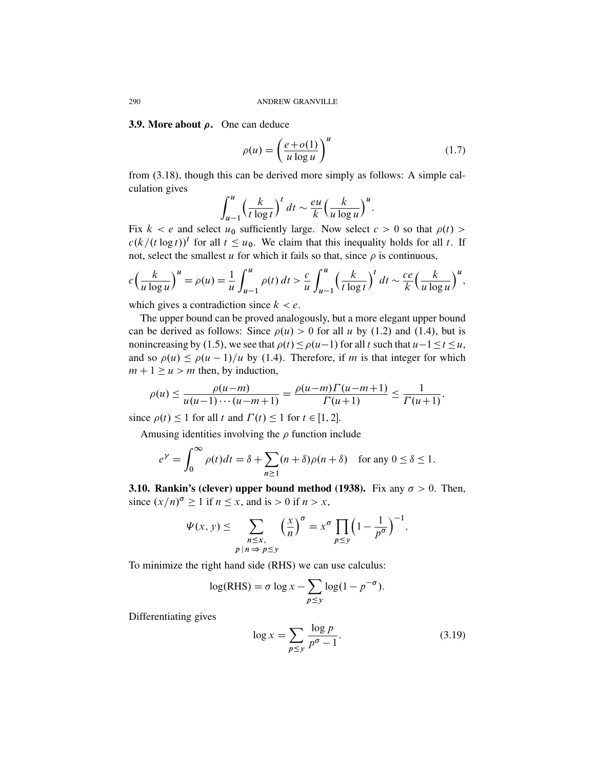**3.9. More about $\rho$.** One can deduce

$$\rho(u) = \left(\frac{e+o(1)}{u\log u}\right)^u \tag{1.7}$$

from (3.18), though this can be derived more simply as follows: A simple calculation gives

$$\int_{u-1}^{u} \left(\frac{k}{t\log t}\right)^t dt \sim \frac{eu}{k}\left(\frac{k}{u\log u}\right)^u.$$

Fix $k < e$ and select $u_0$ sufficiently large. Now select $c > 0$ so that $\rho(t) > c(k/(t\log t))^t$ for all $t \le u_0$. We claim that this inequality holds for all $t$. If not, select the smallest $u$ for which it fails so that, since $\rho$ is continuous,

$$c\left(\frac{k}{u\log u}\right)^u = \rho(u) = \frac{1}{u}\int_{u-1}^{u}\rho(t)\,dt > \frac{c}{u}\int_{u-1}^{u}\left(\frac{k}{t\log t}\right)^t dt \sim \frac{ce}{k}\left(\frac{k}{u\log u}\right)^u,$$

which gives a contradiction since $k < e$.

The upper bound can be proved analogously, but a more elegant upper bound can be derived as follows: Since $\rho(u) > 0$ for all $u$ by (1.2) and (1.4), but is nonincreasing by (1.5), we see that $\rho(t) \le \rho(u-1)$ for all $t$ such that $u-1 \le t \le u$, and so $\rho(u) \le \rho(u-1)/u$ by (1.4). Therefore, if $m$ is that integer for which $m+1 \ge u > m$ then, by induction,

$$\rho(u) \le \frac{\rho(u-m)}{u(u-1)\cdots(u-m+1)} = \frac{\rho(u-m)\Gamma(u-m+1)}{\Gamma(u+1)} \le \frac{1}{\Gamma(u+1)},$$

since $\rho(t) \le 1$ for all $t$ and $\Gamma(t) \le 1$ for $t \in [1,2]$.

Amusing identities involving the $\rho$ function include

$$e^{\gamma} = \int_0^{\infty}\rho(t)dt = \delta + \sum_{n\ge 1}(n+\delta)\rho(n+\delta) \quad \text{for any } 0 \le \delta \le 1.$$

**3.10. Rankin's (clever) upper bound method (1938).** Fix any $\sigma > 0$. Then, since $(x/n)^{\sigma} \ge 1$ if $n \le x$, and is $> 0$ if $n > x$,

$$\Psi(x,y) \le \sum_{\substack{n\le x,\\ p\,|\,n \Rightarrow p \le y}} \left(\frac{x}{n}\right)^{\sigma} = x^{\sigma}\prod_{p\le y}\left(1-\frac{1}{p^{\sigma}}\right)^{-1}.$$

To minimize the right hand side (RHS) we can use calculus:

$$\log(\text{RHS}) = \sigma\log x - \sum_{p\le y}\log(1-p^{-\sigma}).$$

Differentiating gives

$$\log x = \sum_{p\le y}\frac{\log p}{p^{\sigma}-1}. \tag{3.19}$$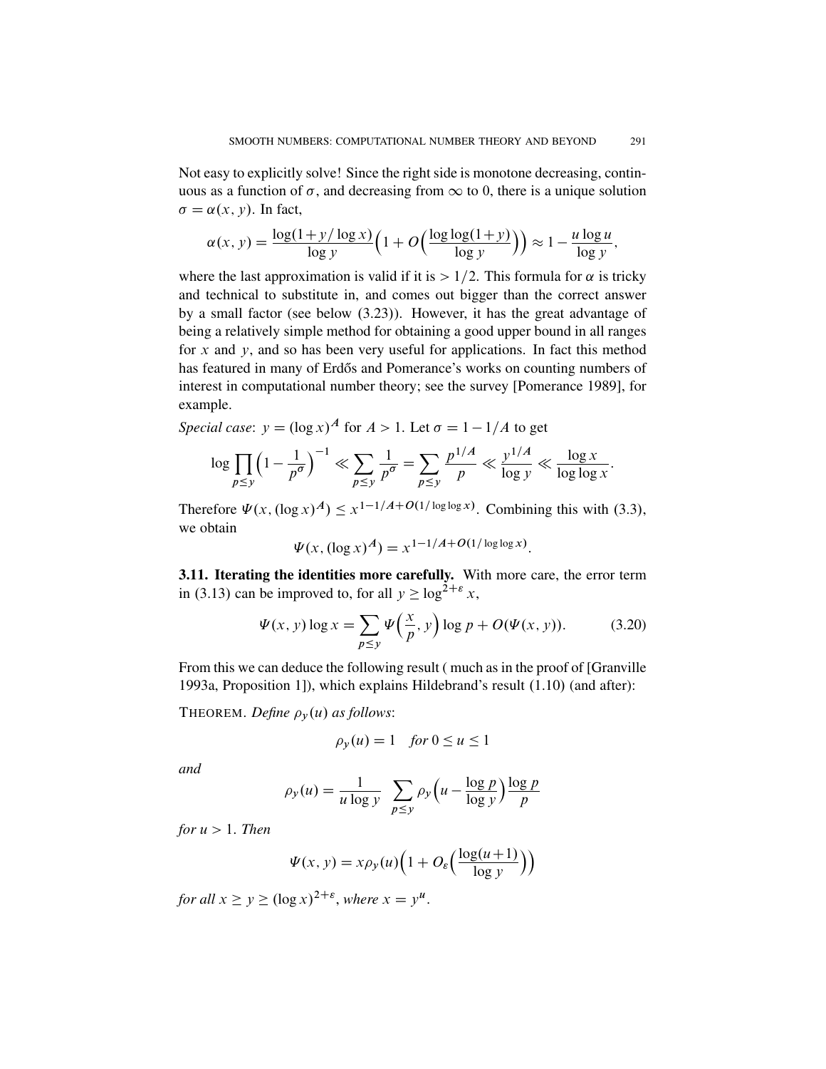Not easy to explicitly solve! Since the right side is monotone decreasing, continuous as a function of $\sigma$, and decreasing from $\infty$ to 0, there is a unique solution $\sigma = \alpha(x, y)$. In fact,

$$\alpha(x, y) = \frac{\log(1 + y/\log x)}{\log y}\Big(1 + O\Big(\frac{\log\log(1+y)}{\log y}\Big)\Big) \approx 1 - \frac{u \log u}{\log y},$$

where the last approximation is valid if it is $> 1/2$. This formula for $\alpha$ is tricky and technical to substitute in, and comes out bigger than the correct answer by a small factor (see below (3.23)). However, it has the great advantage of being a relatively simple method for obtaining a good upper bound in all ranges for $x$ and $y$, and so has been very useful for applications. In fact this method has featured in many of Erdős and Pomerance's works on counting numbers of interest in computational number theory; see the survey [Pomerance 1989], for example.

*Special case*: $y = (\log x)^A$ for $A > 1$. Let $\sigma = 1 - 1/A$ to get

$$\log \prod_{p \le y} \Big(1 - \frac{1}{p^\sigma}\Big)^{-1} \ll \sum_{p \le y} \frac{1}{p^\sigma} = \sum_{p \le y} \frac{p^{1/A}}{p} \ll \frac{y^{1/A}}{\log y} \ll \frac{\log x}{\log\log x}.$$

Therefore $\Psi(x, (\log x)^A) \le x^{1 - 1/A + O(1/\log\log x)}$. Combining this with (3.3), we obtain

$$\Psi(x, (\log x)^A) = x^{1 - 1/A + O(1/\log\log x)}.$$

**3.11. Iterating the identities more carefully.** With more care, the error term in (3.13) can be improved to, for all $y \ge \log^{2+\varepsilon} x$,

$$\Psi(x, y) \log x = \sum_{p \le y} \Psi\Big(\frac{x}{p}, y\Big) \log p + O(\Psi(x, y)). \tag{3.20}$$

From this we can deduce the following result ( much as in the proof of [Granville 1993a, Proposition 1]), which explains Hildebrand's result (1.10) (and after):

THEOREM. *Define $\rho_y(u)$ as follows*:

$$\rho_y(u) = 1 \quad \textit{for } 0 \le u \le 1$$

*and*

$$\rho_y(u) = \frac{1}{u \log y} \sum_{p \le y} \rho_y\Big(u - \frac{\log p}{\log y}\Big) \frac{\log p}{p}$$

*for $u > 1$. Then*

$$\Psi(x, y) = x \rho_y(u)\Big(1 + O_\varepsilon\Big(\frac{\log(u+1)}{\log y}\Big)\Big)$$

*for all $x \ge y \ge (\log x)^{2+\varepsilon}$, where $x = y^u$.*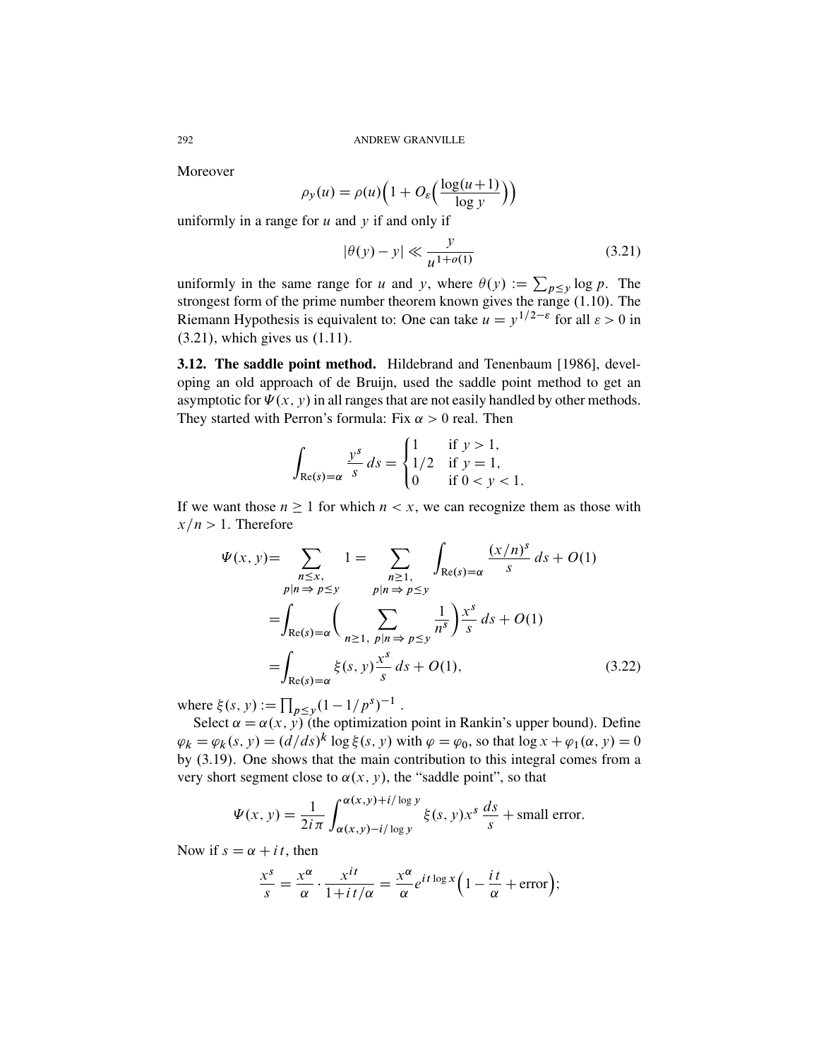Moreover

$$\rho_y(u) = \rho(u)\Big(1 + O_\varepsilon\Big(\frac{\log(u+1)}{\log y}\Big)\Big)$$

uniformly in a range for $u$ and $y$ if and only if

$$|\theta(y) - y| \ll \frac{y}{u^{1+o(1)}} \tag{3.21}$$

uniformly in the same range for $u$ and $y$, where $\theta(y) := \sum_{p \le y} \log p$. The strongest form of the prime number theorem known gives the range (1.10). The Riemann Hypothesis is equivalent to: One can take $u = y^{1/2-\varepsilon}$ for all $\varepsilon > 0$ in (3.21), which gives us (1.11).

**3.12. The saddle point method.** Hildebrand and Tenenbaum [1986], developing an old approach of de Bruijn, used the saddle point method to get an asymptotic for $\Psi(x, y)$ in all ranges that are not easily handled by other methods. They started with Perron's formula: Fix $\alpha > 0$ real. Then

$$\int_{\mathrm{Re}(s)=\alpha} \frac{y^s}{s}\, ds = \begin{cases} 1 & \text{if } y > 1, \\ 1/2 & \text{if } y = 1, \\ 0 & \text{if } 0 < y < 1. \end{cases}$$

If we want those $n \ge 1$ for which $n < x$, we can recognize them as those with $x/n > 1$. Therefore

$$\begin{aligned}
\Psi(x, y) &= \sum_{\substack{n \le x,\\ p|n \Rightarrow p \le y}} 1 = \sum_{\substack{n \ge 1,\\ p|n \Rightarrow p \le y}} \int_{\mathrm{Re}(s)=\alpha} \frac{(x/n)^s}{s}\, ds + O(1) \\
&= \int_{\mathrm{Re}(s)=\alpha} \Bigg( \sum_{n \ge 1,\ p|n \Rightarrow p \le y} \frac{1}{n^s} \Bigg) \frac{x^s}{s}\, ds + O(1) \\
&= \int_{\mathrm{Re}(s)=\alpha} \xi(s, y) \frac{x^s}{s}\, ds + O(1),
\end{aligned} \tag{3.22}$$

where $\xi(s, y) := \prod_{p \le y} (1 - 1/p^s)^{-1}$.

Select $\alpha = \alpha(x, y)$ (the optimization point in Rankin's upper bound). Define $\varphi_k = \varphi_k(s, y) = (d/ds)^k \log \xi(s, y)$ with $\varphi = \varphi_0$, so that $\log x + \varphi_1(\alpha, y) = 0$ by (3.19). One shows that the main contribution to this integral comes from a very short segment close to $\alpha(x, y)$, the "saddle point", so that

$$\Psi(x, y) = \frac{1}{2i\pi} \int_{\alpha(x,y)-i/\log y}^{\alpha(x,y)+i/\log y} \xi(s, y) x^s \, \frac{ds}{s} + \text{small error}.$$

Now if $s = \alpha + it$, then

$$\frac{x^s}{s} = \frac{x^\alpha}{\alpha} \cdot \frac{x^{it}}{1 + it/\alpha} = \frac{x^\alpha}{\alpha} e^{it \log x}\Big(1 - \frac{it}{\alpha} + \text{error}\Big);$$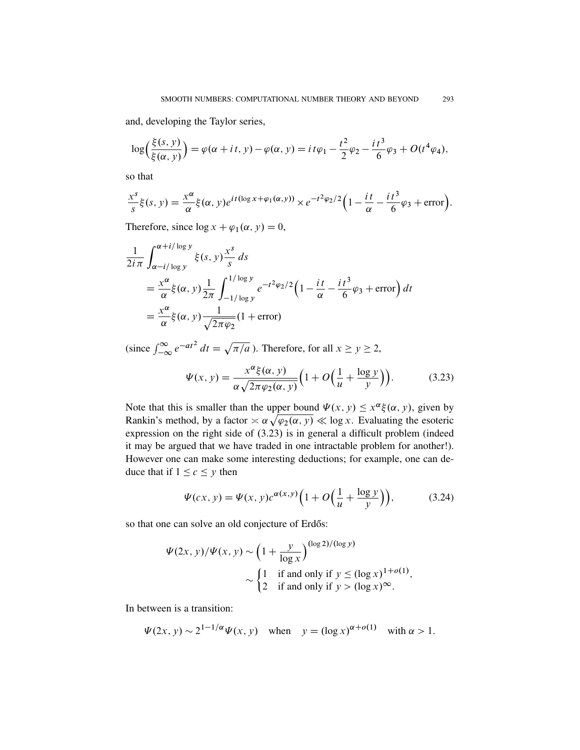and, developing the Taylor series,

$$\log\Big(\frac{\xi(s,y)}{\xi(\alpha,y)}\Big) = \varphi(\alpha+it,y)-\varphi(\alpha,y) = it\varphi_1 - \frac{t^2}{2}\varphi_2 - \frac{it^3}{6}\varphi_3 + O(t^4\varphi_4),$$

so that

$$\frac{x^s}{s}\xi(s,y) = \frac{x^\alpha}{\alpha}\xi(\alpha,y)e^{it(\log x+\varphi_1(\alpha,y))}\times e^{-t^2\varphi_2/2}\Big(1-\frac{it}{\alpha}-\frac{it^3}{6}\varphi_3+\text{error}\Big).$$

Therefore, since $\log x + \varphi_1(\alpha, y) = 0$,

$$\begin{aligned}
\frac{1}{2i\pi}&\int_{\alpha-i/\log y}^{\alpha+i/\log y} \xi(s,y)\frac{x^s}{s}\,ds \\
&= \frac{x^\alpha}{\alpha}\xi(\alpha,y)\frac{1}{2\pi}\int_{-1/\log y}^{1/\log y} e^{-t^2\varphi_2/2}\Big(1-\frac{it}{\alpha}-\frac{it^3}{6}\varphi_3+\text{error}\Big)\,dt \\
&= \frac{x^\alpha}{\alpha}\xi(\alpha,y)\frac{1}{\sqrt{2\pi\varphi_2}}(1+\text{error})
\end{aligned}$$

(since $\int_{-\infty}^{\infty} e^{-at^2}\,dt = \sqrt{\pi/a}$ ). Therefore, for all $x \ge y \ge 2$,

$$\Psi(x,y) = \frac{x^\alpha\xi(\alpha,y)}{\alpha\sqrt{2\pi\varphi_2(\alpha,y)}}\Big(1+O\Big(\frac{1}{u}+\frac{\log y}{y}\Big)\Big). \tag{3.23}$$

Note that this is smaller than the upper bound $\Psi(x, y) \le x^\alpha\xi(\alpha, y)$, given by Rankin's method, by a factor $\asymp \alpha\sqrt{\varphi_2(\alpha, y)} \ll \log x$. Evaluating the esoteric expression on the right side of (3.23) is in general a difficult problem (indeed it may be argued that we have traded in one intractable problem for another!). However one can make some interesting deductions; for example, one can deduce that if $1 \le c \le y$ then

$$\Psi(cx,y) = \Psi(x,y)c^{\alpha(x,y)}\Big(1+O\Big(\frac{1}{u}+\frac{\log y}{y}\Big)\Big), \tag{3.24}$$

so that one can solve an old conjecture of Erdős:

$$\begin{aligned}
\Psi(2x,y)/\Psi(x,y) &\sim \Big(1+\frac{y}{\log x}\Big)^{(\log 2)/(\log y)} \\
&\sim \begin{cases} 1 & \text{if and only if } y \le (\log x)^{1+o(1)}, \\ 2 & \text{if and only if } y > (\log x)^{\infty}. \end{cases}
\end{aligned}$$

In between is a transition:

$$\Psi(2x,y) \sim 2^{1-1/\alpha}\Psi(x,y) \quad \text{when} \quad y = (\log x)^{\alpha+o(1)} \quad \text{with } \alpha > 1.$$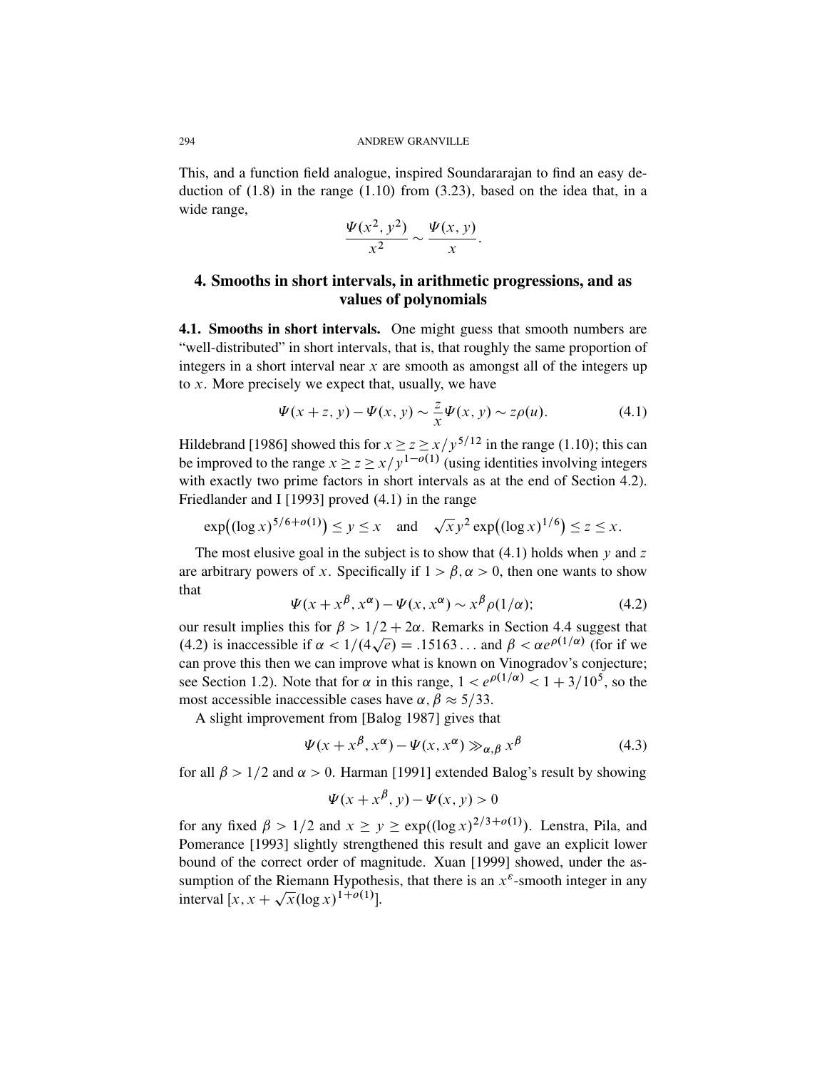This, and a function field analogue, inspired Soundararajan to find an easy deduction of (1.8) in the range (1.10) from (3.23), based on the idea that, in a wide range,

$$\frac{\Psi(x^2, y^2)}{x^2} \sim \frac{\Psi(x, y)}{x}.$$

## 4. Smooths in short intervals, in arithmetic progressions, and as values of polynomials

**4.1. Smooths in short intervals.** One might guess that smooth numbers are "well-distributed" in short intervals, that is, that roughly the same proportion of integers in a short interval near $x$ are smooth as amongst all of the integers up to $x$. More precisely we expect that, usually, we have

$$\Psi(x+z, y) - \Psi(x, y) \sim \frac{z}{x}\Psi(x, y) \sim z\rho(u). \tag{4.1}$$

Hildebrand [1986] showed this for $x \ge z \ge x/y^{5/12}$ in the range (1.10); this can be improved to the range $x \ge z \ge x/y^{1-o(1)}$ (using identities involving integers with exactly two prime factors in short intervals as at the end of Section 4.2). Friedlander and I [1993] proved (4.1) in the range

$$\exp\big((\log x)^{5/6+o(1)}\big) \le y \le x \quad \text{and} \quad \sqrt{x}\, y^2 \exp\big((\log x)^{1/6}\big) \le z \le x.$$

The most elusive goal in the subject is to show that (4.1) holds when $y$ and $z$ are arbitrary powers of $x$. Specifically if $1 > \beta, \alpha > 0$, then one wants to show that

$$\Psi(x + x^\beta, x^\alpha) - \Psi(x, x^\alpha) \sim x^\beta \rho(1/\alpha); \tag{4.2}$$

our result implies this for $\beta > 1/2 + 2\alpha$. Remarks in Section 4.4 suggest that (4.2) is inaccessible if $\alpha < 1/(4\sqrt{e}) = .15163\ldots$ and $\beta < \alpha e^{\rho(1/\alpha)}$ (for if we can prove this then we can improve what is known on Vinogradov's conjecture; see Section 1.2). Note that for $\alpha$ in this range, $1 < e^{\rho(1/\alpha)} < 1 + 3/10^5$, so the most accessible inaccessible cases have $\alpha, \beta \approx 5/33$.

A slight improvement from [Balog 1987] gives that

$$\Psi(x + x^\beta, x^\alpha) - \Psi(x, x^\alpha) \gg_{\alpha,\beta} x^\beta \tag{4.3}$$

for all $\beta > 1/2$ and $\alpha > 0$. Harman [1991] extended Balog's result by showing

$$\Psi(x + x^\beta, y) - \Psi(x, y) > 0$$

for any fixed $\beta > 1/2$ and $x \ge y \ge \exp((\log x)^{2/3+o(1)})$. Lenstra, Pila, and Pomerance [1993] slightly strengthened this result and gave an explicit lower bound of the correct order of magnitude. Xuan [1999] showed, under the assumption of the Riemann Hypothesis, that there is an $x^\varepsilon$-smooth integer in any interval $[x, x + \sqrt{x}(\log x)^{1+o(1)}]$.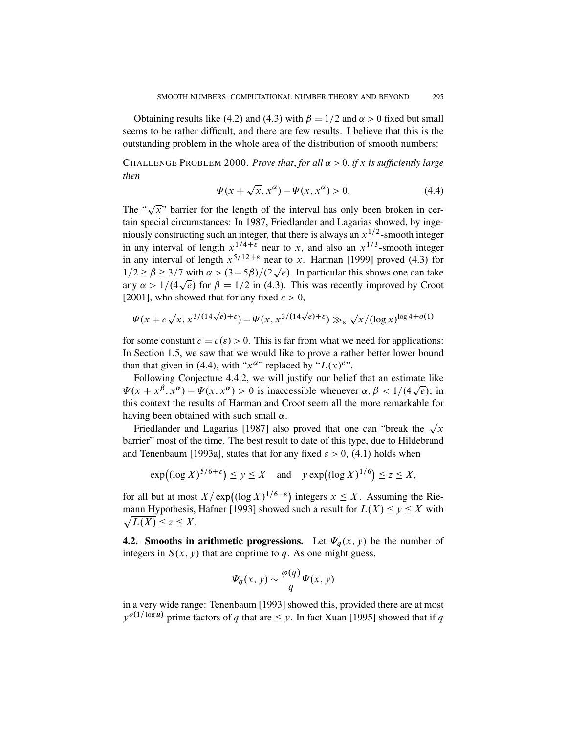Obtaining results like (4.2) and (4.3) with $\beta = 1/2$ and $\alpha > 0$ fixed but small seems to be rather difficult, and there are few results. I believe that this is the outstanding problem in the whole area of the distribution of smooth numbers:

CHALLENGE PROBLEM 2000. *Prove that, for all $\alpha > 0$, if $x$ is sufficiently large then*

$$\Psi(x + \sqrt{x}, x^{\alpha}) - \Psi(x, x^{\alpha}) > 0. \tag{4.4}$$

The "$\sqrt{x}$" barrier for the length of the interval has only been broken in certain special circumstances: In 1987, Friedlander and Lagarias showed, by ingeniously constructing such an integer, that there is always an $x^{1/2}$-smooth integer in any interval of length $x^{1/4+\varepsilon}$ near to $x$, and also an $x^{1/3}$-smooth integer in any interval of length $x^{5/12+\varepsilon}$ near to $x$. Harman [1999] proved (4.3) for $1/2 \geq \beta \geq 3/7$ with $\alpha > (3 - 5\beta)/(2\sqrt{e})$. In particular this shows one can take any $\alpha > 1/(4\sqrt{e})$ for $\beta = 1/2$ in (4.3). This was recently improved by Croot [2001], who showed that for any fixed $\varepsilon > 0$,

$$\Psi(x + c\sqrt{x}, x^{3/(14\sqrt{e})+\varepsilon}) - \Psi(x, x^{3/(14\sqrt{e})+\varepsilon}) \gg_{\varepsilon} \sqrt{x}/(\log x)^{\log 4 + o(1)}$$

for some constant $c = c(\varepsilon) > 0$. This is far from what we need for applications: In Section 1.5, we saw that we would like to prove a rather better lower bound than that given in (4.4), with "$x^{\alpha}$" replaced by "$L(x)^c$".

Following Conjecture 4.4.2, we will justify our belief that an estimate like $\Psi(x + x^{\beta}, x^{\alpha}) - \Psi(x, x^{\alpha}) > 0$ is inaccessible whenever $\alpha, \beta < 1/(4\sqrt{e})$; in this context the results of Harman and Croot seem all the more remarkable for having been obtained with such small $\alpha$.

Friedlander and Lagarias [1987] also proved that one can "break the $\sqrt{x}$ barrier" most of the time. The best result to date of this type, due to Hildebrand and Tenenbaum [1993a], states that for any fixed $\varepsilon > 0$, (4.1) holds when

$$\exp\big((\log X)^{5/6+\varepsilon}\big) \leq y \leq X \quad \text{and} \quad y \exp\big((\log X)^{1/6}\big) \leq z \leq X,$$

for all but at most $X/\exp\big((\log X)^{1/6-\varepsilon}\big)$ integers $x \leq X$. Assuming the Riemann Hypothesis, Hafner [1993] showed such a result for $L(X) \leq y \leq X$ with $\sqrt{L(X)} \leq z \leq X$.

**4.2. Smooths in arithmetic progressions.** Let $\Psi_q(x, y)$ be the number of integers in $S(x, y)$ that are coprime to $q$. As one might guess,

$$\Psi_q(x, y) \sim \frac{\varphi(q)}{q} \Psi(x, y)$$

in a very wide range: Tenenbaum [1993] showed this, provided there are at most $y^{o(1/\log u)}$ prime factors of $q$ that are $\leq y$. In fact Xuan [1995] showed that if $q$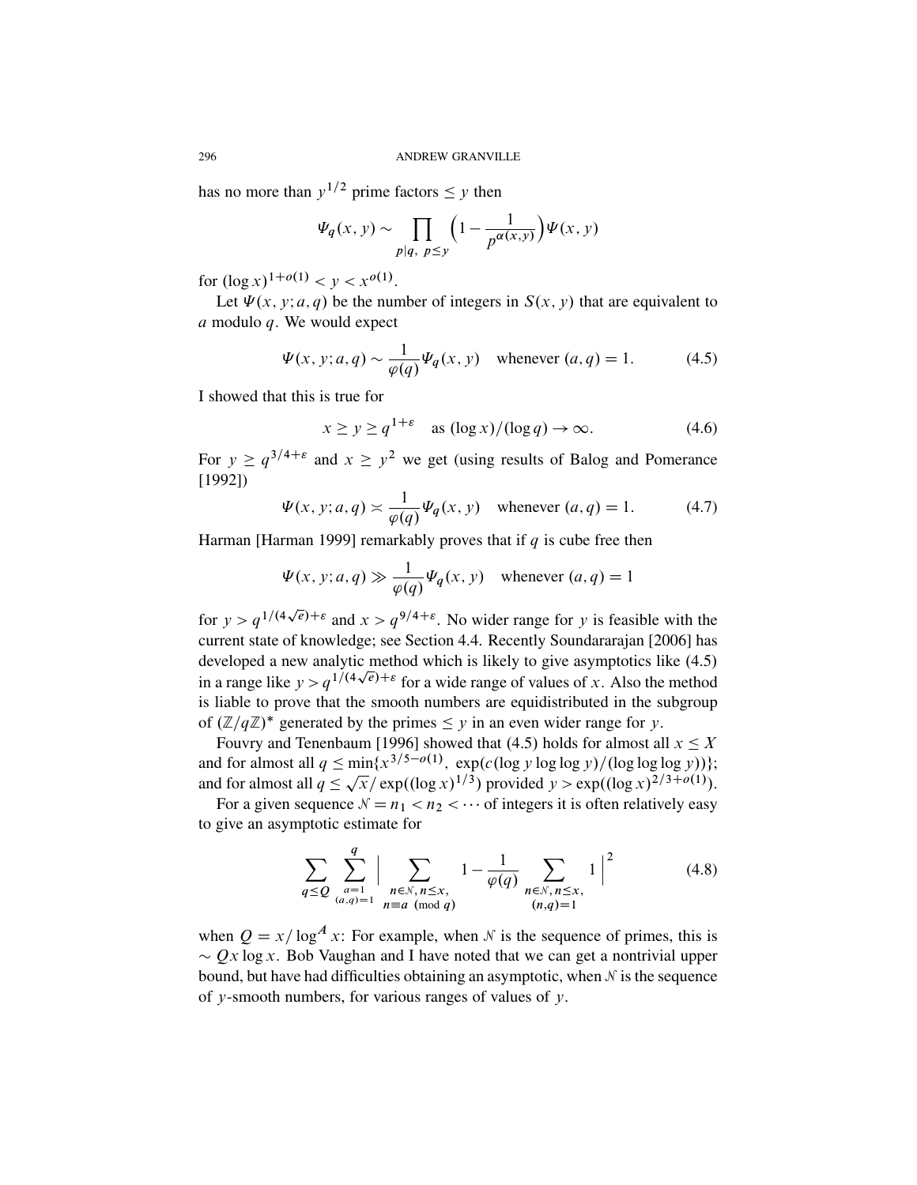has no more than $y^{1/2}$ prime factors $\leq y$ then

$$\Psi_q(x, y) \sim \prod_{p|q,\ p \leq y} \Big(1 - \frac{1}{p^{\alpha(x,y)}}\Big) \Psi(x, y)$$

for $(\log x)^{1+o(1)} < y < x^{o(1)}$.

Let $\Psi(x, y; a, q)$ be the number of integers in $S(x, y)$ that are equivalent to $a$ modulo $q$. We would expect

$$\Psi(x, y; a, q) \sim \frac{1}{\varphi(q)} \Psi_q(x, y) \quad \text{whenever } (a, q) = 1. \tag{4.5}$$

I showed that this is true for

$$x \geq y \geq q^{1+\varepsilon} \quad \text{as } (\log x)/(\log q) \to \infty. \tag{4.6}$$

For $y \geq q^{3/4+\varepsilon}$ and $x \geq y^2$ we get (using results of Balog and Pomerance [1992])

$$\Psi(x, y; a, q) \asymp \frac{1}{\varphi(q)} \Psi_q(x, y) \quad \text{whenever } (a, q) = 1. \tag{4.7}$$

Harman [Harman 1999] remarkably proves that if $q$ is cube free then

$$\Psi(x, y; a, q) \gg \frac{1}{\varphi(q)} \Psi_q(x, y) \quad \text{whenever } (a, q) = 1$$

for $y > q^{1/(4\sqrt{e})+\varepsilon}$ and $x > q^{9/4+\varepsilon}$. No wider range for $y$ is feasible with the current state of knowledge; see Section 4.4. Recently Soundararajan [2006] has developed a new analytic method which is likely to give asymptotics like (4.5) in a range like $y > q^{1/(4\sqrt{e})+\varepsilon}$ for a wide range of values of $x$. Also the method is liable to prove that the smooth numbers are equidistributed in the subgroup of $(\mathbb{Z}/q\mathbb{Z})^*$ generated by the primes $\leq y$ in an even wider range for $y$.

Fouvry and Tenenbaum [1996] showed that (4.5) holds for almost all $x \leq X$ and for almost all $q \leq \min\{x^{3/5-o(1)},\ \exp(c(\log y \log\log y)/(\log\log\log y))\}$; and for almost all $q \leq \sqrt{x}/\exp((\log x)^{1/3})$ provided $y > \exp((\log x)^{2/3+o(1)})$.

For a given sequence $\mathcal{N} = n_1 < n_2 < \cdots$ of integers it is often relatively easy to give an asymptotic estimate for

$$\sum_{q \leq Q} \sum_{\substack{a=1 \\ (a,q)=1}}^{q} \Big| \sum_{\substack{n \in \mathcal{N},\, n \leq x, \\ n \equiv a \pmod q}} 1 - \frac{1}{\varphi(q)} \sum_{\substack{n \in \mathcal{N},\, n \leq x, \\ (n,q)=1}} 1 \Big|^2 \tag{4.8}$$

when $Q = x/\log^A x$: For example, when $\mathcal{N}$ is the sequence of primes, this is $\sim Qx \log x$. Bob Vaughan and I have noted that we can get a nontrivial upper bound, but have had difficulties obtaining an asymptotic, when $\mathcal{N}$ is the sequence of $y$-smooth numbers, for various ranges of values of $y$.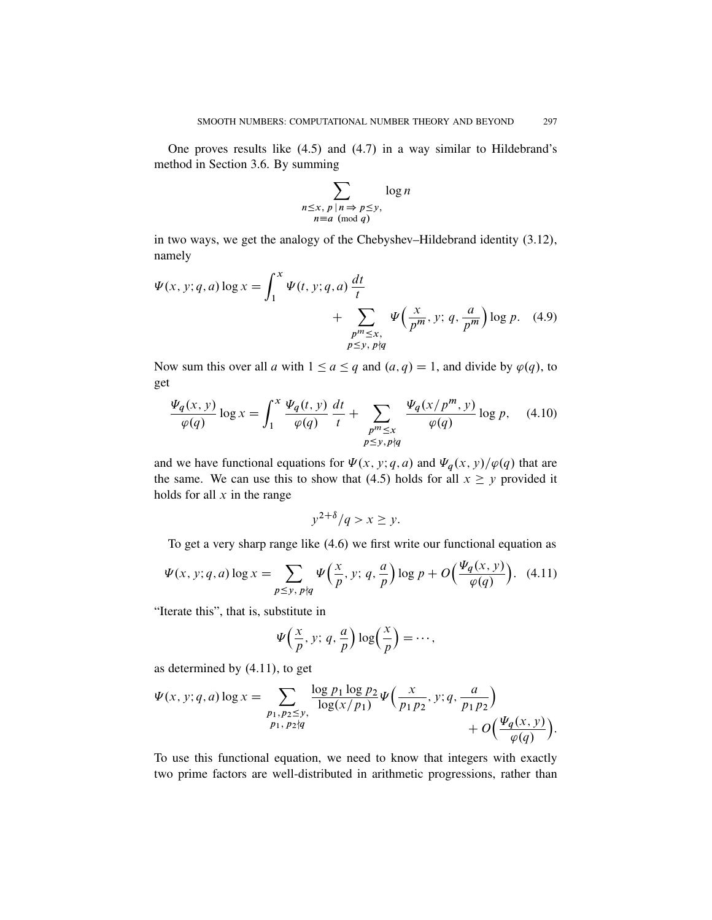One proves results like (4.5) and (4.7) in a way similar to Hildebrand's method in Section 3.6. By summing

$$\sum_{\substack{n\le x,\ p\,|\,n \Rightarrow\ p\le y,\\ n\equiv a \pmod q}} \log n$$

in two ways, we get the analogy of the Chebyshev–Hildebrand identity (3.12), namely

$$\Psi(x, y; q, a) \log x = \int_1^x \Psi(t, y; q, a)\, \frac{dt}{t} + \sum_{\substack{p^m \le x,\\ p\le y,\ p\nmid q}} \Psi\Big(\frac{x}{p^m}, y;\, q,\, \frac{a}{p^m}\Big) \log p. \quad (4.9)$$

Now sum this over all $a$ with $1 \le a \le q$ and $(a, q) = 1$, and divide by $\varphi(q)$, to get

$$\frac{\Psi_q(x, y)}{\varphi(q)} \log x = \int_1^x \frac{\Psi_q(t, y)}{\varphi(q)}\, \frac{dt}{t} + \sum_{\substack{p^m \le x\\ p\le y,\, p\nmid q}} \frac{\Psi_q(x/p^m, y)}{\varphi(q)} \log p, \quad (4.10)$$

and we have functional equations for $\Psi(x, y; q, a)$ and $\Psi_q(x, y)/\varphi(q)$ that are the same. We can use this to show that (4.5) holds for all $x \ge y$ provided it holds for all $x$ in the range

$$y^{2+\delta}/q > x \ge y.$$

To get a very sharp range like (4.6) we first write our functional equation as

$$\Psi(x, y; q, a) \log x = \sum_{p\le y,\ p\nmid q} \Psi\Big(\frac{x}{p}, y;\, q,\, \frac{a}{p}\Big) \log p + O\Big(\frac{\Psi_q(x, y)}{\varphi(q)}\Big). \quad (4.11)$$

"Iterate this", that is, substitute in

$$\Psi\Big(\frac{x}{p}, y;\, q,\, \frac{a}{p}\Big) \log\Big(\frac{x}{p}\Big) = \cdots,$$

as determined by (4.11), to get

$$\Psi(x, y; q, a) \log x = \sum_{\substack{p_1, p_2 \le y,\\ p_1,\, p_2 \nmid q}} \frac{\log p_1 \log p_2}{\log(x/p_1)} \Psi\Big(\frac{x}{p_1 p_2}, y; q, \frac{a}{p_1 p_2}\Big) + O\Big(\frac{\Psi_q(x, y)}{\varphi(q)}\Big).$$

To use this functional equation, we need to know that integers with exactly two prime factors are well-distributed in arithmetic progressions, rather than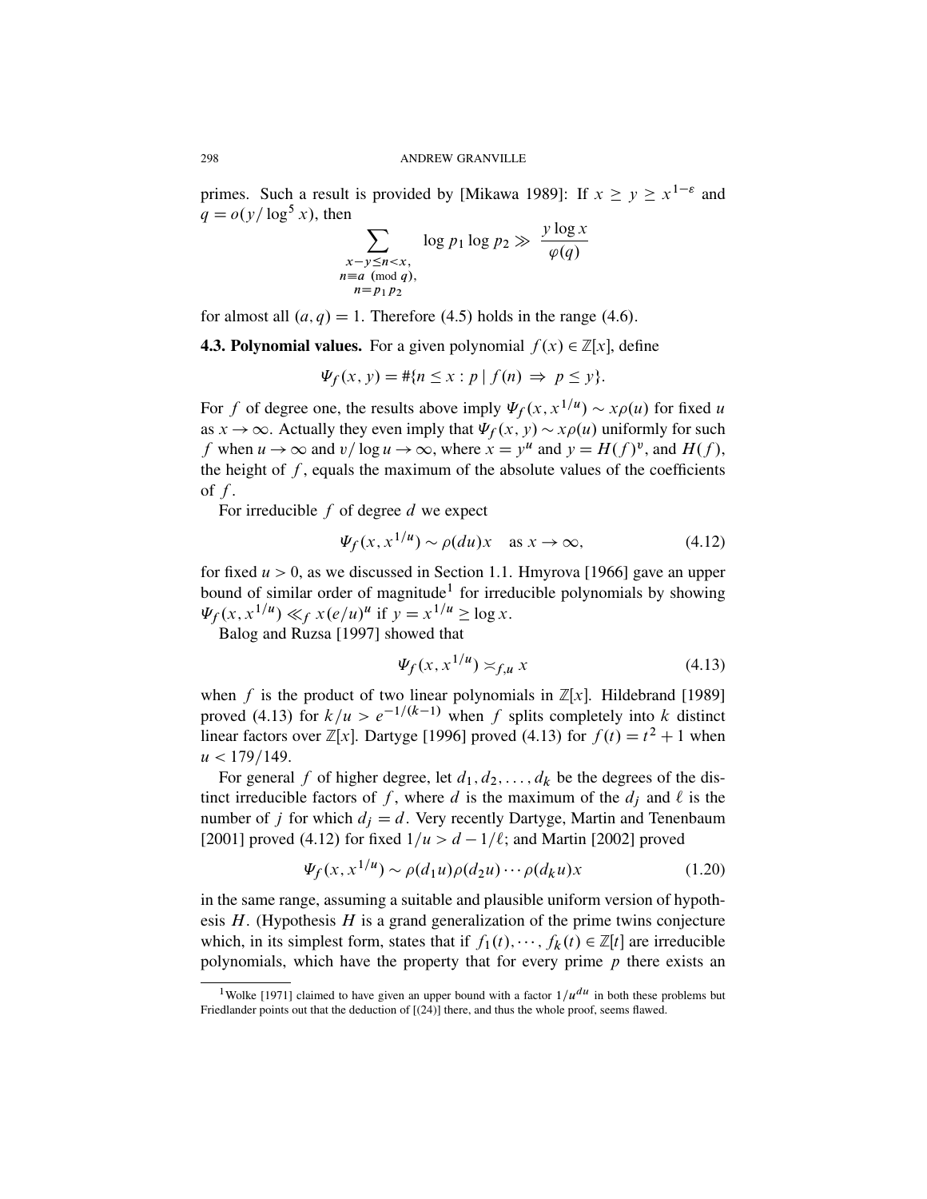primes. Such a result is provided by [Mikawa 1989]: If $x \geq y \geq x^{1-\varepsilon}$ and $q = o(y/\log^5 x)$, then

$$\sum_{\substack{x-y \leq n < x,\\ n \equiv a \pmod q,\\ n = p_1 p_2}} \log p_1 \log p_2 \gg \frac{y \log x}{\varphi(q)}$$

for almost all $(a, q) = 1$. Therefore (4.5) holds in the range (4.6).

**4.3. Polynomial values.** For a given polynomial $f(x) \in \mathbb{Z}[x]$, define

$$\Psi_f(x, y) = \#\{n \leq x : p \mid f(n) \Rightarrow p \leq y\}.$$

For $f$ of degree one, the results above imply $\Psi_f(x, x^{1/u}) \sim x\rho(u)$ for fixed $u$ as $x \to \infty$. Actually they even imply that $\Psi_f(x, y) \sim x\rho(u)$ uniformly for such $f$ when $u \to \infty$ and $v/\log u \to \infty$, where $x = y^u$ and $y = H(f)^v$, and $H(f)$, the height of $f$, equals the maximum of the absolute values of the coefficients of $f$.

For irreducible $f$ of degree $d$ we expect

$$\Psi_f(x, x^{1/u}) \sim \rho(du)x \quad \text{as } x \to \infty, \tag{4.12}$$

for fixed $u > 0$, as we discussed in Section 1.1. Hmyrova [1966] gave an upper bound of similar order of magnitude[1] for irreducible polynomials by showing $\Psi_f(x, x^{1/u}) \ll_f x(e/u)^u$ if $y = x^{1/u} \geq \log x$.

Balog and Ruzsa [1997] showed that

$$\Psi_f(x, x^{1/u}) \asymp_{f,u} x \tag{4.13}$$

when $f$ is the product of two linear polynomials in $\mathbb{Z}[x]$. Hildebrand [1989] proved (4.13) for $k/u > e^{-1/(k-1)}$ when $f$ splits completely into $k$ distinct linear factors over $\mathbb{Z}[x]$. Dartyge [1996] proved (4.13) for $f(t) = t^2 + 1$ when $u < 179/149$.

For general $f$ of higher degree, let $d_1, d_2, \ldots, d_k$ be the degrees of the distinct irreducible factors of $f$, where $d$ is the maximum of the $d_j$ and $\ell$ is the number of $j$ for which $d_j = d$. Very recently Dartyge, Martin and Tenenbaum [2001] proved (4.12) for fixed $1/u > d - 1/\ell$; and Martin [2002] proved

$$\Psi_f(x, x^{1/u}) \sim \rho(d_1 u)\rho(d_2 u) \cdots \rho(d_k u)x \tag{1.20}$$

in the same range, assuming a suitable and plausible uniform version of hypothesis $H$. (Hypothesis $H$ is a grand generalization of the prime twins conjecture which, in its simplest form, states that if $f_1(t), \cdots, f_k(t) \in \mathbb{Z}[t]$ are irreducible polynomials, which have the property that for every prime $p$ there exists an

---

[1] Wolke [1971] claimed to have given an upper bound with a factor $1/u^{du}$ in both these problems but Friedlander points out that the deduction of [(24)] there, and thus the whole proof, seems flawed.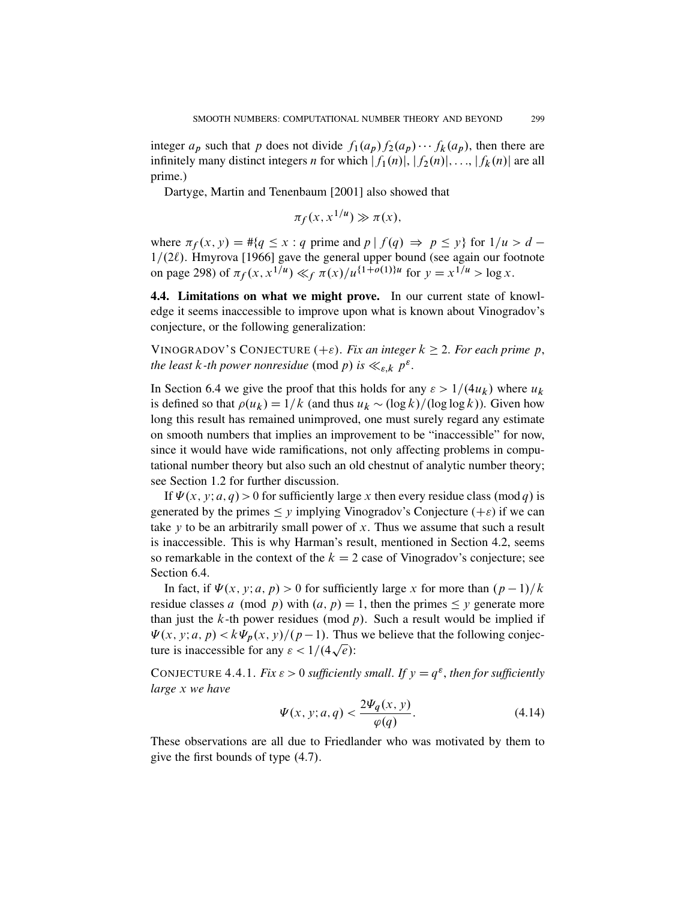integer $a_p$ such that $p$ does not divide $f_1(a_p)f_2(a_p)\cdots f_k(a_p)$, then there are infinitely many distinct integers $n$ for which $|f_1(n)|, |f_2(n)|, \ldots, |f_k(n)|$ are all prime.)

Dartyge, Martin and Tenenbaum [2001] also showed that

$$\pi_f(x, x^{1/u}) \gg \pi(x),$$

where $\pi_f(x, y) = \#\{q \le x : q \text{ prime and } p \mid f(q) \Rightarrow p \le y\}$ for $1/u > d - 1/(2\ell)$. Hmyrova [1966] gave the general upper bound (see again our footnote on page 298) of $\pi_f(x, x^{1/u}) \ll_f \pi(x)/u^{\{1+o(1)\}u}$ for $y = x^{1/u} > \log x$.

**4.4. Limitations on what we might prove.** In our current state of knowledge it seems inaccessible to improve upon what is known about Vinogradov's conjecture, or the following generalization:

VINOGRADOV'S CONJECTURE $(+\varepsilon)$. *Fix an integer $k \ge 2$. For each prime $p$, the least $k$-th power nonresidue* (mod $p$) *is $\ll_{\varepsilon,k} p^{\varepsilon}$.*

In Section 6.4 we give the proof that this holds for any $\varepsilon > 1/(4u_k)$ where $u_k$ is defined so that $\rho(u_k) = 1/k$ (and thus $u_k \sim (\log k)/(\log\log k)$). Given how long this result has remained unimproved, one must surely regard any estimate on smooth numbers that implies an improvement to be "inaccessible" for now, since it would have wide ramifications, not only affecting problems in computational number theory but also such an old chestnut of analytic number theory; see Section 1.2 for further discussion.

If $\Psi(x, y; a, q) > 0$ for sufficiently large $x$ then every residue class (mod $q$) is generated by the primes $\le y$ implying Vinogradov's Conjecture $(+\varepsilon)$ if we can take $y$ to be an arbitrarily small power of $x$. Thus we assume that such a result is inaccessible. This is why Harman's result, mentioned in Section 4.2, seems so remarkable in the context of the $k = 2$ case of Vinogradov's conjecture; see Section 6.4.

In fact, if $\Psi(x, y; a, p) > 0$ for sufficiently large $x$ for more than $(p-1)/k$ residue classes $a \pmod p$ with $(a, p) = 1$, then the primes $\le y$ generate more than just the $k$-th power residues (mod $p$). Such a result would be implied if $\Psi(x, y; a, p) < k\Psi_p(x, y)/(p-1)$. Thus we believe that the following conjecture is inaccessible for any $\varepsilon < 1/(4\sqrt{e})$:

CONJECTURE 4.4.1. *Fix $\varepsilon > 0$ sufficiently small. If $y = q^{\varepsilon}$, then for sufficiently large $x$ we have*

$$\Psi(x, y; a, q) < \frac{2\Psi_q(x, y)}{\varphi(q)}. \tag{4.14}$$

These observations are all due to Friedlander who was motivated by them to give the first bounds of type (4.7).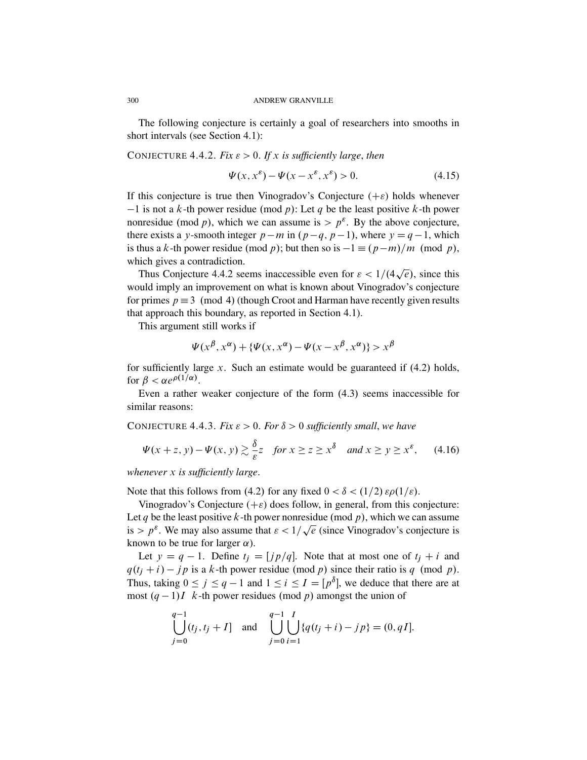The following conjecture is certainly a goal of researchers into smooths in short intervals (see Section 4.1):

CONJECTURE 4.4.2. *Fix $\varepsilon > 0$. If $x$ is sufficiently large, then*

$$\Psi(x, x^{\varepsilon}) - \Psi(x - x^{\varepsilon}, x^{\varepsilon}) > 0. \tag{4.15}$$

If this conjecture is true then Vinogradov's Conjecture $(+\varepsilon)$ holds whenever $-1$ is not a $k$-th power residue (mod $p$): Let $q$ be the least positive $k$-th power nonresidue (mod $p$), which we can assume is $> p^{\varepsilon}$. By the above conjecture, there exists a $y$-smooth integer $p-m$ in $(p-q, p-1)$, where $y = q-1$, which is thus a $k$-th power residue (mod $p$); but then so is $-1 \equiv (p-m)/m \pmod p$, which gives a contradiction.

Thus Conjecture 4.4.2 seems inaccessible even for $\varepsilon < 1/(4\sqrt{e})$, since this would imply an improvement on what is known about Vinogradov's conjecture for primes $p \equiv 3 \pmod 4$ (though Croot and Harman have recently given results that approach this boundary, as reported in Section 4.1).

This argument still works if

$$\Psi(x^{\beta}, x^{\alpha}) + \{\Psi(x, x^{\alpha}) - \Psi(x - x^{\beta}, x^{\alpha})\} > x^{\beta}$$

for sufficiently large $x$. Such an estimate would be guaranteed if (4.2) holds, for $\beta < \alpha e^{\rho(1/\alpha)}$.

Even a rather weaker conjecture of the form (4.3) seems inaccessible for similar reasons:

CONJECTURE 4.4.3. *Fix $\varepsilon > 0$. For $\delta > 0$ sufficiently small, we have*

$$\Psi(x+z, y) - \Psi(x, y) \gtrsim \frac{\delta}{\varepsilon} z \quad \text{for } x \geq z \geq x^{\delta} \quad \text{and } x \geq y \geq x^{\varepsilon}, \tag{4.16}$$

*whenever $x$ is sufficiently large.*

Note that this follows from (4.2) for any fixed $0 < \delta < (1/2)\,\varepsilon\rho(1/\varepsilon)$.

Vinogradov's Conjecture $(+\varepsilon)$ does follow, in general, from this conjecture: Let $q$ be the least positive $k$-th power nonresidue (mod $p$), which we can assume is $> p^{\varepsilon}$. We may also assume that $\varepsilon < 1/\sqrt{e}$ (since Vinogradov's conjecture is known to be true for larger $\alpha$).

Let $y = q-1$. Define $t_j = [jp/q]$. Note that at most one of $t_j + i$ and $q(t_j+i) - jp$ is a $k$-th power residue (mod $p$) since their ratio is $q \pmod p$. Thus, taking $0 \leq j \leq q-1$ and $1 \leq i \leq I = [p^{\delta}]$, we deduce that there are at most $(q-1)I$ $k$-th power residues (mod $p$) amongst the union of

$$\bigcup_{j=0}^{q-1} (t_j, t_j + I] \quad \text{and} \quad \bigcup_{j=0}^{q-1} \bigcup_{i=1}^{I} \{q(t_j+i) - jp\} = (0, qI].$$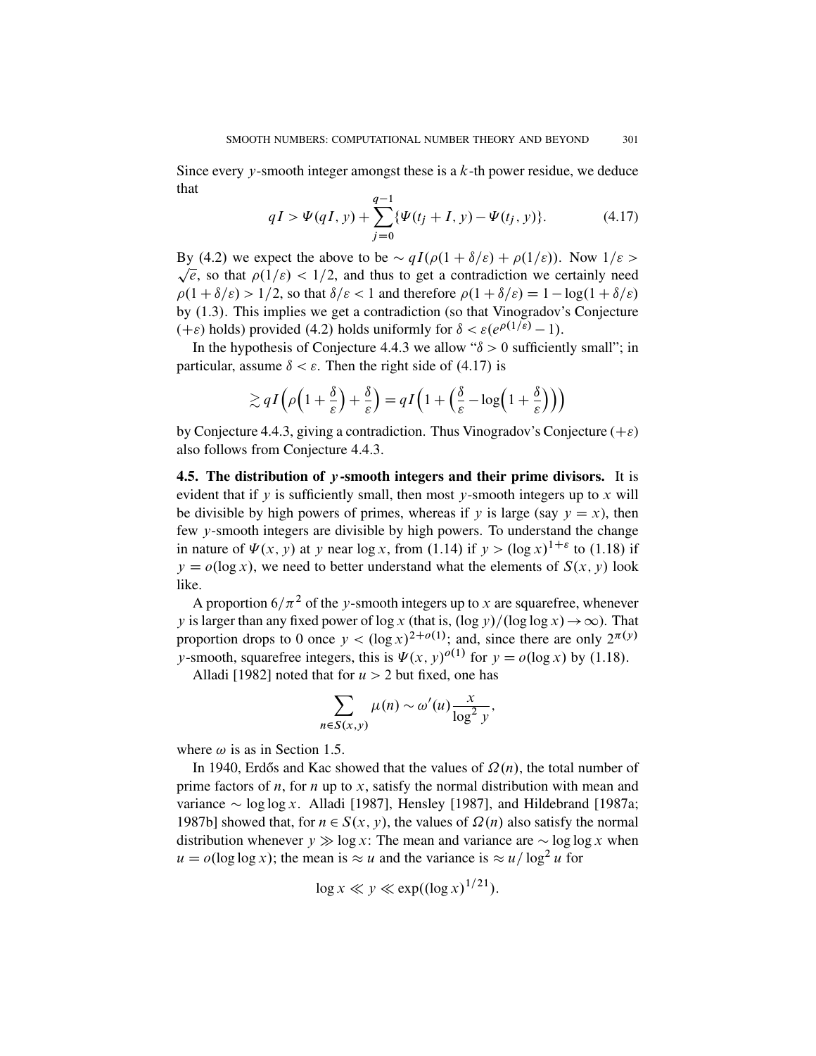Since every $y$-smooth integer amongst these is a $k$-th power residue, we deduce that

$$qI > \Psi(qI, y) + \sum_{j=0}^{q-1} \{\Psi(t_j + I, y) - \Psi(t_j, y)\}. \tag{4.17}$$

By (4.2) we expect the above to be $\sim qI(\rho(1 + \delta/\varepsilon) + \rho(1/\varepsilon))$. Now $1/\varepsilon > \sqrt{e}$, so that $\rho(1/\varepsilon) < 1/2$, and thus to get a contradiction we certainly need $\rho(1 + \delta/\varepsilon) > 1/2$, so that $\delta/\varepsilon < 1$ and therefore $\rho(1 + \delta/\varepsilon) = 1 - \log(1 + \delta/\varepsilon)$ by (1.3). This implies we get a contradiction (so that Vinogradov's Conjecture ($+\varepsilon$) holds) provided (4.2) holds uniformly for $\delta < \varepsilon(e^{\rho(1/\varepsilon)} - 1)$.

In the hypothesis of Conjecture 4.4.3 we allow "$\delta > 0$ sufficiently small"; in particular, assume $\delta < \varepsilon$. Then the right side of (4.17) is

$$\gtrsim qI\Big(\rho\Big(1 + \frac{\delta}{\varepsilon}\Big) + \frac{\delta}{\varepsilon}\Big) = qI\Big(1 + \Big(\frac{\delta}{\varepsilon} - \log\Big(1 + \frac{\delta}{\varepsilon}\Big)\Big)\Big)$$

by Conjecture 4.4.3, giving a contradiction. Thus Vinogradov's Conjecture ($+\varepsilon$) also follows from Conjecture 4.4.3.

**4.5. The distribution of $y$-smooth integers and their prime divisors.** It is evident that if $y$ is sufficiently small, then most $y$-smooth integers up to $x$ will be divisible by high powers of primes, whereas if $y$ is large (say $y = x$), then few $y$-smooth integers are divisible by high powers. To understand the change in nature of $\Psi(x, y)$ at $y$ near $\log x$, from (1.14) if $y > (\log x)^{1+\varepsilon}$ to (1.18) if $y = o(\log x)$, we need to better understand what the elements of $S(x, y)$ look like.

A proportion $6/\pi^2$ of the $y$-smooth integers up to $x$ are squarefree, whenever $y$ is larger than any fixed power of $\log x$ (that is, $(\log y)/(\log\log x) \to \infty$). That proportion drops to 0 once $y < (\log x)^{2+o(1)}$; and, since there are only $2^{\pi(y)}$ $y$-smooth, squarefree integers, this is $\Psi(x, y)^{o(1)}$ for $y = o(\log x)$ by (1.18).

Alladi [1982] noted that for $u > 2$ but fixed, one has

$$\sum_{n \in S(x,y)} \mu(n) \sim \omega'(u) \frac{x}{\log^2 y},$$

where $\omega$ is as in Section 1.5.

In 1940, Erdős and Kac showed that the values of $\Omega(n)$, the total number of prime factors of $n$, for $n$ up to $x$, satisfy the normal distribution with mean and variance $\sim \log\log x$. Alladi [1987], Hensley [1987], and Hildebrand [1987a; 1987b] showed that, for $n \in S(x, y)$, the values of $\Omega(n)$ also satisfy the normal distribution whenever $y \gg \log x$: The mean and variance are $\sim \log\log x$ when $u = o(\log\log x)$; the mean is $\approx u$ and the variance is $\approx u/\log^2 u$ for

$$\log x \ll y \ll \exp((\log x)^{1/21}).$$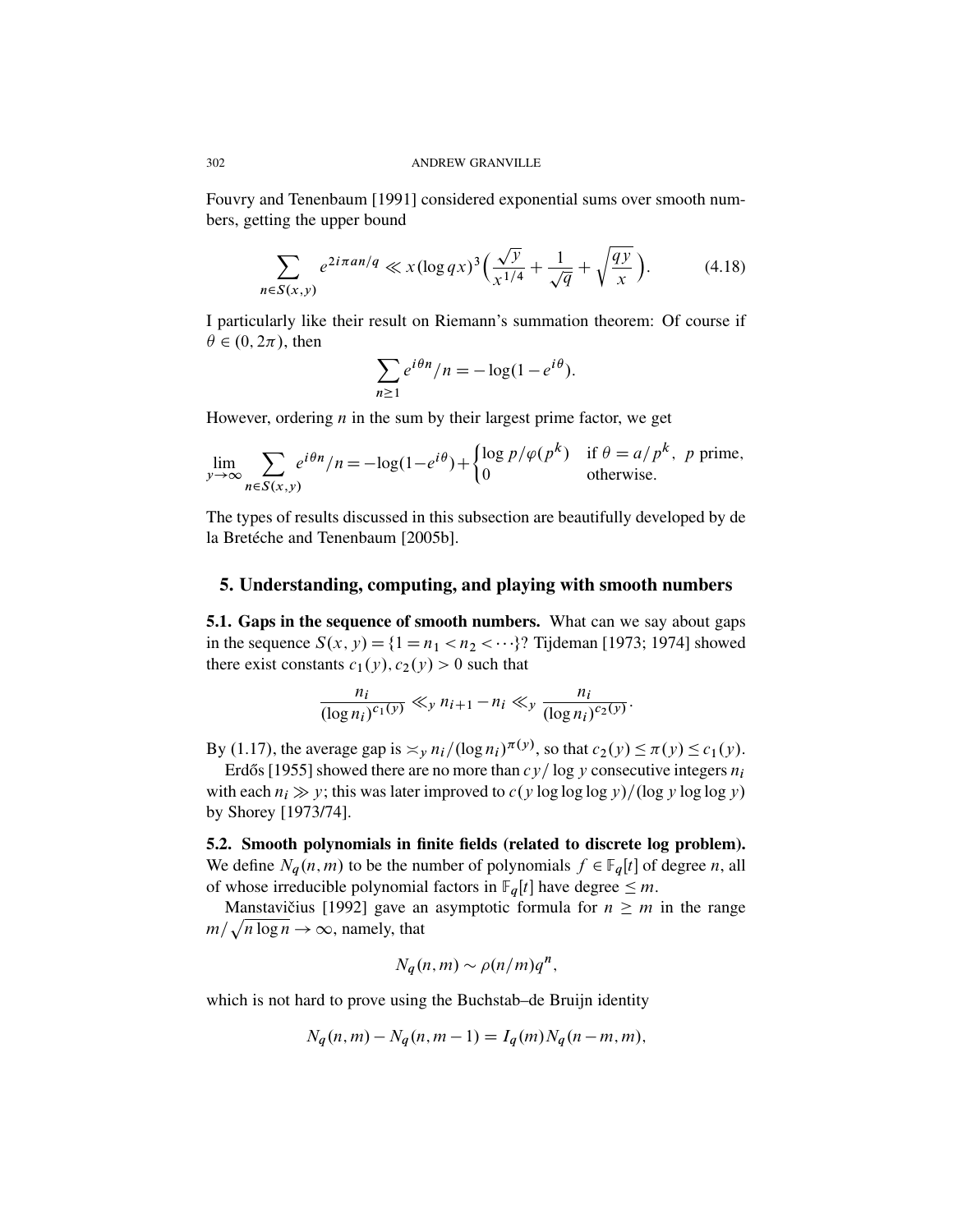Fouvry and Tenenbaum [1991] considered exponential sums over smooth numbers, getting the upper bound

$$\sum_{n \in S(x,y)} e^{2i\pi an/q} \ll x(\log qx)^3 \Big( \frac{\sqrt{y}}{x^{1/4}} + \frac{1}{\sqrt{q}} + \sqrt{\frac{qy}{x}} \Big). \tag{4.18}$$

I particularly like their result on Riemann's summation theorem: Of course if $\theta \in (0, 2\pi)$, then

$$\sum_{n \geq 1} e^{i\theta n}/n = -\log(1 - e^{i\theta}).$$

However, ordering $n$ in the sum by their largest prime factor, we get

$$\lim_{y \to \infty} \sum_{n \in S(x,y)} e^{i\theta n}/n = -\log(1-e^{i\theta}) + \begin{cases} \log p/\varphi(p^k) & \text{if } \theta = a/p^k, \ p \text{ prime}, \\ 0 & \text{otherwise.} \end{cases}$$

The types of results discussed in this subsection are beautifully developed by de la Bretéche and Tenenbaum [2005b].

## 5. Understanding, computing, and playing with smooth numbers

**5.1. Gaps in the sequence of smooth numbers.** What can we say about gaps in the sequence $S(x, y) = \{1 = n_1 < n_2 < \cdots\}$? Tijdeman [1973; 1974] showed there exist constants $c_1(y), c_2(y) > 0$ such that

$$\frac{n_i}{(\log n_i)^{c_1(y)}} \ll_y n_{i+1} - n_i \ll_y \frac{n_i}{(\log n_i)^{c_2(y)}}.$$

By (1.17), the average gap is $\asymp_y n_i/(\log n_i)^{\pi(y)}$, so that $c_2(y) \leq \pi(y) \leq c_1(y)$.

Erdős [1955] showed there are no more than $cy/\log y$ consecutive integers $n_i$ with each $n_i \gg y$; this was later improved to $c(y \log\log\log y)/(\log y \log\log y)$ by Shorey [1973/74].

**5.2. Smooth polynomials in finite fields (related to discrete log problem).** We define $N_q(n, m)$ to be the number of polynomials $f \in \mathbb{F}_q[t]$ of degree $n$, all of whose irreducible polynomial factors in $\mathbb{F}_q[t]$ have degree $\leq m$.

Manstavičius [1992] gave an asymptotic formula for $n \geq m$ in the range $m/\sqrt{n \log n} \to \infty$, namely, that

$$N_q(n, m) \sim \rho(n/m)q^n,$$

which is not hard to prove using the Buchstab–de Bruijn identity

$$N_q(n, m) - N_q(n, m-1) = I_q(m) N_q(n - m, m),$$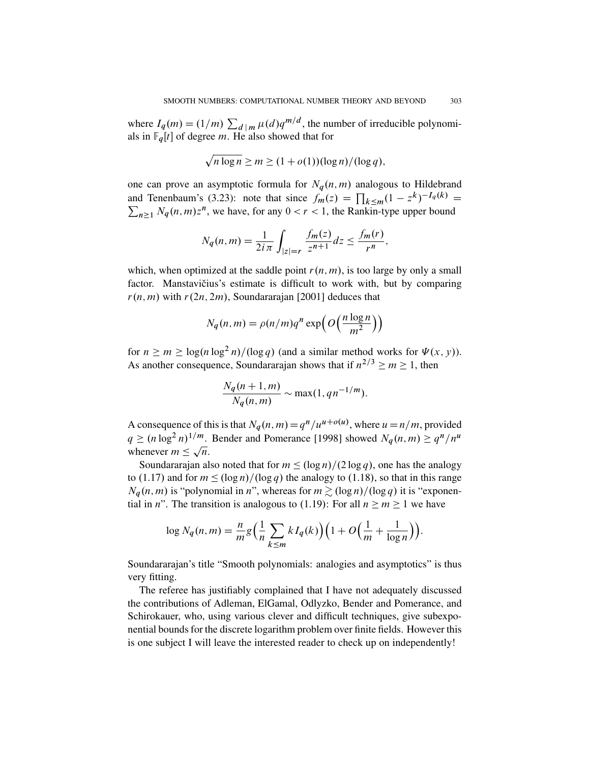where $I_q(m) = (1/m) \sum_{d \mid m} \mu(d) q^{m/d}$, the number of irreducible polynomials in $\mathbb{F}_q[t]$ of degree $m$. He also showed that for

$$\sqrt{n \log n} \geq m \geq (1 + o(1))(\log n)/(\log q),$$

one can prove an asymptotic formula for $N_q(n,m)$ analogous to Hildebrand and Tenenbaum's (3.23): note that since $f_m(z) = \prod_{k \leq m} (1 - z^k)^{-I_q(k)} = \sum_{n \geq 1} N_q(n,m) z^n$, we have, for any $0 < r < 1$, the Rankin-type upper bound

$$N_q(n,m) = \frac{1}{2i\pi} \int_{|z|=r} \frac{f_m(z)}{z^{n+1}} dz \leq \frac{f_m(r)}{r^n},$$

which, when optimized at the saddle point $r(n,m)$, is too large by only a small factor. Manstavičius's estimate is difficult to work with, but by comparing $r(n,m)$ with $r(2n, 2m)$, Soundararajan [2001] deduces that

$$N_q(n,m) = \rho(n/m) q^n \exp\Big( O\Big( \frac{n \log n}{m^2} \Big) \Big)$$

for $n \geq m \geq \log(n \log^2 n)/(\log q)$ (and a similar method works for $\Psi(x,y)$). As another consequence, Soundararajan shows that if $n^{2/3} \geq m \geq 1$, then

$$\frac{N_q(n+1,m)}{N_q(n,m)} \sim \max(1, q n^{-1/m}).$$

A consequence of this is that $N_q(n,m) = q^n / u^{u+o(u)}$, where $u = n/m$, provided $q \geq (n \log^2 n)^{1/m}$. Bender and Pomerance [1998] showed $N_q(n,m) \geq q^n / n^u$ whenever $m \leq \sqrt{n}$.

Soundararajan also noted that for $m \leq (\log n)/(2 \log q)$, one has the analogy to (1.17) and for $m \leq (\log n)/(\log q)$ the analogy to (1.18), so that in this range $N_q(n,m)$ is "polynomial in $n$", whereas for $m \gtrsim (\log n)/(\log q)$ it is "exponential in $n$". The transition is analogous to (1.19): For all $n \geq m \geq 1$ we have

$$\log N_q(n,m) = \frac{n}{m} g\Big( \frac{1}{n} \sum_{k \leq m} k I_q(k) \Big) \Big( 1 + O\Big( \frac{1}{m} + \frac{1}{\log n} \Big) \Big).$$

Soundararajan's title "Smooth polynomials: analogies and asymptotics" is thus very fitting.

The referee has justifiably complained that I have not adequately discussed the contributions of Adleman, ElGamal, Odlyzko, Bender and Pomerance, and Schirokauer, who, using various clever and difficult techniques, give subexponential bounds for the discrete logarithm problem over finite fields. However this is one subject I will leave the interested reader to check up on independently!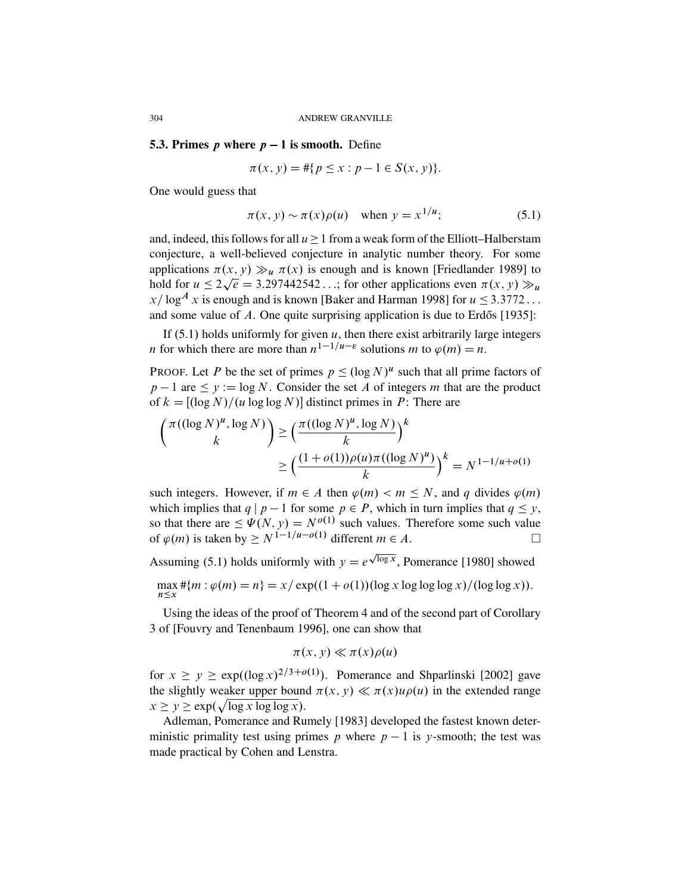### 5.3. Primes $p$ where $p-1$ is smooth.

Define

$$\pi(x, y) = \#\{p \le x : p - 1 \in S(x, y)\}.$$

One would guess that

$$\pi(x, y) \sim \pi(x)\rho(u) \quad \text{when } y = x^{1/u}; \tag{5.1}$$

and, indeed, this follows for all $u \ge 1$ from a weak form of the Elliott–Halberstam conjecture, a well-believed conjecture in analytic number theory. For some applications $\pi(x, y) \gg_u \pi(x)$ is enough and is known [Friedlander 1989] to hold for $u \le 2\sqrt{e} = 3.297442542\ldots$; for other applications even $\pi(x, y) \gg_u x/\log^A x$ is enough and is known [Baker and Harman 1998] for $u \le 3.3772\ldots$ and some value of $A$. One quite surprising application is due to Erdős [1935]:

If (5.1) holds uniformly for given $u$, then there exist arbitrarily large integers $n$ for which there are more than $n^{1-1/u-\varepsilon}$ solutions $m$ to $\varphi(m) = n$.

Proof. Let $P$ be the set of primes $p \le (\log N)^u$ such that all prime factors of $p - 1$ are $\le y := \log N$. Consider the set $A$ of integers $m$ that are the product of $k = [(\log N)/(u \log\log N)]$ distinct primes in $P$: There are

$$\binom{\pi((\log N)^u, \log N)}{k} \ge \Big(\frac{\pi((\log N)^u, \log N)}{k}\Big)^k$$
$$\ge \Big(\frac{(1+o(1))\rho(u)\pi((\log N)^u)}{k}\Big)^k = N^{1-1/u+o(1)}$$

such integers. However, if $m \in A$ then $\varphi(m) < m \le N$, and $q$ divides $\varphi(m)$ which implies that $q \mid p - 1$ for some $p \in P$, which in turn implies that $q \le y$, so that there are $\le \Psi(N, y) = N^{o(1)}$ such values. Therefore some such value of $\varphi(m)$ is taken by $\ge N^{1-1/u-o(1)}$ different $m \in A$. □

Assuming (5.1) holds uniformly with $y = e^{\sqrt{\log x}}$, Pomerance [1980] showed

$$\max_{n \le x} \#\{m : \varphi(m) = n\} = x/\exp((1+o(1))(\log x \log\log\log x)/(\log\log x)).$$

Using the ideas of the proof of Theorem 4 and of the second part of Corollary 3 of [Fouvry and Tenenbaum 1996], one can show that

$$\pi(x, y) \ll \pi(x)\rho(u)$$

for $x \ge y \ge \exp((\log x)^{2/3+o(1)})$. Pomerance and Shparlinski [2002] gave the slightly weaker upper bound $\pi(x, y) \ll \pi(x)u\rho(u)$ in the extended range $x \ge y \ge \exp(\sqrt{\log x \log\log x})$.

Adleman, Pomerance and Rumely [1983] developed the fastest known deterministic primality test using primes $p$ where $p - 1$ is $y$-smooth; the test was made practical by Cohen and Lenstra.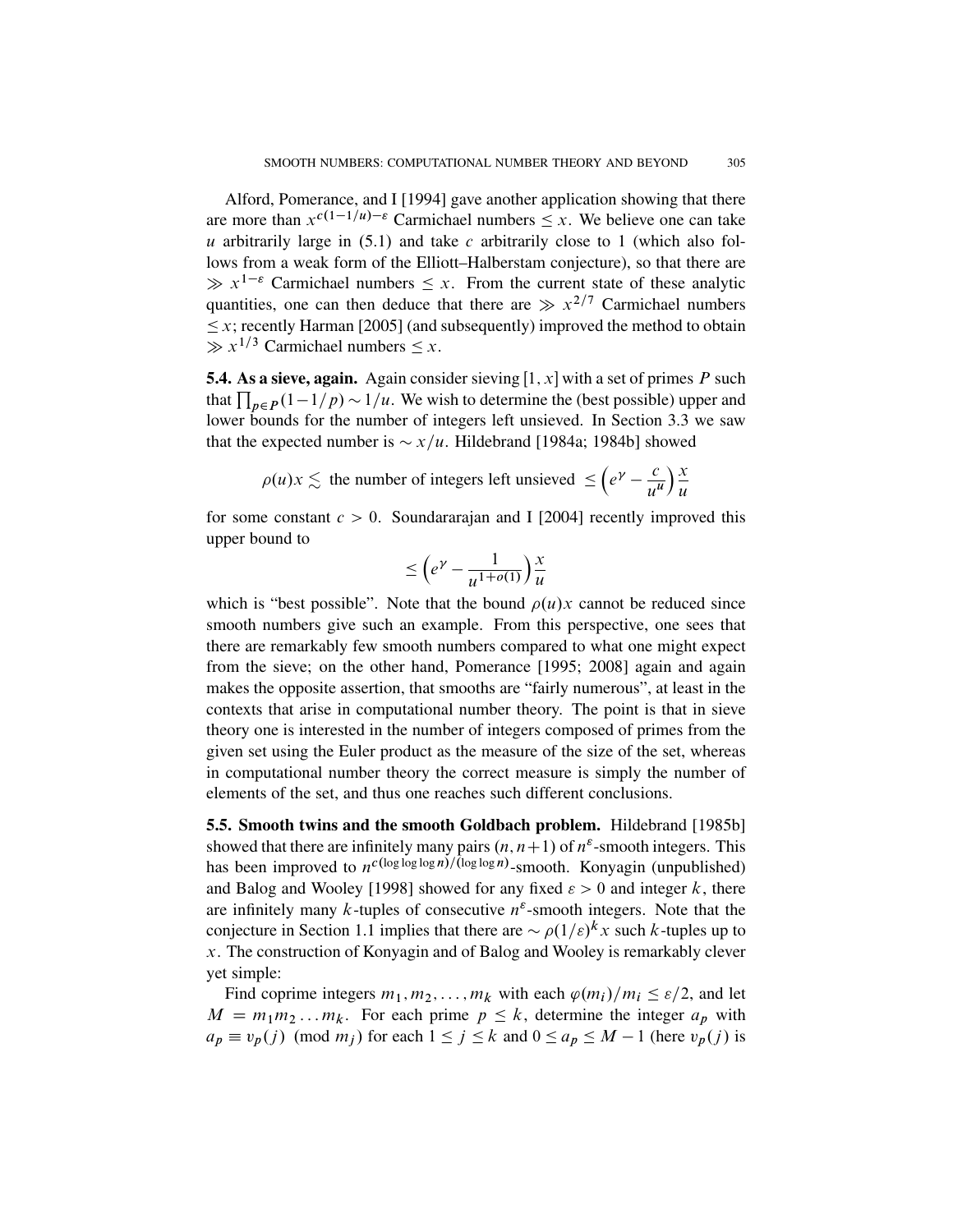Alford, Pomerance, and I [1994] gave another application showing that there are more than $x^{c(1-1/u)-\varepsilon}$ Carmichael numbers $\leq x$. We believe one can take $u$ arbitrarily large in (5.1) and take $c$ arbitrarily close to 1 (which also follows from a weak form of the Elliott–Halberstam conjecture), so that there are $\gg x^{1-\varepsilon}$ Carmichael numbers $\leq x$. From the current state of these analytic quantities, one can then deduce that there are $\gg x^{2/7}$ Carmichael numbers $\leq x$; recently Harman [2005] (and subsequently) improved the method to obtain $\gg x^{1/3}$ Carmichael numbers $\leq x$.

**5.4. As a sieve, again.** Again consider sieving $[1, x]$ with a set of primes $P$ such that $\prod_{p \in P}(1-1/p) \sim 1/u$. We wish to determine the (best possible) upper and lower bounds for the number of integers left unsieved. In Section 3.3 we saw that the expected number is $\sim x/u$. Hildebrand [1984a; 1984b] showed

$$\rho(u)x \lesssim \text{ the number of integers left unsieved } \leq \Big(e^{\gamma} - \frac{c}{u^u}\Big)\frac{x}{u}$$

for some constant $c > 0$. Soundararajan and I [2004] recently improved this upper bound to

$$\leq \Big(e^{\gamma} - \frac{1}{u^{1+o(1)}}\Big)\frac{x}{u}$$

which is "best possible". Note that the bound $\rho(u)x$ cannot be reduced since smooth numbers give such an example. From this perspective, one sees that there are remarkably few smooth numbers compared to what one might expect from the sieve; on the other hand, Pomerance [1995; 2008] again and again makes the opposite assertion, that smooths are "fairly numerous", at least in the contexts that arise in computational number theory. The point is that in sieve theory one is interested in the number of integers composed of primes from the given set using the Euler product as the measure of the size of the set, whereas in computational number theory the correct measure is simply the number of elements of the set, and thus one reaches such different conclusions.

**5.5. Smooth twins and the smooth Goldbach problem.** Hildebrand [1985b] showed that there are infinitely many pairs $(n, n+1)$ of $n^{\varepsilon}$-smooth integers. This has been improved to $n^{c(\log\log\log n)/(\log\log n)}$-smooth. Konyagin (unpublished) and Balog and Wooley [1998] showed for any fixed $\varepsilon > 0$ and integer $k$, there are infinitely many $k$-tuples of consecutive $n^{\varepsilon}$-smooth integers. Note that the conjecture in Section 1.1 implies that there are $\sim \rho(1/\varepsilon)^k x$ such $k$-tuples up to $x$. The construction of Konyagin and of Balog and Wooley is remarkably clever yet simple:

Find coprime integers $m_1, m_2, \ldots, m_k$ with each $\varphi(m_i)/m_i \leq \varepsilon/2$, and let $M = m_1 m_2 \ldots m_k$. For each prime $p \leq k$, determine the integer $a_p$ with $a_p \equiv v_p(j) \pmod{m_j}$ for each $1 \leq j \leq k$ and $0 \leq a_p \leq M-1$ (here $v_p(j)$ is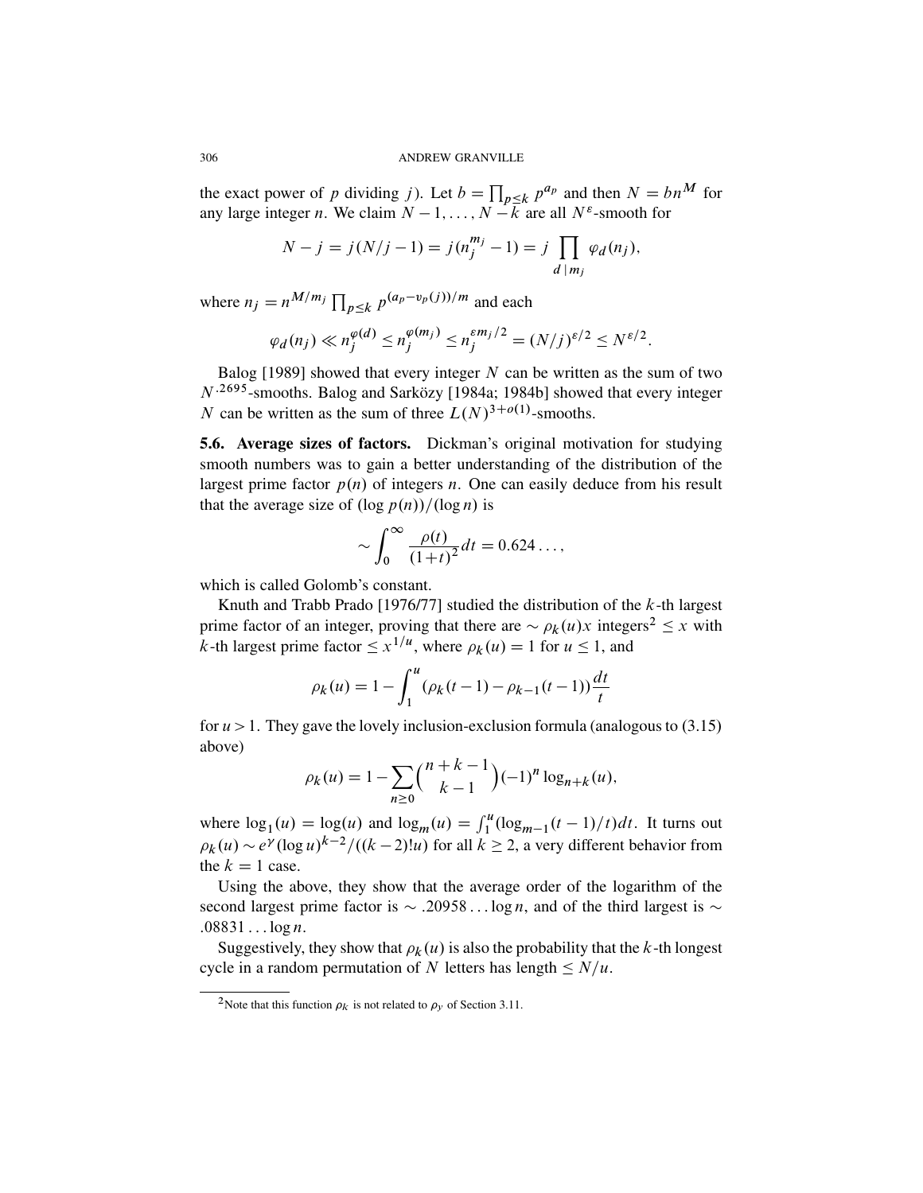the exact power of $p$ dividing $j$). Let $b = \prod_{p \le k} p^{a_p}$ and then $N = bn^M$ for any large integer $n$. We claim $N-1, \ldots, N-k$ are all $N^\varepsilon$-smooth for

$$N - j = j(N/j - 1) = j(n_j^{m_j} - 1) = j \prod_{d \mid m_j} \varphi_d(n_j),$$

where $n_j = n^{M/m_j} \prod_{p \le k} p^{(a_p - v_p(j))/m}$ and each

$$\varphi_d(n_j) \ll n_j^{\varphi(d)} \le n_j^{\varphi(m_j)} \le n_j^{\varepsilon m_j/2} = (N/j)^{\varepsilon/2} \le N^{\varepsilon/2}.$$

Balog [1989] showed that every integer $N$ can be written as the sum of two $N^{.2695}$-smooths. Balog and Sarközy [1984a; 1984b] showed that every integer $N$ can be written as the sum of three $L(N)^{3+o(1)}$-smooths.

**5.6. Average sizes of factors.** Dickman's original motivation for studying smooth numbers was to gain a better understanding of the distribution of the largest prime factor $p(n)$ of integers $n$. One can easily deduce from his result that the average size of $(\log p(n))/(\log n)$ is

$$\sim \int_0^\infty \frac{\rho(t)}{(1+t)^2} dt = 0.624\ldots,$$

which is called Golomb's constant.

Knuth and Trabb Prado [1976/77] studied the distribution of the $k$-th largest prime factor of an integer, proving that there are $\sim \rho_k(u)x$ integers[2] $\le x$ with $k$-th largest prime factor $\le x^{1/u}$, where $\rho_k(u) = 1$ for $u \le 1$, and

$$\rho_k(u) = 1 - \int_1^u (\rho_k(t-1) - \rho_{k-1}(t-1)) \frac{dt}{t}$$

for $u > 1$. They gave the lovely inclusion-exclusion formula (analogous to (3.15) above)

$$\rho_k(u) = 1 - \sum_{n \ge 0} \binom{n+k-1}{k-1} (-1)^n \log_{n+k}(u),$$

where $\log_1(u) = \log(u)$ and $\log_m(u) = \int_1^u (\log_{m-1}(t-1)/t)\,dt$. It turns out $\rho_k(u) \sim e^\gamma (\log u)^{k-2}/((k-2)!u)$ for all $k \ge 2$, a very different behavior from the $k = 1$ case.

Using the above, they show that the average order of the logarithm of the second largest prime factor is $\sim .20958\ldots\log n$, and of the third largest is $\sim .08831\ldots\log n$.

Suggestively, they show that $\rho_k(u)$ is also the probability that the $k$-th longest cycle in a random permutation of $N$ letters has length $\le N/u$.

---

[2] Note that this function $\rho_k$ is not related to $\rho_y$ of Section 3.11.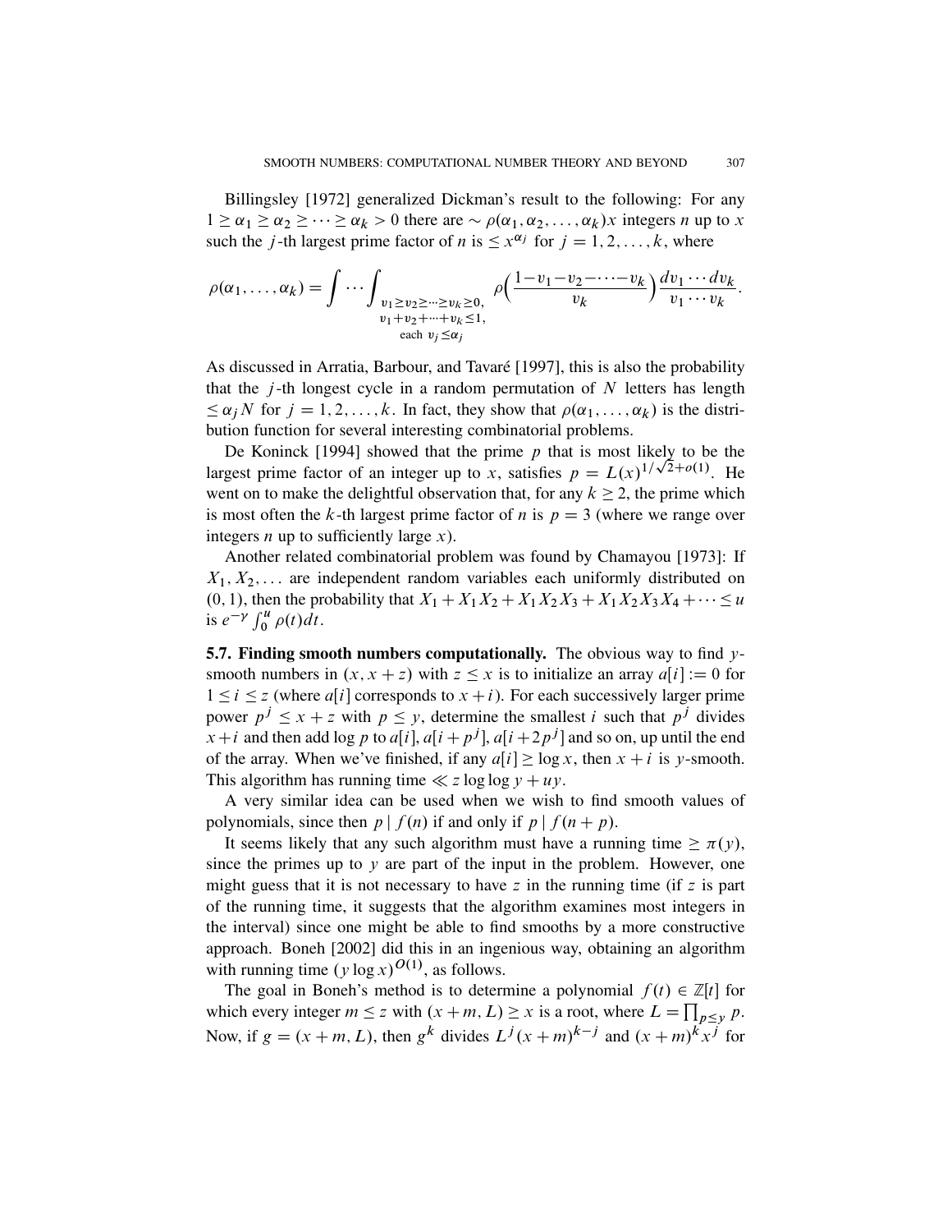Billingsley [1972] generalized Dickman's result to the following: For any $1 \geq \alpha_1 \geq \alpha_2 \geq \cdots \geq \alpha_k > 0$ there are $\sim \rho(\alpha_1, \alpha_2, \ldots, \alpha_k)x$ integers $n$ up to $x$ such the $j$-th largest prime factor of $n$ is $\leq x^{\alpha_j}$ for $j = 1, 2, \ldots, k$, where

$$\rho(\alpha_1, \ldots, \alpha_k) = \int \cdots \int_{\substack{v_1 \geq v_2 \geq \cdots \geq v_k \geq 0, \\ v_1 + v_2 + \cdots + v_k \leq 1, \\ \text{each } v_j \leq \alpha_j}} \rho\Big(\frac{1 - v_1 - v_2 - \cdots - v_k}{v_k}\Big) \frac{dv_1 \cdots dv_k}{v_1 \cdots v_k}.$$

As discussed in Arratia, Barbour, and Tavaré [1997], this is also the probability that the $j$-th longest cycle in a random permutation of $N$ letters has length $\leq \alpha_j N$ for $j = 1, 2, \ldots, k$. In fact, they show that $\rho(\alpha_1, \ldots, \alpha_k)$ is the distribution function for several interesting combinatorial problems.

De Koninck [1994] showed that the prime $p$ that is most likely to be the largest prime factor of an integer up to $x$, satisfies $p = L(x)^{1/\sqrt{2}+o(1)}$. He went on to make the delightful observation that, for any $k \geq 2$, the prime which is most often the $k$-th largest prime factor of $n$ is $p = 3$ (where we range over integers $n$ up to sufficiently large $x$).

Another related combinatorial problem was found by Chamayou [1973]: If $X_1, X_2, \ldots$ are independent random variables each uniformly distributed on $(0, 1)$, then the probability that $X_1 + X_1X_2 + X_1X_2X_3 + X_1X_2X_3X_4 + \cdots \leq u$ is $e^{-\gamma} \int_0^u \rho(t)\,dt$.

**5.7. Finding smooth numbers computationally.** The obvious way to find $y$-smooth numbers in $(x, x+z)$ with $z \leq x$ is to initialize an array $a[i] := 0$ for $1 \leq i \leq z$ (where $a[i]$ corresponds to $x+i$). For each successively larger prime power $p^j \leq x + z$ with $p \leq y$, determine the smallest $i$ such that $p^j$ divides $x+i$ and then add $\log p$ to $a[i]$, $a[i+p^j]$, $a[i+2p^j]$ and so on, up until the end of the array. When we've finished, if any $a[i] \geq \log x$, then $x+i$ is $y$-smooth. This algorithm has running time $\ll z \log\log y + uy$.

A very similar idea can be used when we wish to find smooth values of polynomials, since then $p \mid f(n)$ if and only if $p \mid f(n+p)$.

It seems likely that any such algorithm must have a running time $\geq \pi(y)$, since the primes up to $y$ are part of the input in the problem. However, one might guess that it is not necessary to have $z$ in the running time (if $z$ is part of the running time, it suggests that the algorithm examines most integers in the interval) since one might be able to find smooths by a more constructive approach. Boneh [2002] did this in an ingenious way, obtaining an algorithm with running time $(y \log x)^{O(1)}$, as follows.

The goal in Boneh's method is to determine a polynomial $f(t) \in \mathbb{Z}[t]$ for which every integer $m \leq z$ with $(x+m, L) \geq x$ is a root, where $L = \prod_{p \leq y} p$. Now, if $g = (x+m, L)$, then $g^k$ divides $L^j(x+m)^{k-j}$ and $(x+m)^k x^j$ for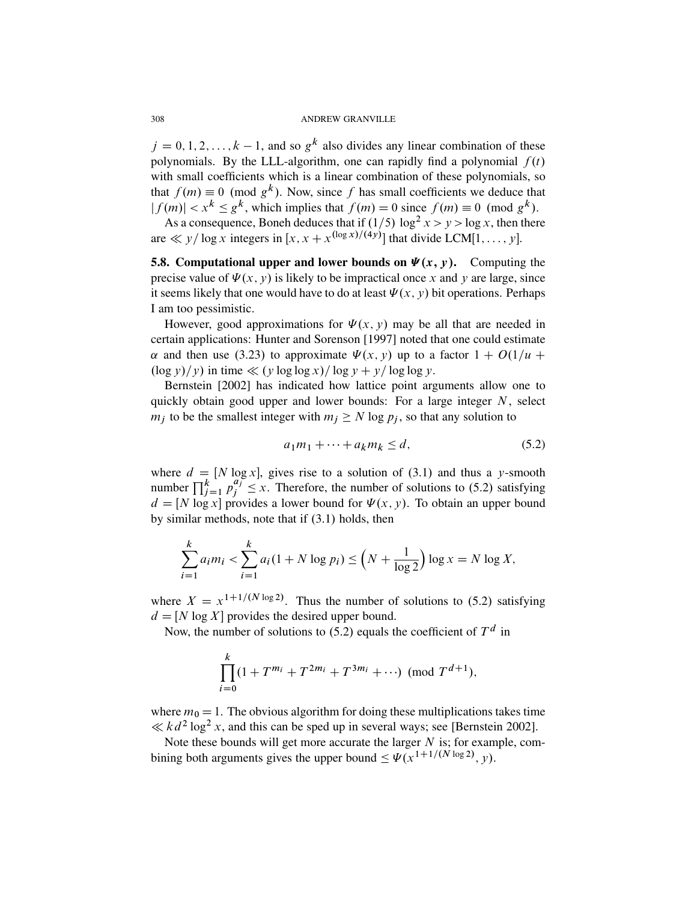$j = 0, 1, 2, \dots, k-1$, and so $g^k$ also divides any linear combination of these polynomials. By the LLL-algorithm, one can rapidly find a polynomial $f(t)$ with small coefficients which is a linear combination of these polynomials, so that $f(m) \equiv 0 \pmod{g^k}$. Now, since $f$ has small coefficients we deduce that $|f(m)| < x^k \le g^k$, which implies that $f(m) = 0$ since $f(m) \equiv 0 \pmod{g^k}$.

As a consequence, Boneh deduces that if $(1/5)\,\log^2 x > y > \log x$, then there are $\ll y/\log x$ integers in $[x, x + x^{(\log x)/(4y)}]$ that divide LCM$[1, \dots, y]$.

**5.8. Computational upper and lower bounds on $\Psi(x, y)$.** Computing the precise value of $\Psi(x, y)$ is likely to be impractical once $x$ and $y$ are large, since it seems likely that one would have to do at least $\Psi(x, y)$ bit operations. Perhaps I am too pessimistic.

However, good approximations for $\Psi(x, y)$ may be all that are needed in certain applications: Hunter and Sorenson [1997] noted that one could estimate $\alpha$ and then use (3.23) to approximate $\Psi(x, y)$ up to a factor $1 + O(1/u + (\log y)/y)$ in time $\ll (y \log\log x)/\log y + y/\log\log y$.

Bernstein [2002] has indicated how lattice point arguments allow one to quickly obtain good upper and lower bounds: For a large integer $N$, select $m_j$ to be the smallest integer with $m_j \ge N \log p_j$, so that any solution to

$$a_1 m_1 + \cdots + a_k m_k \le d, \tag{5.2}$$

where $d = [N \log x]$, gives rise to a solution of (3.1) and thus a $y$-smooth number $\prod_{j=1}^k p_j^{a_j} \le x$. Therefore, the number of solutions to (5.2) satisfying $d = [N \log x]$ provides a lower bound for $\Psi(x, y)$. To obtain an upper bound by similar methods, note that if (3.1) holds, then

$$\sum_{i=1}^k a_i m_i < \sum_{i=1}^k a_i (1 + N \log p_i) \le \Big(N + \frac{1}{\log 2}\Big) \log x = N \log X,$$

where $X = x^{1+1/(N \log 2)}$. Thus the number of solutions to (5.2) satisfying $d = [N \log X]$ provides the desired upper bound.

Now, the number of solutions to (5.2) equals the coefficient of $T^d$ in

$$\prod_{i=0}^k (1 + T^{m_i} + T^{2m_i} + T^{3m_i} + \cdots) \pmod{T^{d+1}},$$

where $m_0 = 1$. The obvious algorithm for doing these multiplications takes time $\ll k d^2 \log^2 x$, and this can be sped up in several ways; see [Bernstein 2002].

Note these bounds will get more accurate the larger $N$ is; for example, combining both arguments gives the upper bound $\le \Psi(x^{1+1/(N \log 2)}, y)$.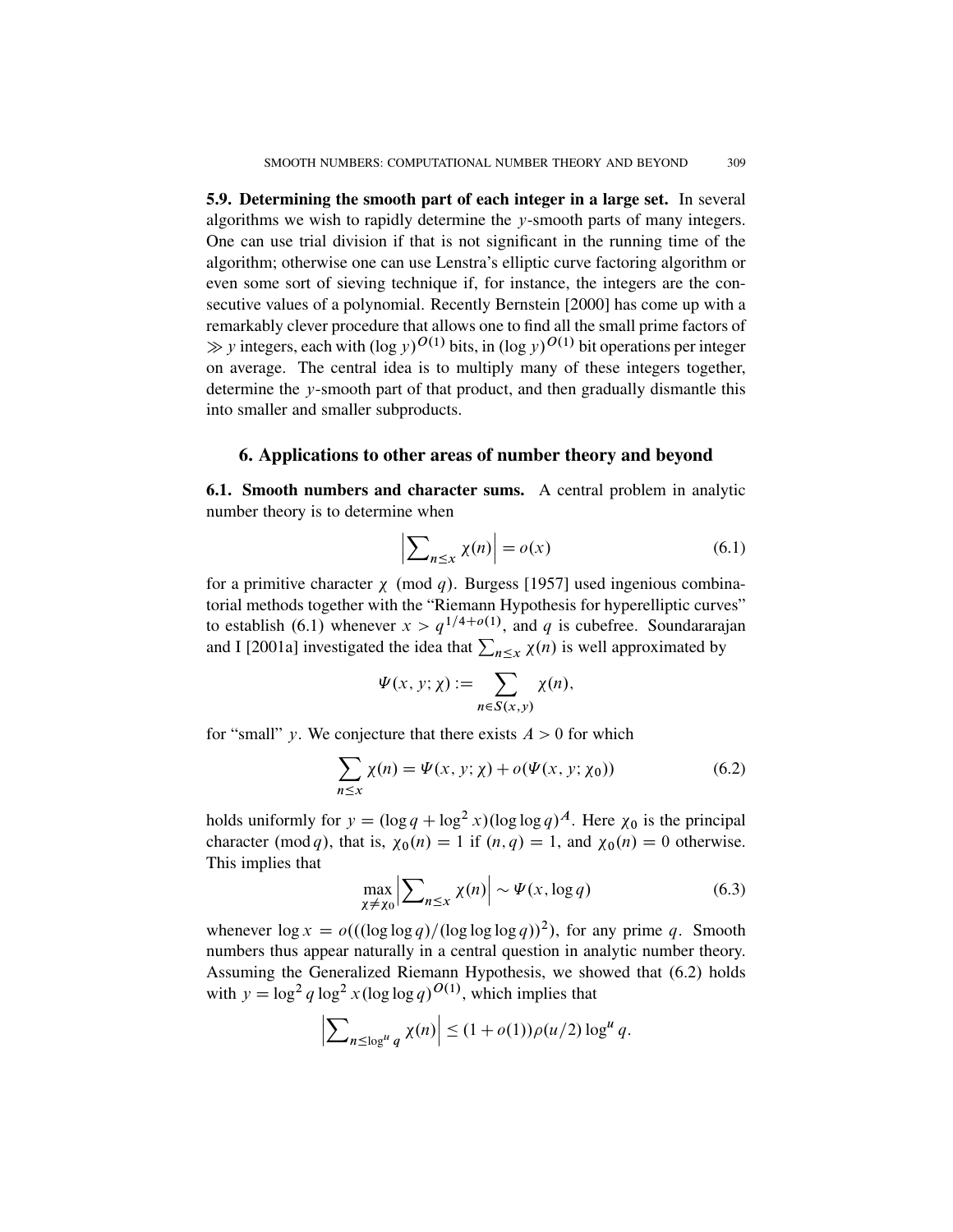**5.9. Determining the smooth part of each integer in a large set.** In several algorithms we wish to rapidly determine the $y$-smooth parts of many integers. One can use trial division if that is not significant in the running time of the algorithm; otherwise one can use Lenstra's elliptic curve factoring algorithm or even some sort of sieving technique if, for instance, the integers are the consecutive values of a polynomial. Recently Bernstein [2000] has come up with a remarkably clever procedure that allows one to find all the small prime factors of $\gg y$ integers, each with $(\log y)^{O(1)}$ bits, in $(\log y)^{O(1)}$ bit operations per integer on average. The central idea is to multiply many of these integers together, determine the $y$-smooth part of that product, and then gradually dismantle this into smaller and smaller subproducts.

## 6. Applications to other areas of number theory and beyond

**6.1. Smooth numbers and character sums.** A central problem in analytic number theory is to determine when

$$\Big|\sum_{n\le x}\chi(n)\Big| = o(x) \tag{6.1}$$

for a primitive character $\chi \pmod q$. Burgess [1957] used ingenious combinatorial methods together with the "Riemann Hypothesis for hyperelliptic curves" to establish (6.1) whenever $x > q^{1/4+o(1)}$, and $q$ is cubefree. Soundararajan and I [2001a] investigated the idea that $\sum_{n\le x}\chi(n)$ is well approximated by

$$\Psi(x,y;\chi) := \sum_{n\in S(x,y)} \chi(n),$$

for "small" $y$. We conjecture that there exists $A > 0$ for which

$$\sum_{n\le x}\chi(n) = \Psi(x,y;\chi) + o(\Psi(x,y;\chi_0)) \tag{6.2}$$

holds uniformly for $y = (\log q + \log^2 x)(\log\log q)^A$. Here $\chi_0$ is the principal character $(\bmod\, q)$, that is, $\chi_0(n) = 1$ if $(n,q) = 1$, and $\chi_0(n) = 0$ otherwise. This implies that

$$\max_{\chi\ne\chi_0}\Big|\sum_{n\le x}\chi(n)\Big| \sim \Psi(x,\log q) \tag{6.3}$$

whenever $\log x = o(((\log\log q)/(\log\log\log q))^2)$, for any prime $q$. Smooth numbers thus appear naturally in a central question in analytic number theory. Assuming the Generalized Riemann Hypothesis, we showed that (6.2) holds with $y = \log^2 q \log^2 x (\log\log q)^{O(1)}$, which implies that

$$\Big|\sum_{n\le \log^u q}\chi(n)\Big| \le (1+o(1))\rho(u/2)\log^u q.$$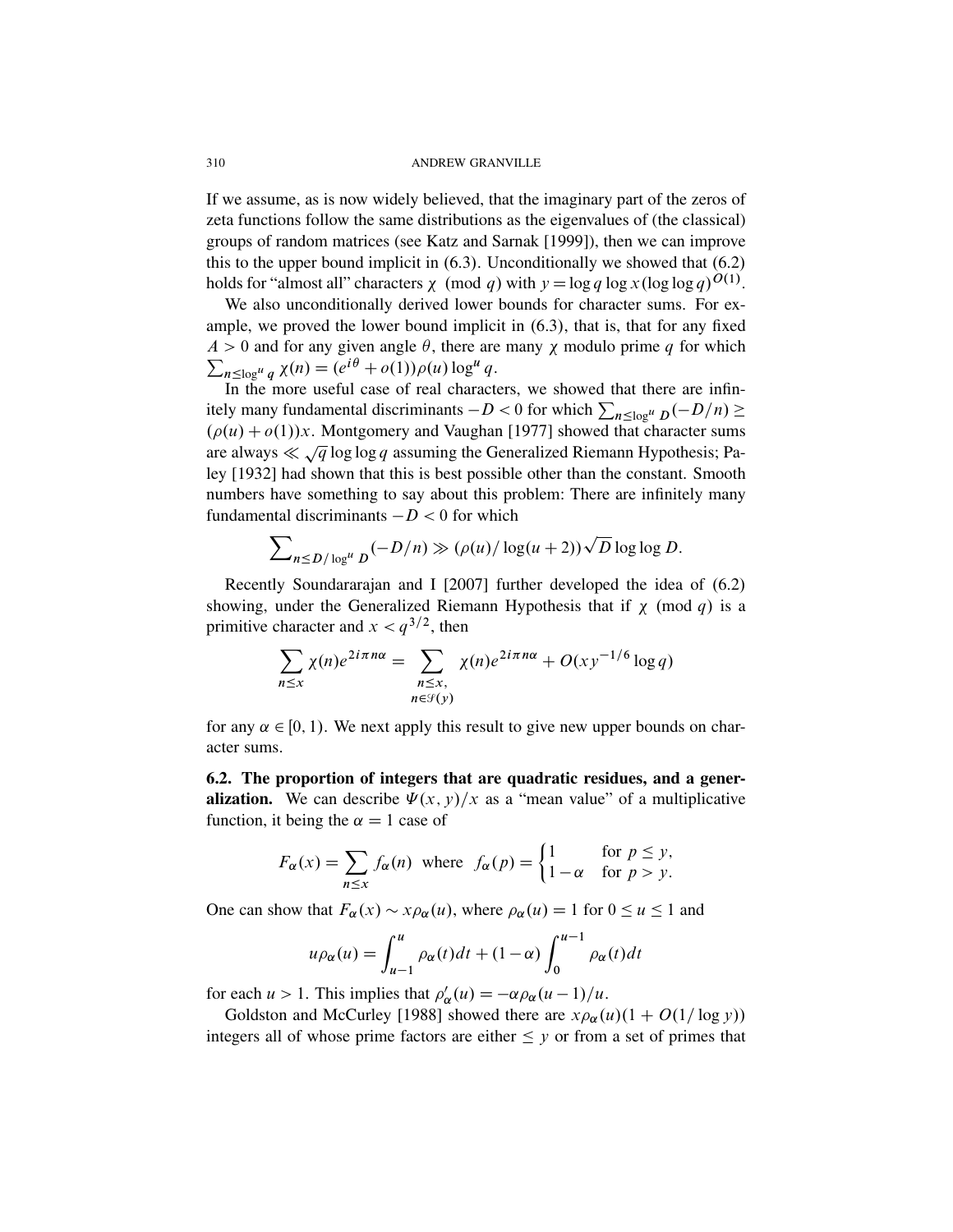If we assume, as is now widely believed, that the imaginary part of the zeros of zeta functions follow the same distributions as the eigenvalues of (the classical) groups of random matrices (see Katz and Sarnak [1999]), then we can improve this to the upper bound implicit in (6.3). Unconditionally we showed that (6.2) holds for "almost all" characters $\chi \pmod q$ with $y = \log q \log x (\log\log q)^{O(1)}$.

We also unconditionally derived lower bounds for character sums. For example, we proved the lower bound implicit in (6.3), that is, that for any fixed $A > 0$ and for any given angle $\theta$, there are many $\chi$ modulo prime $q$ for which $\sum_{n \le \log^u q} \chi(n) = (e^{i\theta} + o(1))\rho(u) \log^u q$.

In the more useful case of real characters, we showed that there are infinitely many fundamental discriminants $-D < 0$ for which $\sum_{n \le \log^u D} (-D/n) \ge (\rho(u) + o(1))x$. Montgomery and Vaughan [1977] showed that character sums are always $\ll \sqrt{q} \log\log q$ assuming the Generalized Riemann Hypothesis; Paley [1932] had shown that this is best possible other than the constant. Smooth numbers have something to say about this problem: There are infinitely many fundamental discriminants $-D < 0$ for which

$$\sum\nolimits_{n \le D/\log^u D} (-D/n) \gg (\rho(u)/\log(u+2)) \sqrt{D} \log\log D.$$

Recently Soundararajan and I [2007] further developed the idea of (6.2) showing, under the Generalized Riemann Hypothesis that if $\chi \pmod q$ is a primitive character and $x < q^{3/2}$, then

$$\sum_{n \le x} \chi(n) e^{2i\pi n\alpha} = \sum_{\substack{n \le x, \\ n \in \mathcal{S}(y)}} \chi(n) e^{2i\pi n\alpha} + O(x y^{-1/6} \log q)$$

for any $\alpha \in [0, 1)$. We next apply this result to give new upper bounds on character sums.

**6.2. The proportion of integers that are quadratic residues, and a generalization.** We can describe $\Psi(x, y)/x$ as a "mean value" of a multiplicative function, it being the $\alpha = 1$ case of

$$F_\alpha(x) = \sum_{n \le x} f_\alpha(n) \quad \text{where} \quad f_\alpha(p) = \begin{cases} 1 & \text{for } p \le y, \\ 1 - \alpha & \text{for } p > y. \end{cases}$$

One can show that $F_\alpha(x) \sim x\rho_\alpha(u)$, where $\rho_\alpha(u) = 1$ for $0 \le u \le 1$ and

$$u\rho_\alpha(u) = \int_{u-1}^{u} \rho_\alpha(t)dt + (1-\alpha)\int_0^{u-1} \rho_\alpha(t)dt$$

for each $u > 1$. This implies that $\rho_\alpha'(u) = -\alpha\rho_\alpha(u-1)/u$.

Goldston and McCurley [1988] showed there are $x\rho_\alpha(u)(1 + O(1/\log y))$ integers all of whose prime factors are either $\le y$ or from a set of primes that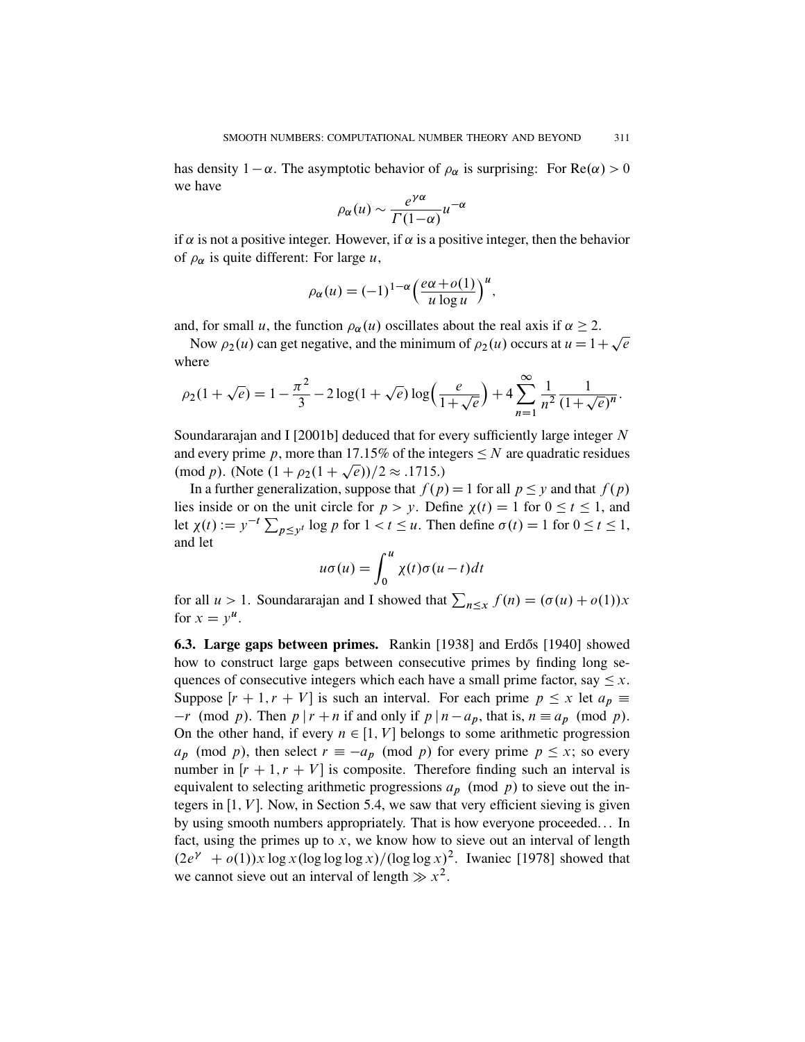has density $1-\alpha$. The asymptotic behavior of $\rho_\alpha$ is surprising: For $\mathrm{Re}(\alpha) > 0$ we have

$$\rho_\alpha(u) \sim \frac{e^{\gamma\alpha}}{\Gamma(1-\alpha)} u^{-\alpha}$$

if $\alpha$ is not a positive integer. However, if $\alpha$ is a positive integer, then the behavior of $\rho_\alpha$ is quite different: For large $u$,

$$\rho_\alpha(u) = (-1)^{1-\alpha} \Big( \frac{e\alpha + o(1)}{u \log u} \Big)^u,$$

and, for small $u$, the function $\rho_\alpha(u)$ oscillates about the real axis if $\alpha \geq 2$.

Now $\rho_2(u)$ can get negative, and the minimum of $\rho_2(u)$ occurs at $u = 1 + \sqrt{e}$ where

$$\rho_2(1+\sqrt{e}) = 1 - \frac{\pi^2}{3} - 2\log(1+\sqrt{e}) \log\Big(\frac{e}{1+\sqrt{e}}\Big) + 4 \sum_{n=1}^{\infty} \frac{1}{n^2} \frac{1}{(1+\sqrt{e})^n}.$$

Soundararajan and I [2001b] deduced that for every sufficiently large integer $N$ and every prime $p$, more than 17.15% of the integers $\leq N$ are quadratic residues (mod $p$). (Note $(1 + \rho_2(1+\sqrt{e}))/2 \approx .1715$.)

In a further generalization, suppose that $f(p) = 1$ for all $p \leq y$ and that $f(p)$ lies inside or on the unit circle for $p > y$. Define $\chi(t) = 1$ for $0 \leq t \leq 1$, and let $\chi(t) := y^{-t} \sum_{p \leq y^t} \log p$ for $1 < t \leq u$. Then define $\sigma(t) = 1$ for $0 \leq t \leq 1$, and let

$$u\sigma(u) = \int_0^u \chi(t)\sigma(u-t)dt$$

for all $u > 1$. Soundararajan and I showed that $\sum_{n \leq x} f(n) = (\sigma(u) + o(1))x$ for $x = y^u$.

**6.3. Large gaps between primes.** Rankin [1938] and Erdős [1940] showed how to construct large gaps between consecutive primes by finding long sequences of consecutive integers which each have a small prime factor, say $\leq x$. Suppose $[r+1, r+V]$ is such an interval. For each prime $p \leq x$ let $a_p \equiv -r \pmod p$. Then $p \mid r+n$ if and only if $p \mid n - a_p$, that is, $n \equiv a_p \pmod p$. On the other hand, if every $n \in [1, V]$ belongs to some arithmetic progression $a_p \pmod p$, then select $r \equiv -a_p \pmod p$ for every prime $p \leq x$; so every number in $[r+1, r+V]$ is composite. Therefore finding such an interval is equivalent to selecting arithmetic progressions $a_p \pmod p$ to sieve out the integers in $[1, V]$. Now, in Section 5.4, we saw that very efficient sieving is given by using smooth numbers appropriately. That is how everyone proceeded... In fact, using the primes up to $x$, we know how to sieve out an interval of length $(2e^\gamma + o(1))x \log x (\log\log\log x)/(\log\log x)^2$. Iwaniec [1978] showed that we cannot sieve out an interval of length $\gg x^2$.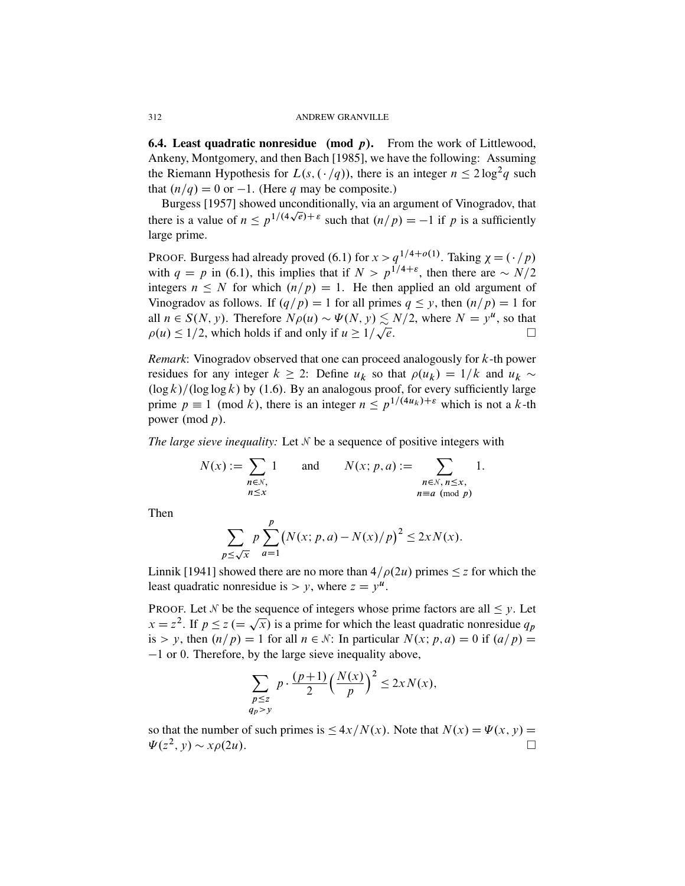**6.4. Least quadratic nonresidue (mod $p$).** From the work of Littlewood, Ankeny, Montgomery, and then Bach [1985], we have the following: Assuming the Riemann Hypothesis for $L(s, (\cdot/q))$, there is an integer $n \leq 2\log^2 q$ such that $(n/q) = 0$ or $-1$. (Here $q$ may be composite.)

Burgess [1957] showed unconditionally, via an argument of Vinogradov, that there is a value of $n \leq p^{1/(4\sqrt{e})+\varepsilon}$ such that $(n/p) = -1$ if $p$ is a sufficiently large prime.

Proof. Burgess had already proved (6.1) for $x > q^{1/4+o(1)}$. Taking $\chi = (\cdot/p)$ with $q = p$ in (6.1), this implies that if $N > p^{1/4+\varepsilon}$, then there are $\sim N/2$ integers $n \leq N$ for which $(n/p) = 1$. He then applied an old argument of Vinogradov as follows. If $(q/p) = 1$ for all primes $q \leq y$, then $(n/p) = 1$ for all $n \in S(N, y)$. Therefore $N\rho(u) \sim \Psi(N, y) \lesssim N/2$, where $N = y^u$, so that $\rho(u) \leq 1/2$, which holds if and only if $u \geq 1/\sqrt{e}$. □

*Remark*: Vinogradov observed that one can proceed analogously for $k$-th power residues for any integer $k \geq 2$: Define $u_k$ so that $\rho(u_k) = 1/k$ and $u_k \sim (\log k)/(\log\log k)$ by (1.6). By an analogous proof, for every sufficiently large prime $p \equiv 1 \pmod{k}$, there is an integer $n \leq p^{1/(4u_k)+\varepsilon}$ which is not a $k$-th power (mod $p$).

*The large sieve inequality:* Let $\mathcal{N}$ be a sequence of positive integers with

$$N(x) := \sum_{\substack{n\in\mathcal{N},\\ n\leq x}} 1 \qquad \text{and} \qquad N(x; p, a) := \sum_{\substack{n\in\mathcal{N},\, n\leq x,\\ n\equiv a \pmod{p}}} 1.$$

Then

$$\sum_{p\leq\sqrt{x}} p \sum_{a=1}^{p} \big(N(x; p, a) - N(x)/p\big)^2 \leq 2xN(x).$$

Linnik [1941] showed there are no more than $4/\rho(2u)$ primes $\leq z$ for which the least quadratic nonresidue is $> y$, where $z = y^u$.

Proof. Let $\mathcal{N}$ be the sequence of integers whose prime factors are all $\leq y$. Let $x = z^2$. If $p \leq z\ (= \sqrt{x})$ is a prime for which the least quadratic nonresidue $q_p$ is $> y$, then $(n/p) = 1$ for all $n \in \mathcal{N}$: In particular $N(x; p, a) = 0$ if $(a/p) = -1$ or $0$. Therefore, by the large sieve inequality above,

$$\sum_{\substack{p\leq z\\ q_p>y}} p \cdot \frac{(p+1)}{2}\Big(\frac{N(x)}{p}\Big)^2 \leq 2xN(x),$$

so that the number of such primes is $\leq 4x/N(x)$. Note that $N(x) = \Psi(x, y) = \Psi(z^2, y) \sim x\rho(2u)$. □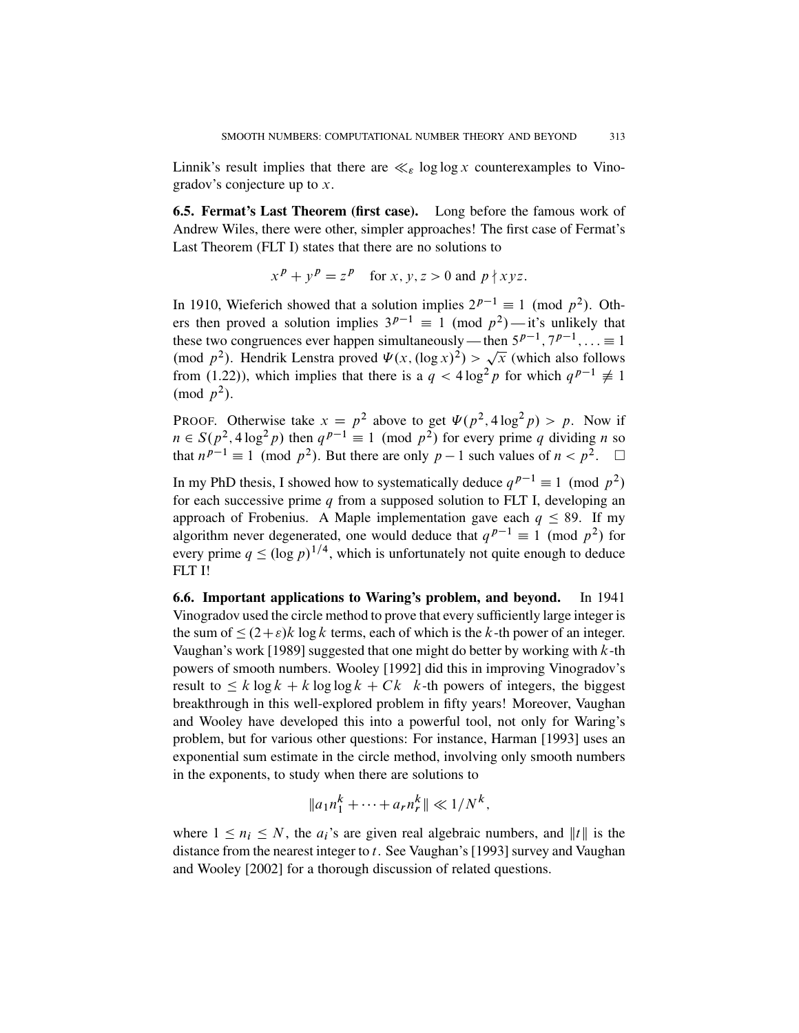Linnik's result implies that there are $\ll_\varepsilon \log\log x$ counterexamples to Vinogradov's conjecture up to $x$.

**6.5. Fermat's Last Theorem (first case).** Long before the famous work of Andrew Wiles, there were other, simpler approaches! The first case of Fermat's Last Theorem (FLT I) states that there are no solutions to

$$x^p + y^p = z^p \quad \text{for } x, y, z > 0 \text{ and } p \nmid xyz.$$

In 1910, Wieferich showed that a solution implies $2^{p-1} \equiv 1 \pmod{p^2}$. Others then proved a solution implies $3^{p-1} \equiv 1 \pmod{p^2}$ — it's unlikely that these two congruences ever happen simultaneously — then $5^{p-1}, 7^{p-1}, \ldots \equiv 1 \pmod{p^2}$. Hendrik Lenstra proved $\Psi(x, (\log x)^2) > \sqrt{x}$ (which also follows from (1.22)), which implies that there is a $q < 4\log^2 p$ for which $q^{p-1} \not\equiv 1 \pmod{p^2}$.

Proof. Otherwise take $x = p^2$ above to get $\Psi(p^2, 4\log^2 p) > p$. Now if $n \in S(p^2, 4\log^2 p)$ then $q^{p-1} \equiv 1 \pmod{p^2}$ for every prime $q$ dividing $n$ so that $n^{p-1} \equiv 1 \pmod{p^2}$. But there are only $p-1$ such values of $n < p^2$. □

In my PhD thesis, I showed how to systematically deduce $q^{p-1} \equiv 1 \pmod{p^2}$ for each successive prime $q$ from a supposed solution to FLT I, developing an approach of Frobenius. A Maple implementation gave each $q \le 89$. If my algorithm never degenerated, one would deduce that $q^{p-1} \equiv 1 \pmod{p^2}$ for every prime $q \le (\log p)^{1/4}$, which is unfortunately not quite enough to deduce FLT I!

**6.6. Important applications to Waring's problem, and beyond.** In 1941 Vinogradov used the circle method to prove that every sufficiently large integer is the sum of $\le (2+\varepsilon)k\log k$ terms, each of which is the $k$-th power of an integer. Vaughan's work [1989] suggested that one might do better by working with $k$-th powers of smooth numbers. Wooley [1992] did this in improving Vinogradov's result to $\le k\log k + k\log\log k + Ck$ $k$-th powers of integers, the biggest breakthrough in this well-explored problem in fifty years! Moreover, Vaughan and Wooley have developed this into a powerful tool, not only for Waring's problem, but for various other questions: For instance, Harman [1993] uses an exponential sum estimate in the circle method, involving only smooth numbers in the exponents, to study when there are solutions to

$$\|a_1 n_1^k + \cdots + a_r n_r^k\| \ll 1/N^k,$$

where $1 \le n_i \le N$, the $a_i$'s are given real algebraic numbers, and $\|t\|$ is the distance from the nearest integer to $t$. See Vaughan's [1993] survey and Vaughan and Wooley [2002] for a thorough discussion of related questions.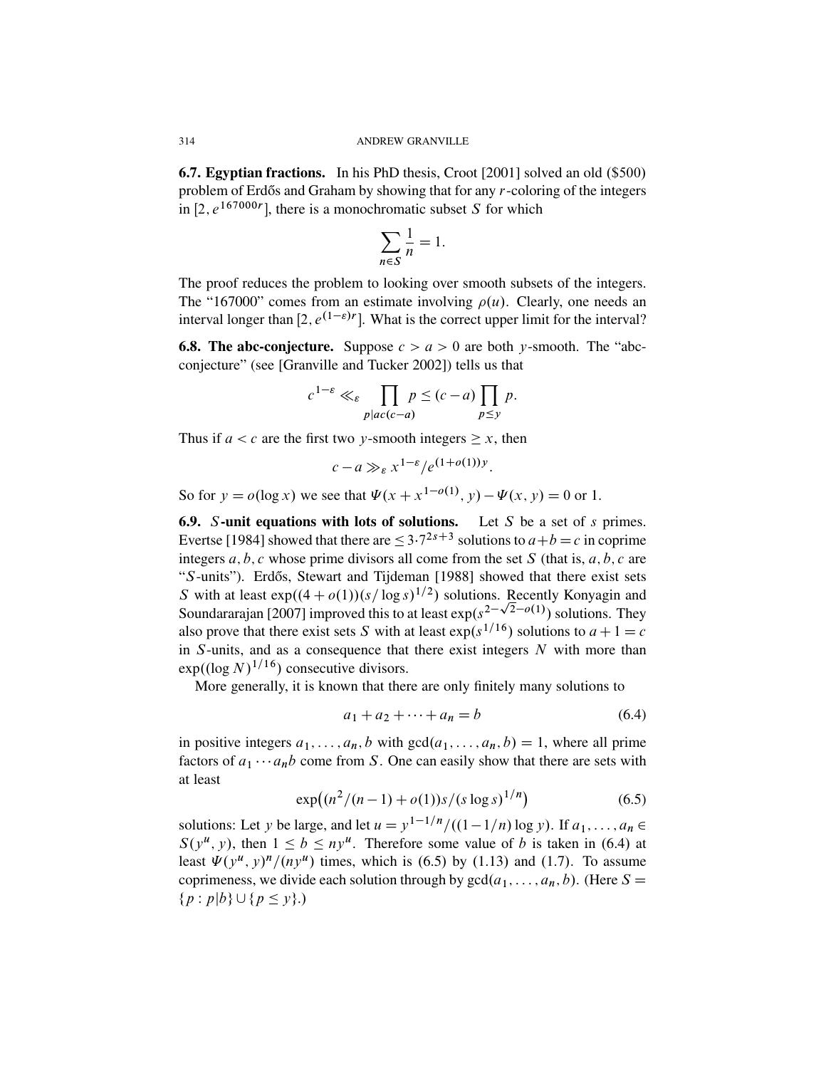**6.7. Egyptian fractions.** In his PhD thesis, Croot [2001] solved an old (\$500) problem of Erdős and Graham by showing that for any $r$-coloring of the integers in $[2, e^{167000r}]$, there is a monochromatic subset $S$ for which

$$\sum_{n \in S} \frac{1}{n} = 1.$$

The proof reduces the problem to looking over smooth subsets of the integers. The "167000" comes from an estimate involving $\rho(u)$. Clearly, one needs an interval longer than $[2, e^{(1-\varepsilon)r}]$. What is the correct upper limit for the interval?

**6.8. The abc-conjecture.** Suppose $c > a > 0$ are both $y$-smooth. The "abc-conjecture" (see [Granville and Tucker 2002]) tells us that

$$c^{1-\varepsilon} \ll_\varepsilon \prod_{p \mid ac(c-a)} p \le (c-a) \prod_{p \le y} p.$$

Thus if $a < c$ are the first two $y$-smooth integers $\ge x$, then

$$c - a \gg_\varepsilon x^{1-\varepsilon} / e^{(1+o(1))y}.$$

So for $y = o(\log x)$ we see that $\Psi(x + x^{1-o(1)}, y) - \Psi(x, y) = 0$ or 1.

**6.9. *S*-unit equations with lots of solutions.** Let $S$ be a set of $s$ primes. Evertse [1984] showed that there are $\le 3 \cdot 7^{2s+3}$ solutions to $a + b = c$ in coprime integers $a, b, c$ whose prime divisors all come from the set $S$ (that is, $a, b, c$ are "$S$-units"). Erdős, Stewart and Tijdeman [1988] showed that there exist sets $S$ with at least $\exp((4 + o(1))(s/\log s)^{1/2})$ solutions. Recently Konyagin and Soundararajan [2007] improved this to at least $\exp(s^{2-\sqrt{2}-o(1)})$ solutions. They also prove that there exist sets $S$ with at least $\exp(s^{1/16})$ solutions to $a + 1 = c$ in $S$-units, and as a consequence that there exist integers $N$ with more than $\exp((\log N)^{1/16})$ consecutive divisors.

More generally, it is known that there are only finitely many solutions to

$$a_1 + a_2 + \cdots + a_n = b \tag{6.4}$$

in positive integers $a_1, \ldots, a_n, b$ with $\gcd(a_1, \ldots, a_n, b) = 1$, where all prime factors of $a_1 \cdots a_n b$ come from $S$. One can easily show that there are sets with at least

$$\exp\bigl((n^2/(n-1) + o(1))s/(s \log s)^{1/n}\bigr) \tag{6.5}$$

solutions: Let $y$ be large, and let $u = y^{1-1/n}/((1-1/n)\log y)$. If $a_1, \ldots, a_n \in S(y^u, y)$, then $1 \le b \le ny^u$. Therefore some value of $b$ is taken in (6.4) at least $\Psi(y^u, y)^n/(ny^u)$ times, which is (6.5) by (1.13) and (1.7). To assume coprimeness, we divide each solution through by $\gcd(a_1, \ldots, a_n, b)$. (Here $S = \{p : p \mid b\} \cup \{p \le y\}$.)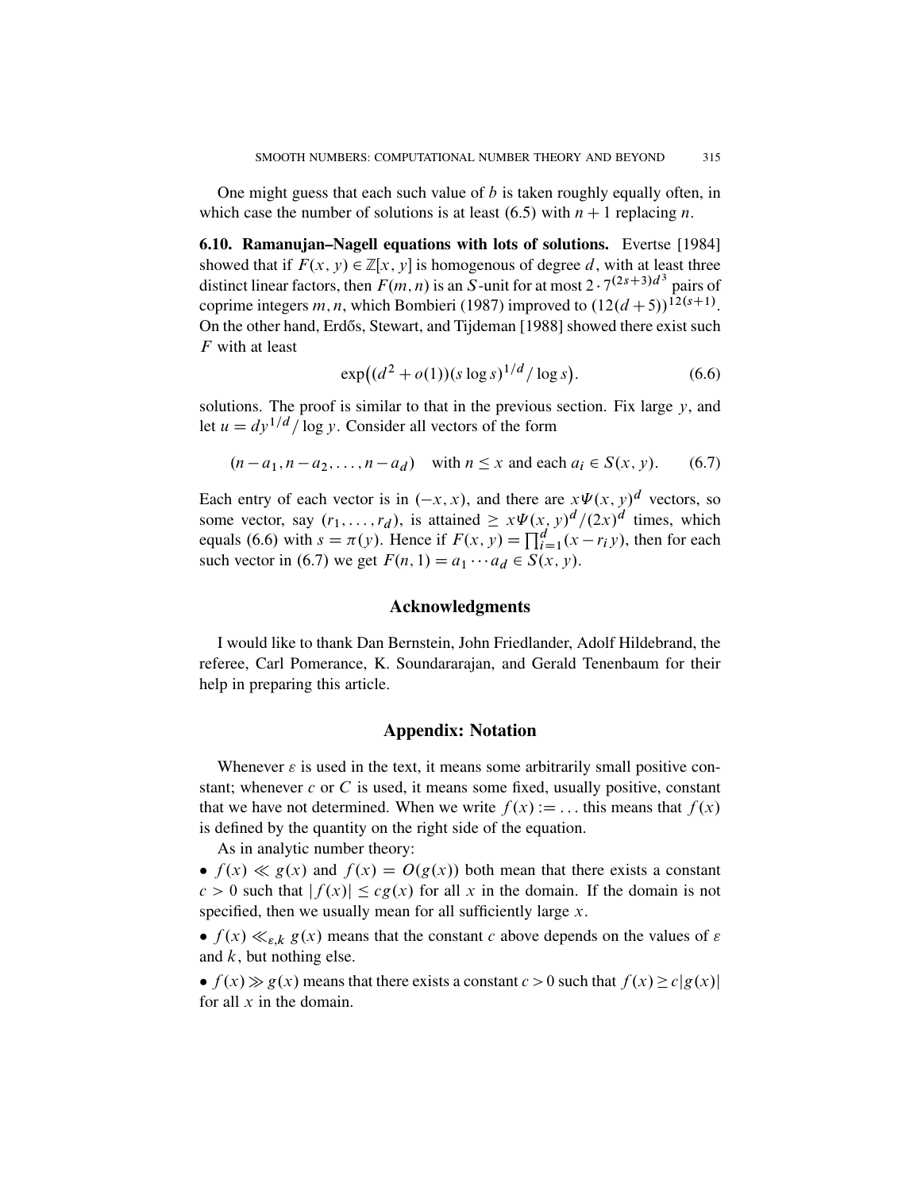One might guess that each such value of $b$ is taken roughly equally often, in which case the number of solutions is at least (6.5) with $n+1$ replacing $n$.

**6.10. Ramanujan–Nagell equations with lots of solutions.** Evertse [1984] showed that if $F(x, y) \in \mathbb{Z}[x, y]$ is homogenous of degree $d$, with at least three distinct linear factors, then $F(m, n)$ is an $S$-unit for at most $2 \cdot 7^{(2s+3)d^3}$ pairs of coprime integers $m, n$, which Bombieri (1987) improved to $(12(d+5))^{12(s+1)}$. On the other hand, Erdős, Stewart, and Tijdeman [1988] showed there exist such $F$ with at least

$$\exp\bigl((d^2 + o(1))(s \log s)^{1/d} / \log s\bigr). \tag{6.6}$$

solutions. The proof is similar to that in the previous section. Fix large $y$, and let $u = dy^{1/d}/\log y$. Consider all vectors of the form

$$(n - a_1, n - a_2, \ldots, n - a_d) \quad \text{with } n \le x \text{ and each } a_i \in S(x, y). \tag{6.7}$$

Each entry of each vector is in $(-x, x)$, and there are $x\Psi(x, y)^d$ vectors, so some vector, say $(r_1, \ldots, r_d)$, is attained $\ge x\Psi(x, y)^d/(2x)^d$ times, which equals (6.6) with $s = \pi(y)$. Hence if $F(x, y) = \prod_{i=1}^{d}(x - r_i y)$, then for each such vector in (6.7) we get $F(n, 1) = a_1 \cdots a_d \in S(x, y)$.

## Acknowledgments

I would like to thank Dan Bernstein, John Friedlander, Adolf Hildebrand, the referee, Carl Pomerance, K. Soundararajan, and Gerald Tenenbaum for their help in preparing this article.

## Appendix: Notation

Whenever $\varepsilon$ is used in the text, it means some arbitrarily small positive constant; whenever $c$ or $C$ is used, it means some fixed, usually positive, constant that we have not determined. When we write $f(x) := \ldots$ this means that $f(x)$ is defined by the quantity on the right side of the equation.

As in analytic number theory:

- $f(x) \ll g(x)$ and $f(x) = O(g(x))$ both mean that there exists a constant $c > 0$ such that $|f(x)| \le cg(x)$ for all $x$ in the domain. If the domain is not specified, then we usually mean for all sufficiently large $x$.
- $f(x) \ll_{\varepsilon,k} g(x)$ means that the constant $c$ above depends on the values of $\varepsilon$ and $k$, but nothing else.
- $f(x) \gg g(x)$ means that there exists a constant $c > 0$ such that $f(x) \ge c|g(x)|$ for all $x$ in the domain.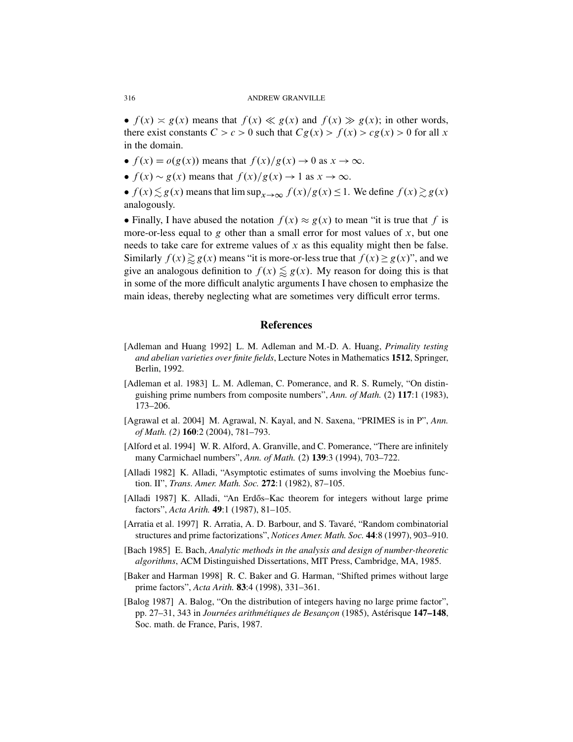- $f(x) \asymp g(x)$ means that $f(x) \ll g(x)$ and $f(x) \gg g(x)$; in other words, there exist constants $C > c > 0$ such that $Cg(x) > f(x) > cg(x) > 0$ for all $x$ in the domain.

- $f(x) = o(g(x))$ means that $f(x)/g(x) \to 0$ as $x \to \infty$.

- $f(x) \sim g(x)$ means that $f(x)/g(x) \to 1$ as $x \to \infty$.

- $f(x) \lesssim g(x)$ means that $\limsup_{x\to\infty} f(x)/g(x) \leq 1$. We define $f(x) \gtrsim g(x)$ analogously.

- Finally, I have abused the notation $f(x) \approx g(x)$ to mean "it is true that $f$ is more-or-less equal to $g$ other than a small error for most values of $x$, but one needs to take care for extreme values of $x$ as this equality might then be false. Similarly $f(x) \gtrapprox g(x)$ means "it is more-or-less true that $f(x) \geq g(x)$", and we give an analogous definition to $f(x) \lessapprox g(x)$. My reason for doing this is that in some of the more difficult analytic arguments I have chosen to emphasize the main ideas, thereby neglecting what are sometimes very difficult error terms.

## References

[Adleman and Huang 1992] L. M. Adleman and M.-D. A. Huang, *Primality testing and abelian varieties over finite fields*, Lecture Notes in Mathematics **1512**, Springer, Berlin, 1992.

[Adleman et al. 1983] L. M. Adleman, C. Pomerance, and R. S. Rumely, "On distinguishing prime numbers from composite numbers", *Ann. of Math.* (2) **117**:1 (1983), 173–206.

[Agrawal et al. 2004] M. Agrawal, N. Kayal, and N. Saxena, "PRIMES is in P", *Ann. of Math. (2)* **160**:2 (2004), 781–793.

[Alford et al. 1994] W. R. Alford, A. Granville, and C. Pomerance, "There are infinitely many Carmichael numbers", *Ann. of Math.* (2) **139**:3 (1994), 703–722.

[Alladi 1982] K. Alladi, "Asymptotic estimates of sums involving the Moebius function. II", *Trans. Amer. Math. Soc.* **272**:1 (1982), 87–105.

[Alladi 1987] K. Alladi, "An Erdős–Kac theorem for integers without large prime factors", *Acta Arith.* **49**:1 (1987), 81–105.

[Arratia et al. 1997] R. Arratia, A. D. Barbour, and S. Tavaré, "Random combinatorial structures and prime factorizations", *Notices Amer. Math. Soc.* **44**:8 (1997), 903–910.

[Bach 1985] E. Bach, *Analytic methods in the analysis and design of number-theoretic algorithms*, ACM Distinguished Dissertations, MIT Press, Cambridge, MA, 1985.

[Baker and Harman 1998] R. C. Baker and G. Harman, "Shifted primes without large prime factors", *Acta Arith.* **83**:4 (1998), 331–361.

[Balog 1987] A. Balog, "On the distribution of integers having no large prime factor", pp. 27–31, 343 in *Journées arithmétiques de Besançon* (1985), Astérisque **147–148**, Soc. math. de France, Paris, 1987.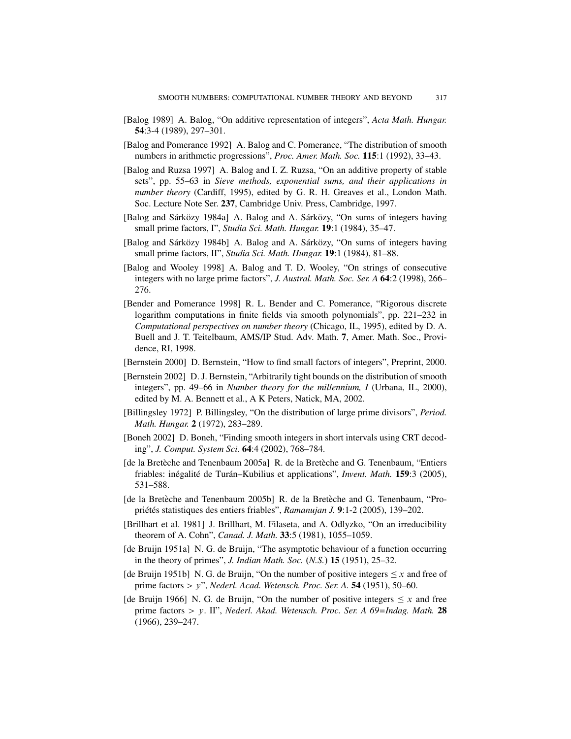[Balog 1989] A. Balog, "On additive representation of integers", *Acta Math. Hungar.* **54**:3-4 (1989), 297–301.

[Balog and Pomerance 1992] A. Balog and C. Pomerance, "The distribution of smooth numbers in arithmetic progressions", *Proc. Amer. Math. Soc.* **115**:1 (1992), 33–43.

[Balog and Ruzsa 1997] A. Balog and I. Z. Ruzsa, "On an additive property of stable sets", pp. 55–63 in *Sieve methods, exponential sums, and their applications in number theory* (Cardiff, 1995), edited by G. R. H. Greaves et al., London Math. Soc. Lecture Note Ser. **237**, Cambridge Univ. Press, Cambridge, 1997.

[Balog and Sárközy 1984a] A. Balog and A. Sárközy, "On sums of integers having small prime factors, I", *Studia Sci. Math. Hungar.* **19**:1 (1984), 35–47.

[Balog and Sárközy 1984b] A. Balog and A. Sárközy, "On sums of integers having small prime factors, II", *Studia Sci. Math. Hungar.* **19**:1 (1984), 81–88.

[Balog and Wooley 1998] A. Balog and T. D. Wooley, "On strings of consecutive integers with no large prime factors", *J. Austral. Math. Soc. Ser. A* **64**:2 (1998), 266–276.

[Bender and Pomerance 1998] R. L. Bender and C. Pomerance, "Rigorous discrete logarithm computations in finite fields via smooth polynomials", pp. 221–232 in *Computational perspectives on number theory* (Chicago, IL, 1995), edited by D. A. Buell and J. T. Teitelbaum, AMS/IP Stud. Adv. Math. **7**, Amer. Math. Soc., Providence, RI, 1998.

[Bernstein 2000] D. Bernstein, "How to find small factors of integers", Preprint, 2000.

[Bernstein 2002] D. J. Bernstein, "Arbitrarily tight bounds on the distribution of smooth integers", pp. 49–66 in *Number theory for the millennium, I* (Urbana, IL, 2000), edited by M. A. Bennett et al., A K Peters, Natick, MA, 2002.

[Billingsley 1972] P. Billingsley, "On the distribution of large prime divisors", *Period. Math. Hungar.* **2** (1972), 283–289.

[Boneh 2002] D. Boneh, "Finding smooth integers in short intervals using CRT decoding", *J. Comput. System Sci.* **64**:4 (2002), 768–784.

[de la Bretèche and Tenenbaum 2005a] R. de la Bretèche and G. Tenenbaum, "Entiers friables: inégalité de Turán–Kubilius et applications", *Invent. Math.* **159**:3 (2005), 531–588.

[de la Bretèche and Tenenbaum 2005b] R. de la Bretèche and G. Tenenbaum, "Propriétés statistiques des entiers friables", *Ramanujan J.* **9**:1-2 (2005), 139–202.

[Brillhart et al. 1981] J. Brillhart, M. Filaseta, and A. Odlyzko, "On an irreducibility theorem of A. Cohn", *Canad. J. Math.* **33**:5 (1981), 1055–1059.

[de Bruijn 1951a] N. G. de Bruijn, "The asymptotic behaviour of a function occurring in the theory of primes", *J. Indian Math. Soc.* (*N.S.*) **15** (1951), 25–32.

[de Bruijn 1951b] N. G. de Bruijn, "On the number of positive integers $\leq x$ and free of prime factors $> y$", *Nederl. Acad. Wetensch. Proc. Ser. A.* **54** (1951), 50–60.

[de Bruijn 1966] N. G. de Bruijn, "On the number of positive integers $\leq x$ and free prime factors $> y$. II", *Nederl. Akad. Wetensch. Proc. Ser. A 69=Indag. Math.* **28** (1966), 239–247.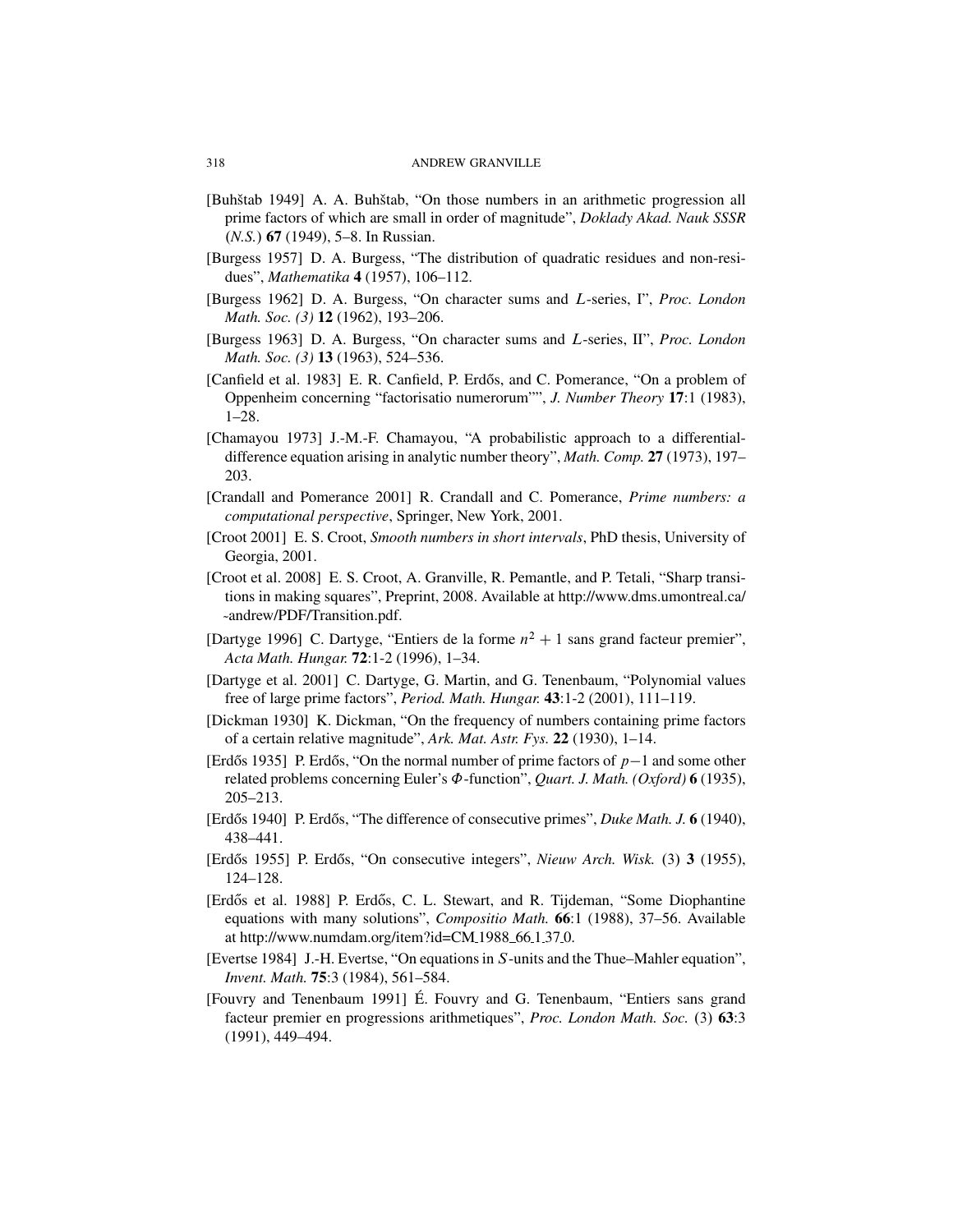[Buhštab 1949] A. A. Buhštab, “On those numbers in an arithmetic progression all prime factors of which are small in order of magnitude”, *Doklady Akad. Nauk SSSR (N.S.)* **67** (1949), 5–8. In Russian.

[Burgess 1957] D. A. Burgess, “The distribution of quadratic residues and non-residues”, *Mathematika* **4** (1957), 106–112.

[Burgess 1962] D. A. Burgess, “On character sums and $L$-series, I”, *Proc. London Math. Soc. (3)* **12** (1962), 193–206.

[Burgess 1963] D. A. Burgess, “On character sums and $L$-series, II”, *Proc. London Math. Soc. (3)* **13** (1963), 524–536.

[Canfield et al. 1983] E. R. Canfield, P. Erdős, and C. Pomerance, “On a problem of Oppenheim concerning “factorisatio numerorum””, *J. Number Theory* **17**:1 (1983), 1–28.

[Chamayou 1973] J.-M.-F. Chamayou, “A probabilistic approach to a differential-difference equation arising in analytic number theory”, *Math. Comp.* **27** (1973), 197–203.

[Crandall and Pomerance 2001] R. Crandall and C. Pomerance, *Prime numbers: a computational perspective*, Springer, New York, 2001.

[Croot 2001] E. S. Croot, *Smooth numbers in short intervals*, PhD thesis, University of Georgia, 2001.

[Croot et al. 2008] E. S. Croot, A. Granville, R. Pemantle, and P. Tetali, “Sharp transitions in making squares”, Preprint, 2008. Available at http://www.dms.umontreal.ca/~andrew/PDF/Transition.pdf.

[Dartyge 1996] C. Dartyge, “Entiers de la forme $n^2 + 1$ sans grand facteur premier”, *Acta Math. Hungar.* **72**:1-2 (1996), 1–34.

[Dartyge et al. 2001] C. Dartyge, G. Martin, and G. Tenenbaum, “Polynomial values free of large prime factors”, *Period. Math. Hungar.* **43**:1-2 (2001), 111–119.

[Dickman 1930] K. Dickman, “On the frequency of numbers containing prime factors of a certain relative magnitude”, *Ark. Mat. Astr. Fys.* **22** (1930), 1–14.

[Erdős 1935] P. Erdős, “On the normal number of prime factors of $p-1$ and some other related problems concerning Euler's $\Phi$-function”, *Quart. J. Math. (Oxford)* **6** (1935), 205–213.

[Erdős 1940] P. Erdős, “The difference of consecutive primes”, *Duke Math. J.* **6** (1940), 438–441.

[Erdős 1955] P. Erdős, “On consecutive integers”, *Nieuw Arch. Wisk.* (3) **3** (1955), 124–128.

[Erdős et al. 1988] P. Erdős, C. L. Stewart, and R. Tijdeman, “Some Diophantine equations with many solutions”, *Compositio Math.* **66**:1 (1988), 37–56. Available at http://www.numdam.org/item?id=CM_1988_66_1_37_0.

[Evertse 1984] J.-H. Evertse, “On equations in $S$-units and the Thue–Mahler equation”, *Invent. Math.* **75**:3 (1984), 561–584.

[Fouvry and Tenenbaum 1991] É. Fouvry and G. Tenenbaum, “Entiers sans grand facteur premier en progressions arithmetiques”, *Proc. London Math. Soc.* (3) **63**:3 (1991), 449–494.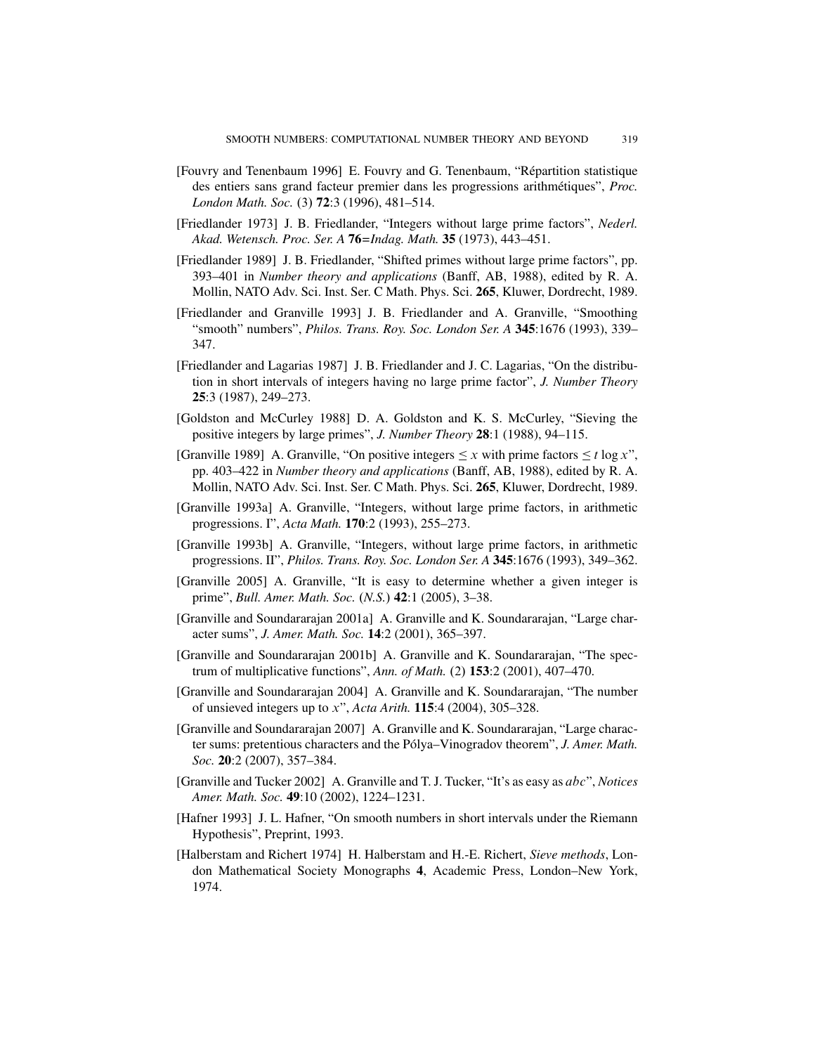[Fouvry and Tenenbaum 1996] E. Fouvry and G. Tenenbaum, "Répartition statistique des entiers sans grand facteur premier dans les progressions arithmétiques", *Proc. London Math. Soc.* (3) **72**:3 (1996), 481–514.

[Friedlander 1973] J. B. Friedlander, "Integers without large prime factors", *Nederl. Akad. Wetensch. Proc. Ser. A* **76**=*Indag. Math.* **35** (1973), 443–451.

[Friedlander 1989] J. B. Friedlander, "Shifted primes without large prime factors", pp. 393–401 in *Number theory and applications* (Banff, AB, 1988), edited by R. A. Mollin, NATO Adv. Sci. Inst. Ser. C Math. Phys. Sci. **265**, Kluwer, Dordrecht, 1989.

[Friedlander and Granville 1993] J. B. Friedlander and A. Granville, "Smoothing "smooth" numbers", *Philos. Trans. Roy. Soc. London Ser. A* **345**:1676 (1993), 339–347.

[Friedlander and Lagarias 1987] J. B. Friedlander and J. C. Lagarias, "On the distribution in short intervals of integers having no large prime factor", *J. Number Theory* **25**:3 (1987), 249–273.

[Goldston and McCurley 1988] D. A. Goldston and K. S. McCurley, "Sieving the positive integers by large primes", *J. Number Theory* **28**:1 (1988), 94–115.

[Granville 1989] A. Granville, "On positive integers $\leq x$ with prime factors $\leq t \log x$", pp. 403–422 in *Number theory and applications* (Banff, AB, 1988), edited by R. A. Mollin, NATO Adv. Sci. Inst. Ser. C Math. Phys. Sci. **265**, Kluwer, Dordrecht, 1989.

[Granville 1993a] A. Granville, "Integers, without large prime factors, in arithmetic progressions. I", *Acta Math.* **170**:2 (1993), 255–273.

[Granville 1993b] A. Granville, "Integers, without large prime factors, in arithmetic progressions. II", *Philos. Trans. Roy. Soc. London Ser. A* **345**:1676 (1993), 349–362.

[Granville 2005] A. Granville, "It is easy to determine whether a given integer is prime", *Bull. Amer. Math. Soc.* (*N.S.*) **42**:1 (2005), 3–38.

[Granville and Soundararajan 2001a] A. Granville and K. Soundararajan, "Large character sums", *J. Amer. Math. Soc.* **14**:2 (2001), 365–397.

[Granville and Soundararajan 2001b] A. Granville and K. Soundararajan, "The spectrum of multiplicative functions", *Ann. of Math.* (2) **153**:2 (2001), 407–470.

[Granville and Soundararajan 2004] A. Granville and K. Soundararajan, "The number of unsieved integers up to $x$", *Acta Arith.* **115**:4 (2004), 305–328.

[Granville and Soundararajan 2007] A. Granville and K. Soundararajan, "Large character sums: pretentious characters and the Pólya–Vinogradov theorem", *J. Amer. Math. Soc.* **20**:2 (2007), 357–384.

[Granville and Tucker 2002] A. Granville and T. J. Tucker, "It's as easy as *abc*", *Notices Amer. Math. Soc.* **49**:10 (2002), 1224–1231.

[Hafner 1993] J. L. Hafner, "On smooth numbers in short intervals under the Riemann Hypothesis", Preprint, 1993.

[Halberstam and Richert 1974] H. Halberstam and H.-E. Richert, *Sieve methods*, London Mathematical Society Monographs **4**, Academic Press, London–New York, 1974.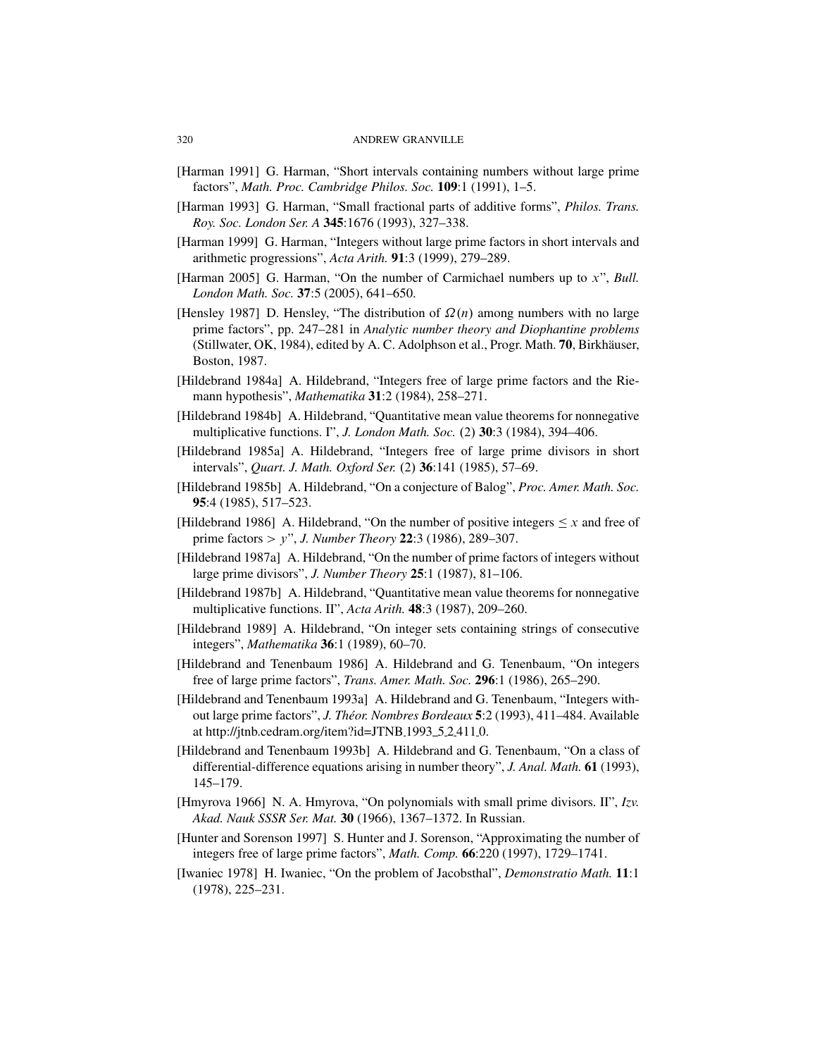[Harman 1991] G. Harman, "Short intervals containing numbers without large prime factors", *Math. Proc. Cambridge Philos. Soc.* **109**:1 (1991), 1–5.

[Harman 1993] G. Harman, "Small fractional parts of additive forms", *Philos. Trans. Roy. Soc. London Ser. A* **345**:1676 (1993), 327–338.

[Harman 1999] G. Harman, "Integers without large prime factors in short intervals and arithmetic progressions", *Acta Arith.* **91**:3 (1999), 279–289.

[Harman 2005] G. Harman, "On the number of Carmichael numbers up to $x$", *Bull. London Math. Soc.* **37**:5 (2005), 641–650.

[Hensley 1987] D. Hensley, "The distribution of $\Omega(n)$ among numbers with no large prime factors", pp. 247–281 in *Analytic number theory and Diophantine problems* (Stillwater, OK, 1984), edited by A. C. Adolphson et al., Progr. Math. **70**, Birkhäuser, Boston, 1987.

[Hildebrand 1984a] A. Hildebrand, "Integers free of large prime factors and the Riemann hypothesis", *Mathematika* **31**:2 (1984), 258–271.

[Hildebrand 1984b] A. Hildebrand, "Quantitative mean value theorems for nonnegative multiplicative functions. I", *J. London Math. Soc.* (2) **30**:3 (1984), 394–406.

[Hildebrand 1985a] A. Hildebrand, "Integers free of large prime divisors in short intervals", *Quart. J. Math. Oxford Ser.* (2) **36**:141 (1985), 57–69.

[Hildebrand 1985b] A. Hildebrand, "On a conjecture of Balog", *Proc. Amer. Math. Soc.* **95**:4 (1985), 517–523.

[Hildebrand 1986] A. Hildebrand, "On the number of positive integers $\leq x$ and free of prime factors $> y$", *J. Number Theory* **22**:3 (1986), 289–307.

[Hildebrand 1987a] A. Hildebrand, "On the number of prime factors of integers without large prime divisors", *J. Number Theory* **25**:1 (1987), 81–106.

[Hildebrand 1987b] A. Hildebrand, "Quantitative mean value theorems for nonnegative multiplicative functions. II", *Acta Arith.* **48**:3 (1987), 209–260.

[Hildebrand 1989] A. Hildebrand, "On integer sets containing strings of consecutive integers", *Mathematika* **36**:1 (1989), 60–70.

[Hildebrand and Tenenbaum 1986] A. Hildebrand and G. Tenenbaum, "On integers free of large prime factors", *Trans. Amer. Math. Soc.* **296**:1 (1986), 265–290.

[Hildebrand and Tenenbaum 1993a] A. Hildebrand and G. Tenenbaum, "Integers without large prime factors", *J. Théor. Nombres Bordeaux* **5**:2 (1993), 411–484. Available at http://jtnb.cedram.org/item?id=JTNB_1993_5_2_411_0.

[Hildebrand and Tenenbaum 1993b] A. Hildebrand and G. Tenenbaum, "On a class of differential-difference equations arising in number theory", *J. Anal. Math.* **61** (1993), 145–179.

[Hmyrova 1966] N. A. Hmyrova, "On polynomials with small prime divisors. II", *Izv. Akad. Nauk SSSR Ser. Mat.* **30** (1966), 1367–1372. In Russian.

[Hunter and Sorenson 1997] S. Hunter and J. Sorenson, "Approximating the number of integers free of large prime factors", *Math. Comp.* **66**:220 (1997), 1729–1741.

[Iwaniec 1978] H. Iwaniec, "On the problem of Jacobsthal", *Demonstratio Math.* **11**:1 (1978), 225–231.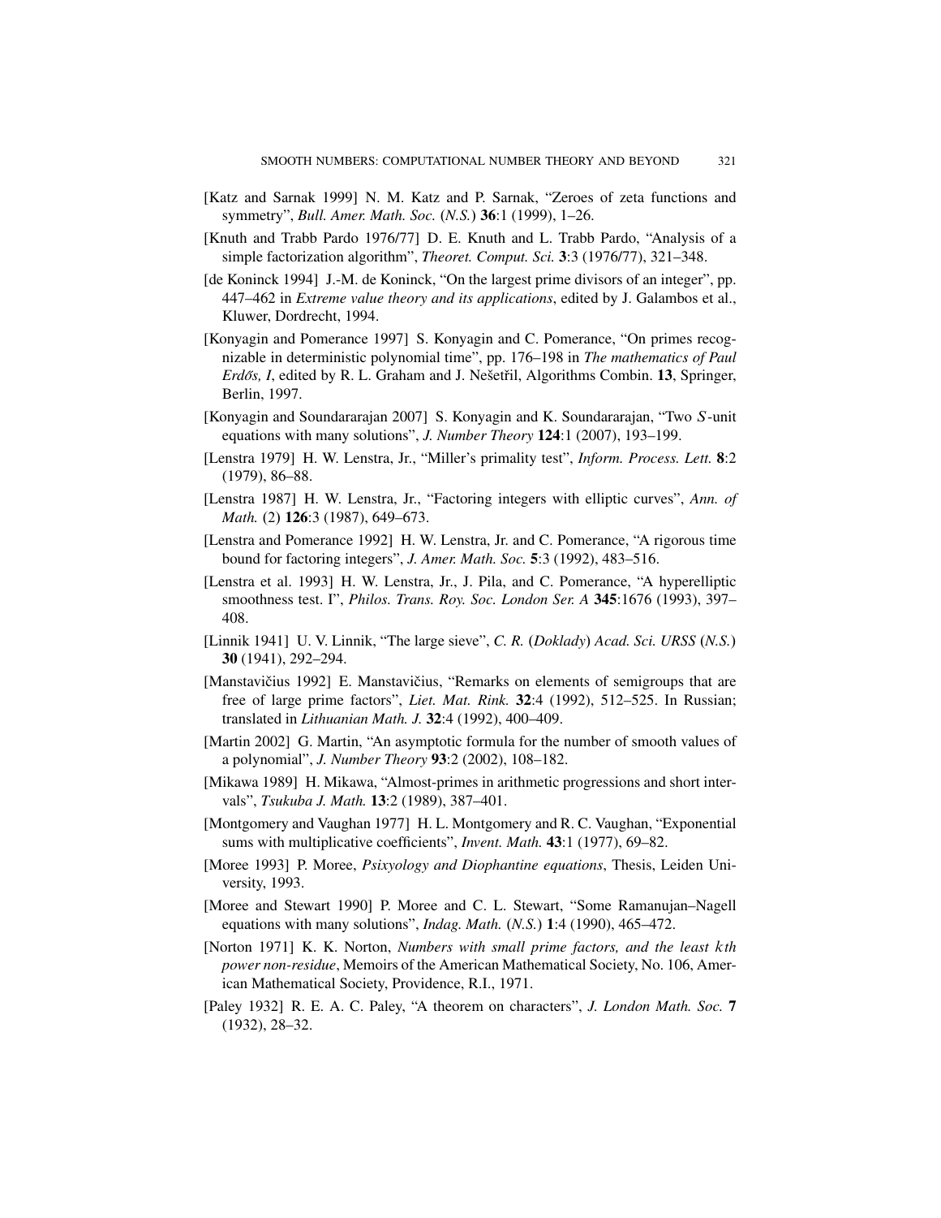[Katz and Sarnak 1999] N. M. Katz and P. Sarnak, "Zeroes of zeta functions and symmetry", *Bull. Amer. Math. Soc.* (*N.S.*) **36**:1 (1999), 1–26.

[Knuth and Trabb Pardo 1976/77] D. E. Knuth and L. Trabb Pardo, "Analysis of a simple factorization algorithm", *Theoret. Comput. Sci.* **3**:3 (1976/77), 321–348.

[de Koninck 1994] J.-M. de Koninck, "On the largest prime divisors of an integer", pp. 447–462 in *Extreme value theory and its applications*, edited by J. Galambos et al., Kluwer, Dordrecht, 1994.

[Konyagin and Pomerance 1997] S. Konyagin and C. Pomerance, "On primes recognizable in deterministic polynomial time", pp. 176–198 in *The mathematics of Paul Erdős, I*, edited by R. L. Graham and J. Nešetřil, Algorithms Combin. **13**, Springer, Berlin, 1997.

[Konyagin and Soundararajan 2007] S. Konyagin and K. Soundararajan, "Two $S$-unit equations with many solutions", *J. Number Theory* **124**:1 (2007), 193–199.

[Lenstra 1979] H. W. Lenstra, Jr., "Miller's primality test", *Inform. Process. Lett.* **8**:2 (1979), 86–88.

[Lenstra 1987] H. W. Lenstra, Jr., "Factoring integers with elliptic curves", *Ann. of Math.* (2) **126**:3 (1987), 649–673.

[Lenstra and Pomerance 1992] H. W. Lenstra, Jr. and C. Pomerance, "A rigorous time bound for factoring integers", *J. Amer. Math. Soc.* **5**:3 (1992), 483–516.

[Lenstra et al. 1993] H. W. Lenstra, Jr., J. Pila, and C. Pomerance, "A hyperelliptic smoothness test. I", *Philos. Trans. Roy. Soc. London Ser. A* **345**:1676 (1993), 397–408.

[Linnik 1941] U. V. Linnik, "The large sieve", *C. R.* (*Doklady*) *Acad. Sci. URSS* (*N.S.*) **30** (1941), 292–294.

[Manstavičius 1992] E. Manstavičius, "Remarks on elements of semigroups that are free of large prime factors", *Liet. Mat. Rink.* **32**:4 (1992), 512–525. In Russian; translated in *Lithuanian Math. J.* **32**:4 (1992), 400–409.

[Martin 2002] G. Martin, "An asymptotic formula for the number of smooth values of a polynomial", *J. Number Theory* **93**:2 (2002), 108–182.

[Mikawa 1989] H. Mikawa, "Almost-primes in arithmetic progressions and short intervals", *Tsukuba J. Math.* **13**:2 (1989), 387–401.

[Montgomery and Vaughan 1977] H. L. Montgomery and R. C. Vaughan, "Exponential sums with multiplicative coefficients", *Invent. Math.* **43**:1 (1977), 69–82.

[Moree 1993] P. Moree, *Psixyology and Diophantine equations*, Thesis, Leiden University, 1993.

[Moree and Stewart 1990] P. Moree and C. L. Stewart, "Some Ramanujan–Nagell equations with many solutions", *Indag. Math.* (*N.S.*) **1**:4 (1990), 465–472.

[Norton 1971] K. K. Norton, *Numbers with small prime factors, and the least $k$th power non-residue*, Memoirs of the American Mathematical Society, No. 106, American Mathematical Society, Providence, R.I., 1971.

[Paley 1932] R. E. A. C. Paley, "A theorem on characters", *J. London Math. Soc.* **7** (1932), 28–32.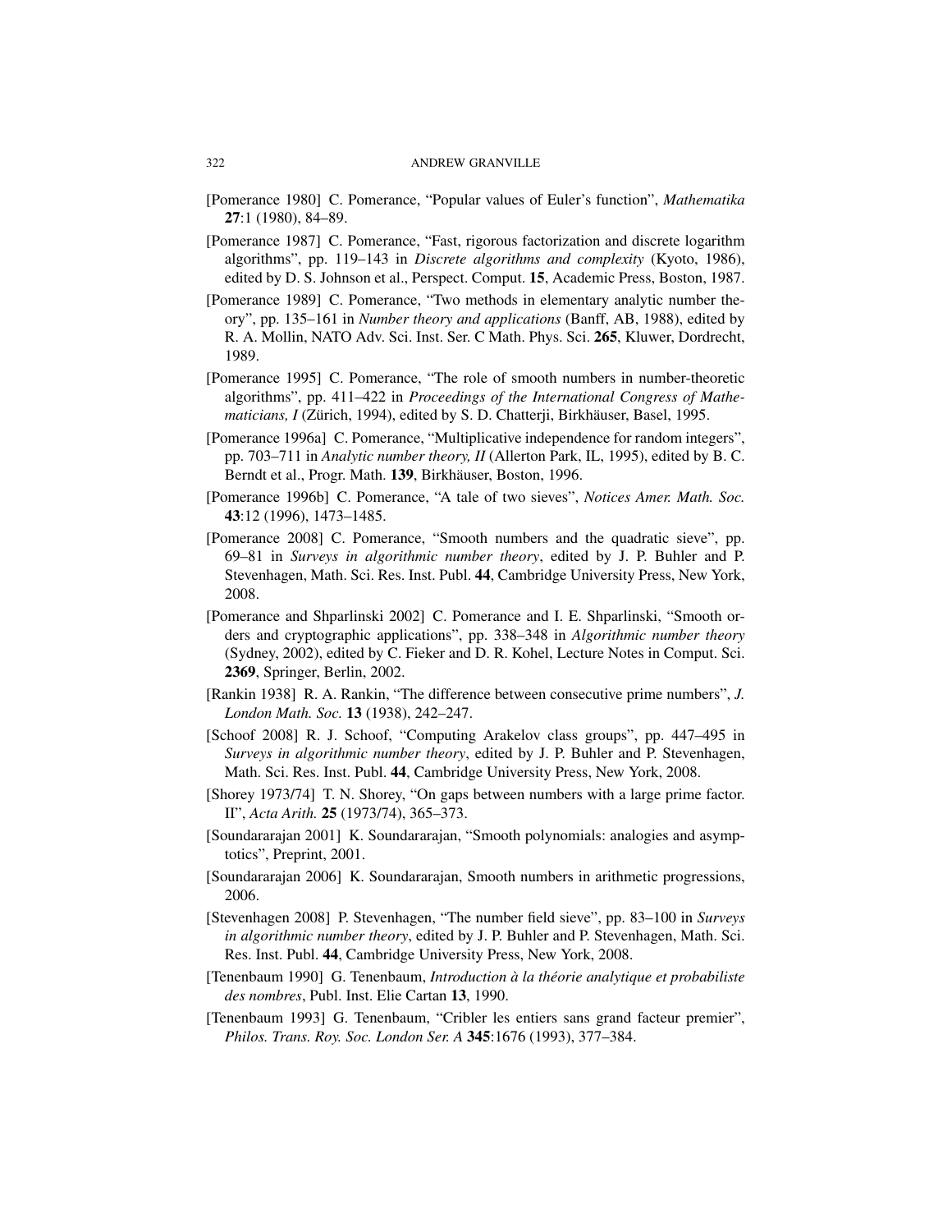[Pomerance 1980] C. Pomerance, "Popular values of Euler's function", *Mathematika* **27**:1 (1980), 84–89.

[Pomerance 1987] C. Pomerance, "Fast, rigorous factorization and discrete logarithm algorithms", pp. 119–143 in *Discrete algorithms and complexity* (Kyoto, 1986), edited by D. S. Johnson et al., Perspect. Comput. **15**, Academic Press, Boston, 1987.

[Pomerance 1989] C. Pomerance, "Two methods in elementary analytic number theory", pp. 135–161 in *Number theory and applications* (Banff, AB, 1988), edited by R. A. Mollin, NATO Adv. Sci. Inst. Ser. C Math. Phys. Sci. **265**, Kluwer, Dordrecht, 1989.

[Pomerance 1995] C. Pomerance, "The role of smooth numbers in number-theoretic algorithms", pp. 411–422 in *Proceedings of the International Congress of Mathematicians, I* (Zürich, 1994), edited by S. D. Chatterji, Birkhäuser, Basel, 1995.

[Pomerance 1996a] C. Pomerance, "Multiplicative independence for random integers", pp. 703–711 in *Analytic number theory, II* (Allerton Park, IL, 1995), edited by B. C. Berndt et al., Progr. Math. **139**, Birkhäuser, Boston, 1996.

[Pomerance 1996b] C. Pomerance, "A tale of two sieves", *Notices Amer. Math. Soc.* **43**:12 (1996), 1473–1485.

[Pomerance 2008] C. Pomerance, "Smooth numbers and the quadratic sieve", pp. 69–81 in *Surveys in algorithmic number theory*, edited by J. P. Buhler and P. Stevenhagen, Math. Sci. Res. Inst. Publ. **44**, Cambridge University Press, New York, 2008.

[Pomerance and Shparlinski 2002] C. Pomerance and I. E. Shparlinski, "Smooth orders and cryptographic applications", pp. 338–348 in *Algorithmic number theory* (Sydney, 2002), edited by C. Fieker and D. R. Kohel, Lecture Notes in Comput. Sci. **2369**, Springer, Berlin, 2002.

[Rankin 1938] R. A. Rankin, "The difference between consecutive prime numbers", *J. London Math. Soc.* **13** (1938), 242–247.

[Schoof 2008] R. J. Schoof, "Computing Arakelov class groups", pp. 447–495 in *Surveys in algorithmic number theory*, edited by J. P. Buhler and P. Stevenhagen, Math. Sci. Res. Inst. Publ. **44**, Cambridge University Press, New York, 2008.

[Shorey 1973/74] T. N. Shorey, "On gaps between numbers with a large prime factor. II", *Acta Arith.* **25** (1973/74), 365–373.

[Soundararajan 2001] K. Soundararajan, "Smooth polynomials: analogies and asymptotics", Preprint, 2001.

[Soundararajan 2006] K. Soundararajan, Smooth numbers in arithmetic progressions, 2006.

[Stevenhagen 2008] P. Stevenhagen, "The number field sieve", pp. 83–100 in *Surveys in algorithmic number theory*, edited by J. P. Buhler and P. Stevenhagen, Math. Sci. Res. Inst. Publ. **44**, Cambridge University Press, New York, 2008.

[Tenenbaum 1990] G. Tenenbaum, *Introduction à la théorie analytique et probabiliste des nombres*, Publ. Inst. Elie Cartan **13**, 1990.

[Tenenbaum 1993] G. Tenenbaum, "Cribler les entiers sans grand facteur premier", *Philos. Trans. Roy. Soc. London Ser. A* **345**:1676 (1993), 377–384.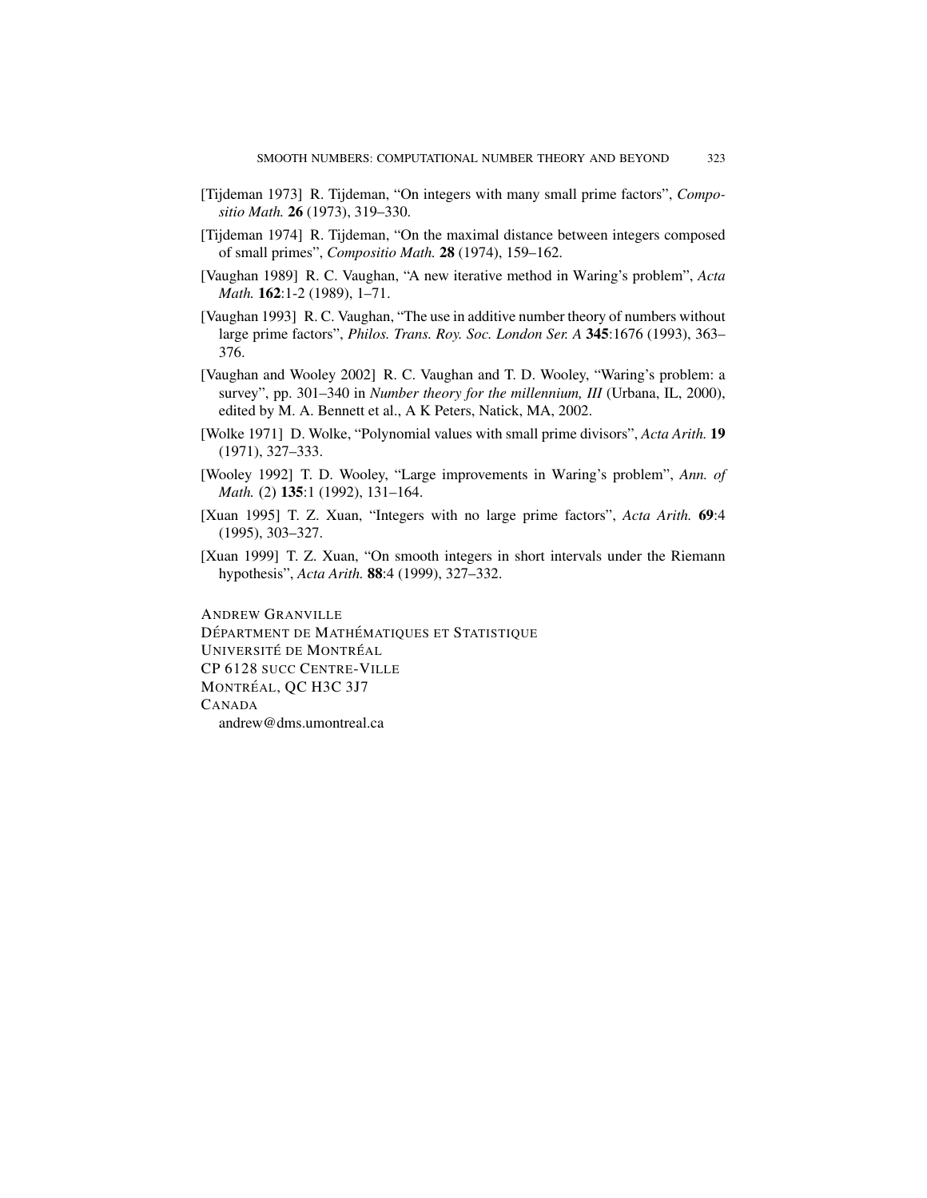[Tijdeman 1973] R. Tijdeman, "On integers with many small prime factors", *Compositio Math.* **26** (1973), 319–330.

[Tijdeman 1974] R. Tijdeman, "On the maximal distance between integers composed of small primes", *Compositio Math.* **28** (1974), 159–162.

[Vaughan 1989] R. C. Vaughan, "A new iterative method in Waring's problem", *Acta Math.* **162**:1-2 (1989), 1–71.

[Vaughan 1993] R. C. Vaughan, "The use in additive number theory of numbers without large prime factors", *Philos. Trans. Roy. Soc. London Ser. A* **345**:1676 (1993), 363–376.

[Vaughan and Wooley 2002] R. C. Vaughan and T. D. Wooley, "Waring's problem: a survey", pp. 301–340 in *Number theory for the millennium, III* (Urbana, IL, 2000), edited by M. A. Bennett et al., A K Peters, Natick, MA, 2002.

[Wolke 1971] D. Wolke, "Polynomial values with small prime divisors", *Acta Arith.* **19** (1971), 327–333.

[Wooley 1992] T. D. Wooley, "Large improvements in Waring's problem", *Ann. of Math.* (2) **135**:1 (1992), 131–164.

[Xuan 1995] T. Z. Xuan, "Integers with no large prime factors", *Acta Arith.* **69**:4 (1995), 303–327.

[Xuan 1999] T. Z. Xuan, "On smooth integers in short intervals under the Riemann hypothesis", *Acta Arith.* **88**:4 (1999), 327–332.

ANDREW GRANVILLE
DÉPARTMENT DE MATHÉMATIQUES ET STATISTIQUE
UNIVERSITÉ DE MONTRÉAL
CP 6128 SUCC CENTRE-VILLE
MONTRÉAL, QC H3C 3J7
CANADA
andrew@dms.umontreal.ca